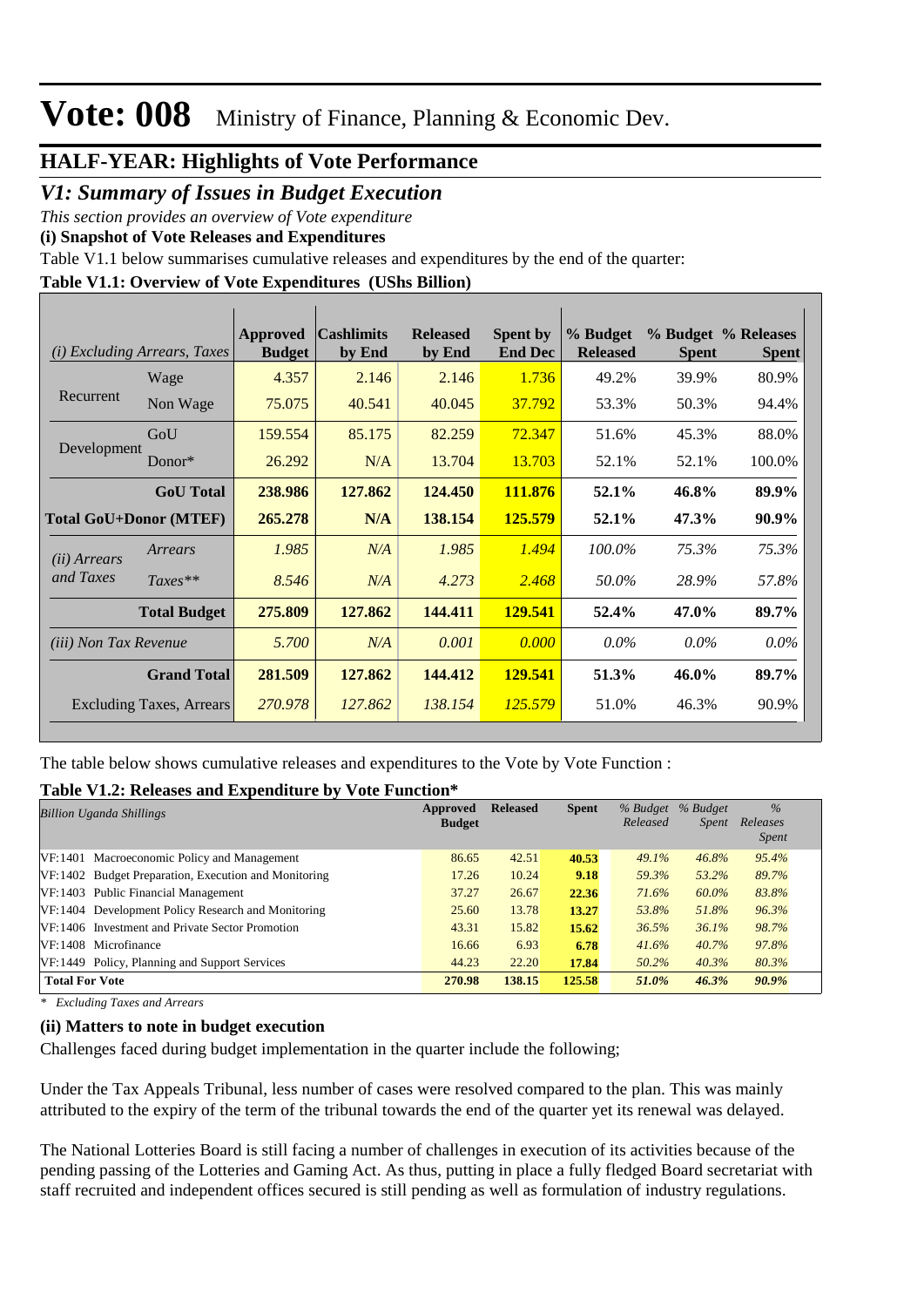# Vote: 008 Ministry of Finance, Planning & Economic Dev.

## HALF-YEAR: Highlights of Vote Performance

## *V1: Summary of Issues in Budget Execution*

*This section provides an overview of Vote expenditure*

**(i) Snapshot of Vote Releases and Expenditures**

Table V1.1 below summarises cumulative releases and expenditures by the end of the quarter:

**Table V1.1: Overview of Vote Expenditures (UShs Billion)**

| *(i) Excluding Arrears, Taxes* | | Approved Budget | Cashlimits by End | Released by End | Spent by End Dec | % Budget Released | % Budget Spent | % Releases Spent |
|---|---|---|---|---|---|---|---|---|
| Recurrent | Wage | 4.357 | 2.146 | 2.146 | 1.736 | 49.2% | 39.9% | 80.9% |
| | Non Wage | 75.075 | 40.541 | 40.045 | 37.792 | 53.3% | 50.3% | 94.4% |
| Development | GoU | 159.554 | 85.175 | 82.259 | 72.347 | 51.6% | 45.3% | 88.0% |
| | Donor* | 26.292 | N/A | 13.704 | 13.703 | 52.1% | 52.1% | 100.0% |
| | **GoU Total** | **238.986** | **127.862** | **124.450** | **111.876** | **52.1%** | **46.8%** | **89.9%** |
| **Total GoU+Donor (MTEF)** | | **265.278** | **N/A** | **138.154** | **125.579** | **52.1%** | **47.3%** | **90.9%** |
| *(ii) Arrears and Taxes* | *Arrears* | *1.985* | *N/A* | *1.985* | *1.494* | *100.0%* | *75.3%* | *75.3%* |
| | *Taxes*** | *8.546* | *N/A* | *4.273* | *2.468* | *50.0%* | *28.9%* | *57.8%* |
| | **Total Budget** | **275.809** | **127.862** | **144.411** | **129.541** | **52.4%** | **47.0%** | **89.7%** |
| *(iii) Non Tax Revenue* | | *5.700* | *N/A* | *0.001* | *0.000* | *0.0%* | *0.0%* | *0.0%* |
| | **Grand Total** | **281.509** | **127.862** | **144.412** | **129.541** | **51.3%** | **46.0%** | **89.7%** |
| Excluding Taxes, Arrears | | *270.978* | *127.862* | *138.154* | *125.579* | 51.0% | 46.3% | 90.9% |

The table below shows cumulative releases and expenditures to the Vote by Vote Function :

**Table V1.2: Releases and Expenditure by Vote Function***

| *Billion Uganda Shillings* | Approved Budget | Released | Spent | *% Budget Released* | *% Budget Spent* | *% Releases Spent* |
|---|---|---|---|---|---|---|
| VF:1401 Macroeconomic Policy and Management | 86.65 | 42.51 | 40.53 | 49.1% | 46.8% | 95.4% |
| VF:1402 Budget Preparation, Execution and Monitoring | 17.26 | 10.24 | 9.18 | 59.3% | 53.2% | 89.7% |
| VF:1403 Public Financial Management | 37.27 | 26.67 | 22.36 | 71.6% | 60.0% | 83.8% |
| VF:1404 Development Policy Research and Monitoring | 25.60 | 13.78 | 13.27 | 53.8% | 51.8% | 96.3% |
| VF:1406 Investment and Private Sector Promotion | 43.31 | 15.82 | 15.62 | 36.5% | 36.1% | 98.7% |
| VF:1408 Microfinance | 16.66 | 6.93 | 6.78 | 41.6% | 40.7% | 97.8% |
| VF:1449 Policy, Planning and Support Services | 44.23 | 22.20 | 17.84 | 50.2% | 40.3% | 80.3% |
| **Total For Vote** | **270.98** | **138.15** | **125.58** | **51.0%** | **46.3%** | **90.9%** |

*\* Excluding Taxes and Arrears*

**(ii) Matters to note in budget execution**

Challenges faced during budget implementation in the quarter include the following;

Under the Tax Appeals Tribunal, less number of cases were resolved compared to the plan. This was mainly attributed to the expiry of the term of the tribunal towards the end of the quarter yet its renewal was delayed.

The National Lotteries Board is still facing a number of challenges in execution of its activities because of the pending passing of the Lotteries and Gaming Act. As thus, putting in place a fully fledged Board secretariat with staff recruited and independent offices secured is still pending as well as formulation of industry regulations.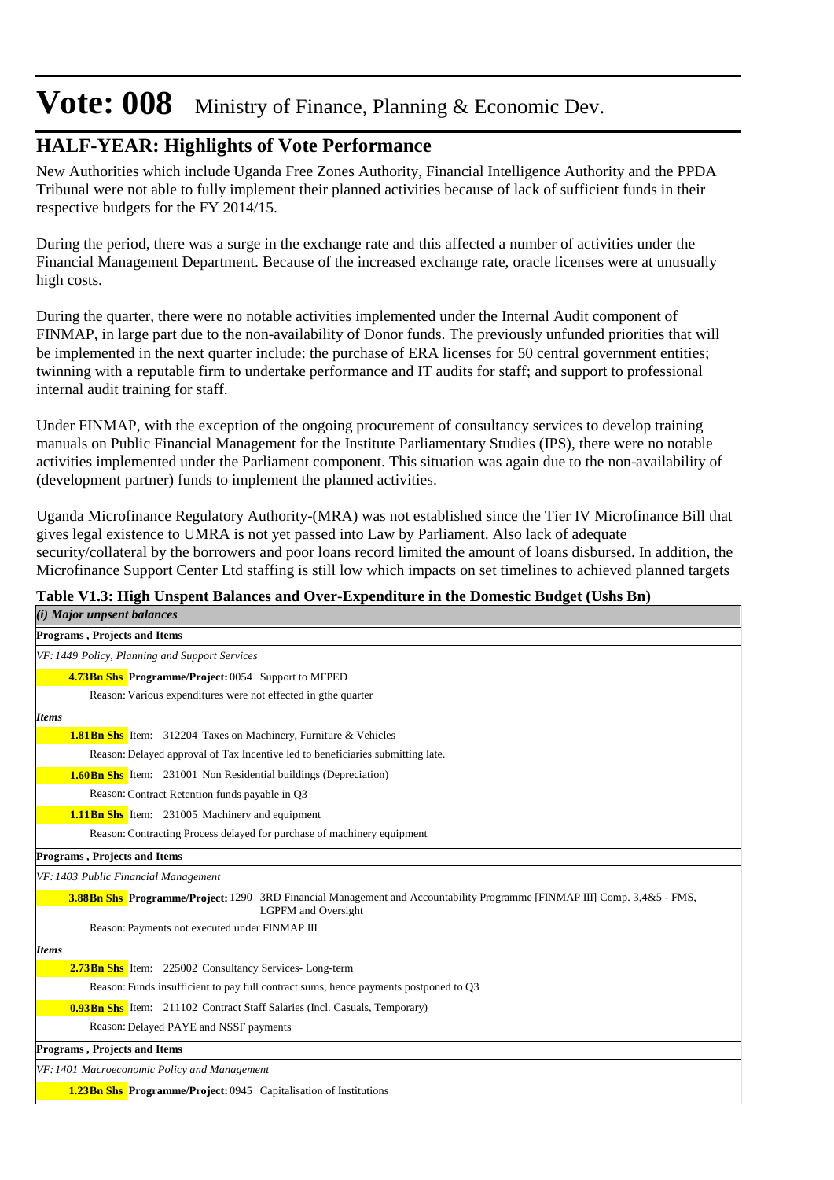# Vote: 008 Ministry of Finance, Planning & Economic Dev.

## HALF-YEAR: Highlights of Vote Performance

New Authorities which include Uganda Free Zones Authority, Financial Intelligence Authority and the PPDA Tribunal were not able to fully implement their planned activities because of lack of sufficient funds in their respective budgets for the FY 2014/15.

During the period, there was a surge in the exchange rate and this affected a number of activities under the Financial Management Department. Because of the increased exchange rate, oracle licenses were at unusually high costs.

During the quarter, there were no notable activities implemented under the Internal Audit component of FINMAP, in large part due to the non-availability of Donor funds. The previously unfunded priorities that will be implemented in the next quarter include: the purchase of ERA licenses for 50 central government entities; twinning with a reputable firm to undertake performance and IT audits for staff; and support to professional internal audit training for staff.

Under FINMAP, with the exception of the ongoing procurement of consultancy services to develop training manuals on Public Financial Management for the Institute Parliamentary Studies (IPS), there were no notable activities implemented under the Parliament component. This situation was again due to the non-availability of (development partner) funds to implement the planned activities.

Uganda Microfinance Regulatory Authority-(MRA) was not established since the Tier IV Microfinance Bill that gives legal existence to UMRA is not yet passed into Law by Parliament. Also lack of adequate security/collateral by the borrowers and poor loans record limited the amount of loans disbursed. In addition, the Microfinance Support Center Ltd staffing is still low which impacts on set timelines to achieved planned targets

**Table V1.3: High Unspent Balances and Over-Expenditure in the Domestic Budget (Ushs Bn)**

*(i) Major unpsent balances*

**Programs , Projects and Items**

*VF: 1449 Policy, Planning and Support Services*

**4.73Bn Shs** **Programme/Project:** 0054 Support to MFPED

Reason: Various expenditures were not effected in gthe quarter

***Items***

**1.81Bn Shs** Item: 312204 Taxes on Machinery, Furniture & Vehicles

Reason: Delayed approval of Tax Incentive led to beneficiaries submitting late.

**1.60Bn Shs** Item: 231001 Non Residential buildings (Depreciation)

Reason: Contract Retention funds payable in Q3

**1.11Bn Shs** Item: 231005 Machinery and equipment

Reason: Contracting Process delayed for purchase of machinery equipment

**Programs , Projects and Items**

*VF: 1403 Public Financial Management*

**3.88Bn Shs** **Programme/Project:** 1290 3RD Financial Management and Accountability Programme [FINMAP III] Comp. 3,4&5 - FMS, LGPFM and Oversight

Reason: Payments not executed under FINMAP III

***Items***

**2.73Bn Shs** Item: 225002 Consultancy Services- Long-term

Reason: Funds insufficient to pay full contract sums, hence payments postponed to Q3

**0.93Bn Shs** Item: 211102 Contract Staff Salaries (Incl. Casuals, Temporary)

Reason: Delayed PAYE and NSSF payments

**Programs , Projects and Items**

*VF: 1401 Macroeconomic Policy and Management*

**1.23Bn Shs** **Programme/Project:** 0945 Capitalisation of Institutions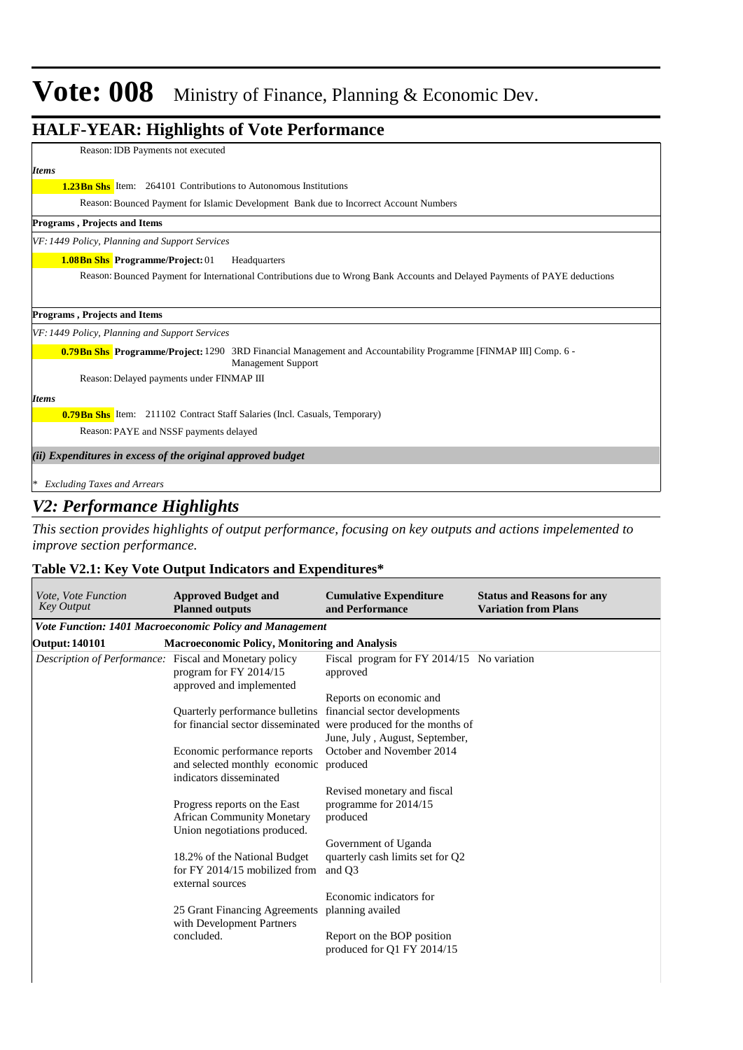# Vote: 008 Ministry of Finance, Planning & Economic Dev.

## HALF-YEAR: Highlights of Vote Performance

Reason: IDB Payments not executed

*Items*

**1.23Bn Shs** Item: 264101 Contributions to Autonomous Institutions

Reason: Bounced Payment for Islamic Development Bank due to Incorrect Account Numbers

**Programs , Projects and Items**

*VF: 1449 Policy, Planning and Support Services*

**1.08Bn Shs** **Programme/Project:** 01 Headquarters

Reason: Bounced Payment for International Contributions due to Wrong Bank Accounts and Delayed Payments of PAYE deductions

**Programs , Projects and Items**

*VF: 1449 Policy, Planning and Support Services*

**0.79Bn Shs** **Programme/Project:** 1290 3RD Financial Management and Accountability Programme [FINMAP III] Comp. 6 - Management Support

Reason: Delayed payments under FINMAP III

*Items*

**0.79Bn Shs** Item: 211102 Contract Staff Salaries (Incl. Casuals, Temporary)

Reason: PAYE and NSSF payments delayed

*(ii) Expenditures in excess of the original approved budget*

\* *Excluding Taxes and Arrears*

## *V2: Performance Highlights*

*This section provides highlights of output performance, focusing on key outputs and actions impelemented to improve section performance.*

### Table V2.1: Key Vote Output Indicators and Expenditures*

| *Vote, Vote Function Key Output* | **Approved Budget and Planned outputs** | **Cumulative Expenditure and Performance** | **Status and Reasons for any Variation from Plans** |
|---|---|---|---|
| ***Vote Function: 1401 Macroeconomic Policy and Management*** | | | |
| **Output: 140101** | **Macroeconomic Policy, Monitoring and Analysis** | | |
| *Description of Performance:* | Fiscal and Monetary policy program for FY 2014/15 approved and implemented<br><br>Quarterly performance bulletins for financial sector disseminated<br><br>Economic performance reports and selected monthly economic indicators disseminated<br><br>Progress reports on the East African Community Monetary Union negotiations produced.<br><br>18.2% of the National Budget for FY 2014/15 mobilized from external sources<br><br>25 Grant Financing Agreements with Development Partners concluded. | Fiscal program for FY 2014/15 approved<br><br>Reports on economic and financial sector developments were produced for the months of June, July , August, September, October and November 2014 produced<br><br>Revised monetary and fiscal programme for 2014/15 produced<br><br>Government of Uganda quarterly cash limits set for Q2 and Q3<br><br>Economic indicators for planning availed<br><br>Report on the BOP position produced for Q1 FY 2014/15 | No variation |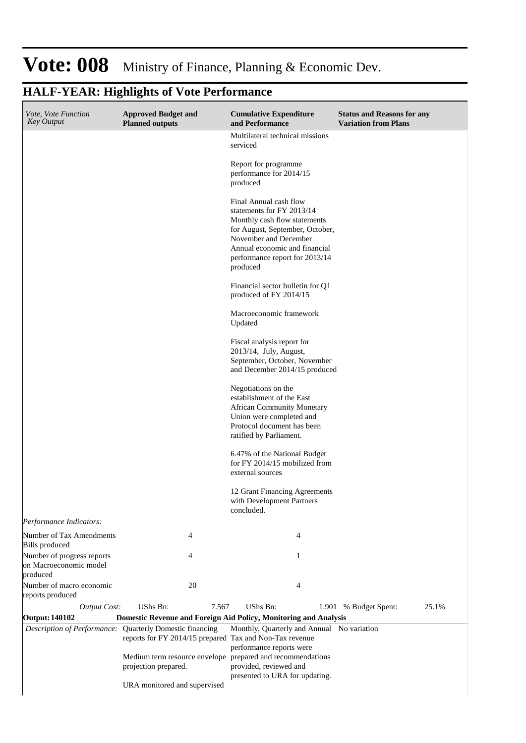# Vote: 008 Ministry of Finance, Planning & Economic Dev.

## HALF-YEAR: Highlights of Vote Performance

| *Vote, Vote Function Key Output* | **Approved Budget and Planned outputs** | **Cumulative Expenditure and Performance** | **Status and Reasons for any Variation from Plans** |
|---|---|---|---|
| | | Multilateral technical missions serviced<br><br>Report for programme performance for 2014/15 produced<br><br>Final Annual cash flow statements for FY 2013/14 Monthly cash flow statements for August, September, October, November and December Annual economic and financial performance report for 2013/14 produced<br><br>Financial sector bulletin for Q1 produced of FY 2014/15<br><br>Macroeconomic framework Updated<br><br>Fiscal analysis report for 2013/14, July, August, September, October, November and December 2014/15 produced<br><br>Negotiations on the establishment of the East African Community Monetary Union were completed and Protocol document has been ratified by Parliament.<br><br>6.47% of the National Budget for FY 2014/15 mobilized from external sources<br><br>12 Grant Financing Agreements with Development Partners concluded. | |
| *Performance Indicators:* | | | |
| Number of Tax Amendments Bills produced | 4 | 4 | |
| Number of progress reports on Macroeconomic model produced | 4 | 1 | |
| Number of macro economic reports produced | 20 | 4 | |
| *Output Cost:* | UShs Bn: 7.567 | UShs Bn: 1.901 | % Budget Spent: 25.1% |
| **Output: 140102** | **Domestic Revenue and Foreign Aid Policy, Monitoring and Analysis** | | |
| *Description of Performance:* | Quarterly Domestic financing reports for FY 2014/15 prepared<br><br>Medium term resource envelope projection prepared.<br><br>URA monitored and supervised | Monthly, Quarterly and Annual Tax and Non-Tax revenue performance reports were prepared and recommendations provided, reviewed and presented to URA for updating. | No variation |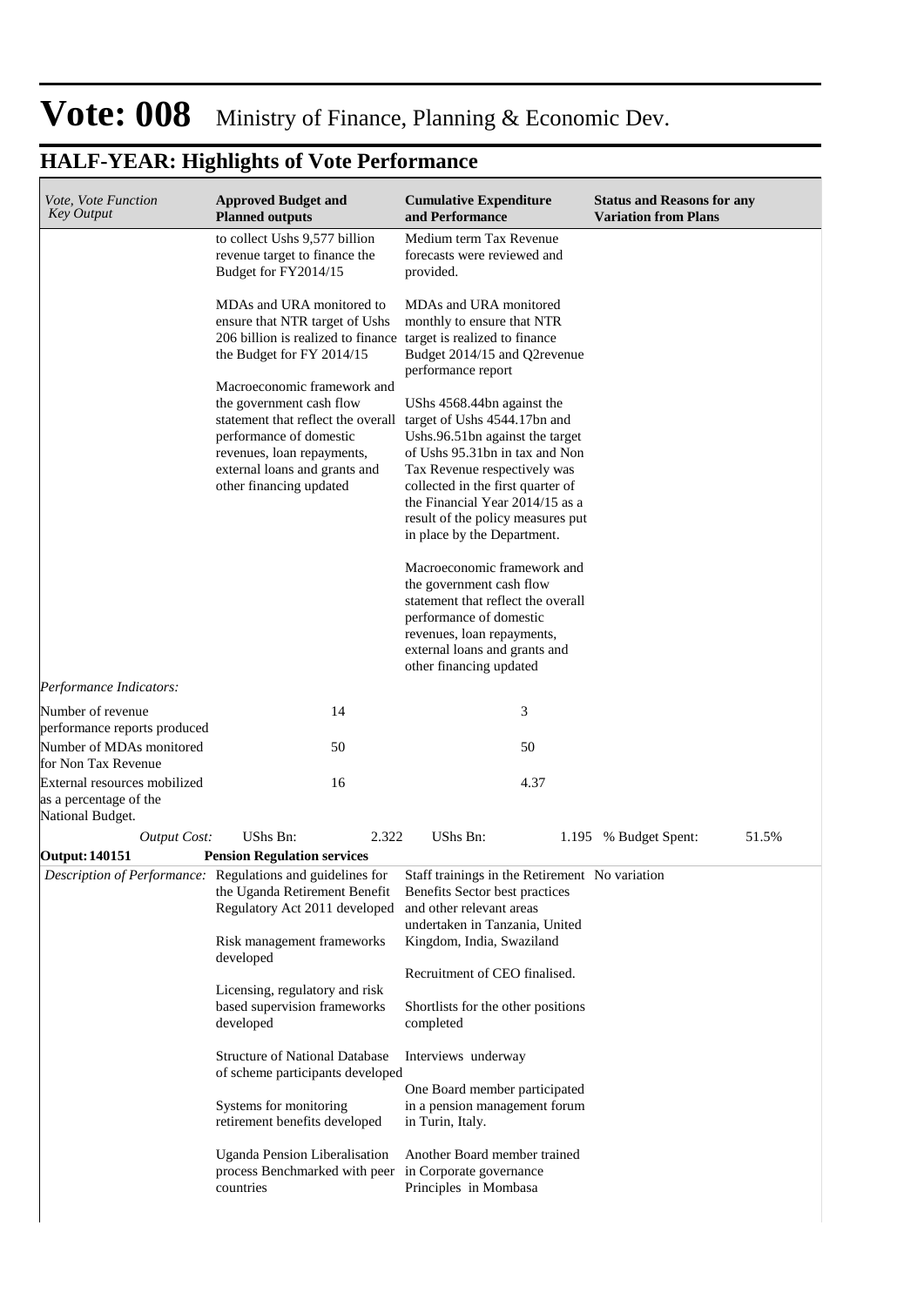# Vote: 008 Ministry of Finance, Planning & Economic Dev.

## HALF-YEAR: Highlights of Vote Performance

| *Vote, Vote Function Key Output* | **Approved Budget and Planned outputs** | **Cumulative Expenditure and Performance** | **Status and Reasons for any Variation from Plans** |
|---|---|---|---|
| | to collect Ushs 9,577 billion revenue target to finance the Budget for FY2014/15<br><br>MDAs and URA monitored to ensure that NTR target of Ushs 206 billion is realized to finance the Budget for FY 2014/15<br><br>Macroeconomic framework and the government cash flow statement that reflect the overall performance of domestic revenues, loan repayments, external loans and grants and other financing updated | Medium term Tax Revenue forecasts were reviewed and provided.<br><br>MDAs and URA monitored monthly to ensure that NTR target is realized to finance Budget 2014/15 and Q2revenue performance report<br><br>UShs 4568.44bn against the target of Ushs 4544.17bn and Ushs.96.51bn against the target of Ushs 95.31bn in tax and Non Tax Revenue respectively was collected in the first quarter of the Financial Year 2014/15 as a result of the policy measures put in place by the Department.<br><br>Macroeconomic framework and the government cash flow statement that reflect the overall performance of domestic revenues, loan repayments, external loans and grants and other financing updated | |
| *Performance Indicators:* | | | |
| Number of revenue performance reports produced | 14 | 3 | |
| Number of MDAs monitored for Non Tax Revenue | 50 | 50 | |
| External resources mobilized as a percentage of the National Budget. | 16 | 4.37 | |
| *Output Cost:* | UShs Bn: 2.322 | UShs Bn: 1.195 | % Budget Spent: 51.5% |
| **Output: 140151** | **Pension Regulation services** | | |
| *Description of Performance:* | Regulations and guidelines for the Uganda Retirement Benefit Regulatory Act 2011 developed<br><br>Risk management frameworks developed<br><br>Licensing, regulatory and risk based supervision frameworks developed<br><br>Structure of National Database of scheme participants developed<br><br>Systems for monitoring retirement benefits developed<br><br>Uganda Pension Liberalisation process Benchmarked with peer countries | Staff trainings in the Retirement Benefits Sector best practices and other relevant areas undertaken in Tanzania, United Kingdom, India, Swaziland<br><br>Recruitment of CEO finalised.<br><br>Shortlists for the other positions completed<br><br>Interviews underway<br><br>One Board member participated in a pension management forum in Turin, Italy.<br><br>Another Board member trained in Corporate governance Principles in Mombasa | No variation |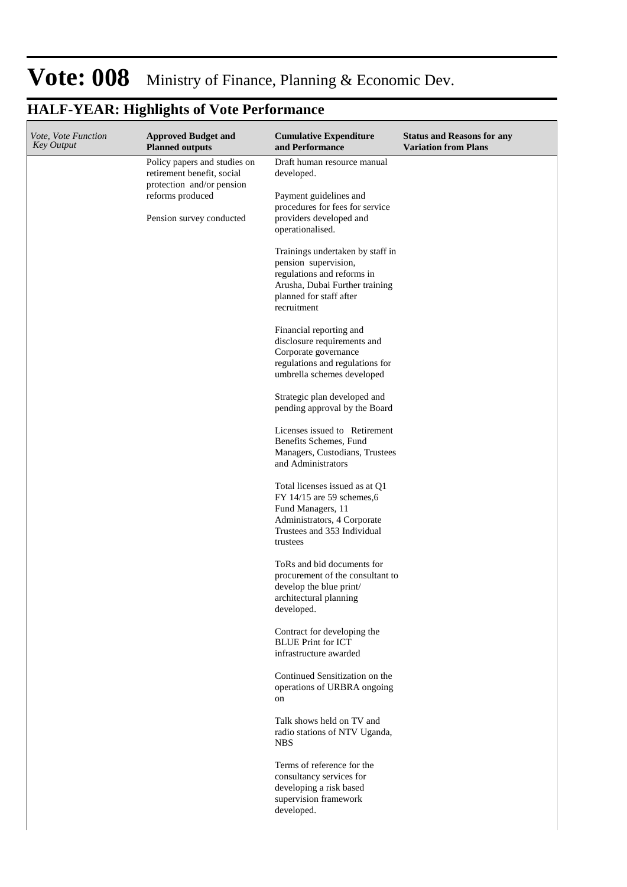# Vote: 008 Ministry of Finance, Planning & Economic Dev.

## HALF-YEAR: Highlights of Vote Performance

| *Vote, Vote Function Key Output* | **Approved Budget and Planned outputs** | **Cumulative Expenditure and Performance** | **Status and Reasons for any Variation from Plans** |
|---|---|---|---|
| | Policy papers and studies on retirement benefit, social protection and/or pension reforms produced<br><br>Pension survey conducted | Draft human resource manual developed.<br><br>Payment guidelines and procedures for fees for service providers developed and operationalised.<br><br>Trainings undertaken by staff in pension supervision, regulations and reforms in Arusha, Dubai Further training planned for staff after recruitment<br><br>Financial reporting and disclosure requirements and Corporate governance regulations and regulations for umbrella schemes developed<br><br>Strategic plan developed and pending approval by the Board<br><br>Licenses issued to Retirement Benefits Schemes, Fund Managers, Custodians, Trustees and Administrators<br><br>Total licenses issued as at Q1 FY 14/15 are 59 schemes,6 Fund Managers, 11 Administrators, 4 Corporate Trustees and 353 Individual trustees<br><br>ToRs and bid documents for procurement of the consultant to develop the blue print/ architectural planning developed.<br><br>Contract for developing the BLUE Print for ICT infrastructure awarded<br><br>Continued Sensitization on the operations of URBRA ongoing on<br><br>Talk shows held on TV and radio stations of NTV Uganda, NBS<br><br>Terms of reference for the consultancy services for developing a risk based supervision framework developed. | |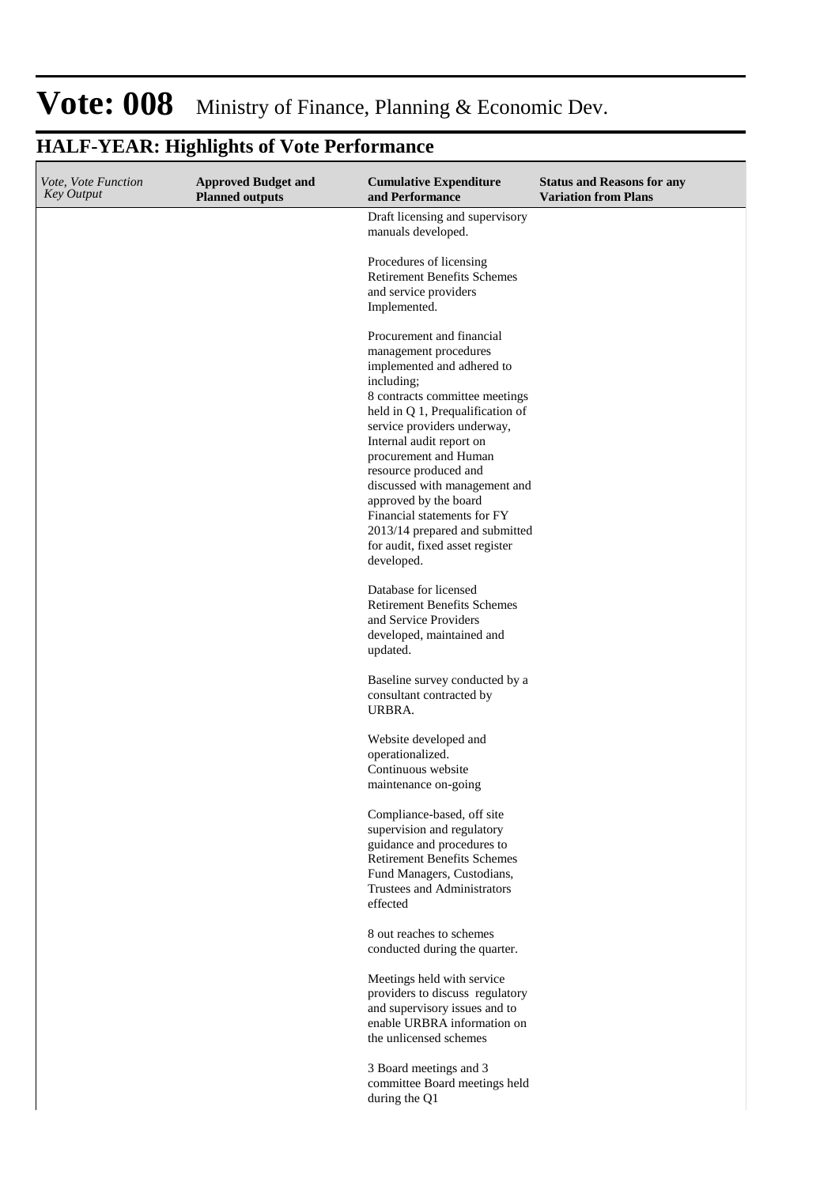# Vote: 008 Ministry of Finance, Planning & Economic Dev.

## HALF-YEAR: Highlights of Vote Performance

| *Vote, Vote Function Key Output* | **Approved Budget and Planned outputs** | **Cumulative Expenditure and Performance** | **Status and Reasons for any Variation from Plans** |
|---|---|---|---|
| | | Draft licensing and supervisory manuals developed.<br><br>Procedures of licensing Retirement Benefits Schemes and service providers Implemented.<br><br>Procurement and financial management procedures implemented and adhered to including;<br>8 contracts committee meetings held in Q 1, Prequalification of service providers underway, Internal audit report on procurement and Human resource produced and discussed with management and approved by the board<br>Financial statements for FY 2013/14 prepared and submitted for audit, fixed asset register developed.<br><br>Database for licensed Retirement Benefits Schemes and Service Providers developed, maintained and updated.<br><br>Baseline survey conducted by a consultant contracted by URBRA.<br><br>Website developed and operationalized.<br>Continuous website maintenance on-going<br><br>Compliance-based, off site supervision and regulatory guidance and procedures to Retirement Benefits Schemes Fund Managers, Custodians, Trustees and Administrators effected<br><br>8 out reaches to schemes conducted during the quarter.<br><br>Meetings held with service providers to discuss regulatory and supervisory issues and to enable URBRA information on the unlicensed schemes<br><br>3 Board meetings and 3 committee Board meetings held during the Q1 | |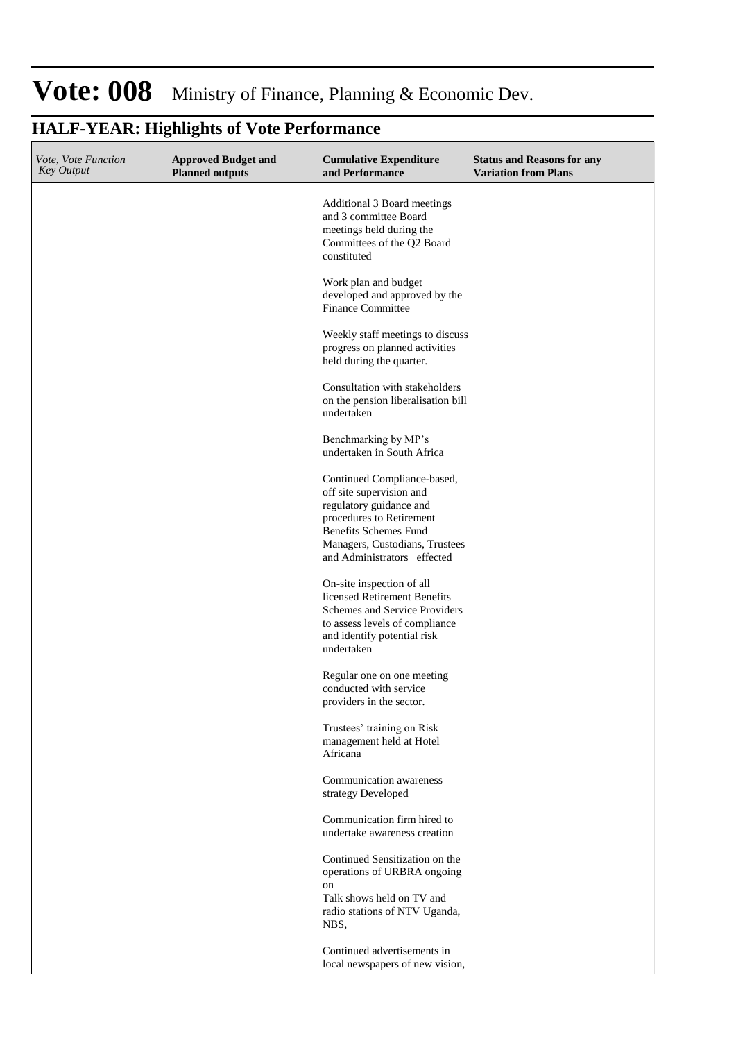# Vote: 008 Ministry of Finance, Planning & Economic Dev.

## HALF-YEAR: Highlights of Vote Performance

| *Vote, Vote Function Key Output* | **Approved Budget and Planned outputs** | **Cumulative Expenditure and Performance** | **Status and Reasons for any Variation from Plans** |
|---|---|---|---|
| | | Additional 3 Board meetings and 3 committee Board meetings held during the Committees of the Q2 Board constituted<br><br>Work plan and budget developed and approved by the Finance Committee<br><br>Weekly staff meetings to discuss progress on planned activities held during the quarter.<br><br>Consultation with stakeholders on the pension liberalisation bill undertaken<br><br>Benchmarking by MP's undertaken in South Africa<br><br>Continued Compliance-based, off site supervision and regulatory guidance and procedures to Retirement Benefits Schemes Fund Managers, Custodians, Trustees and Administrators effected<br><br>On-site inspection of all licensed Retirement Benefits Schemes and Service Providers to assess levels of compliance and identify potential risk undertaken<br><br>Regular one on one meeting conducted with service providers in the sector.<br><br>Trustees' training on Risk management held at Hotel Africana<br><br>Communication awareness strategy Developed<br><br>Communication firm hired to undertake awareness creation<br><br>Continued Sensitization on the operations of URBRA ongoing on<br>Talk shows held on TV and radio stations of NTV Uganda, NBS,<br><br>Continued advertisements in local newspapers of new vision, | |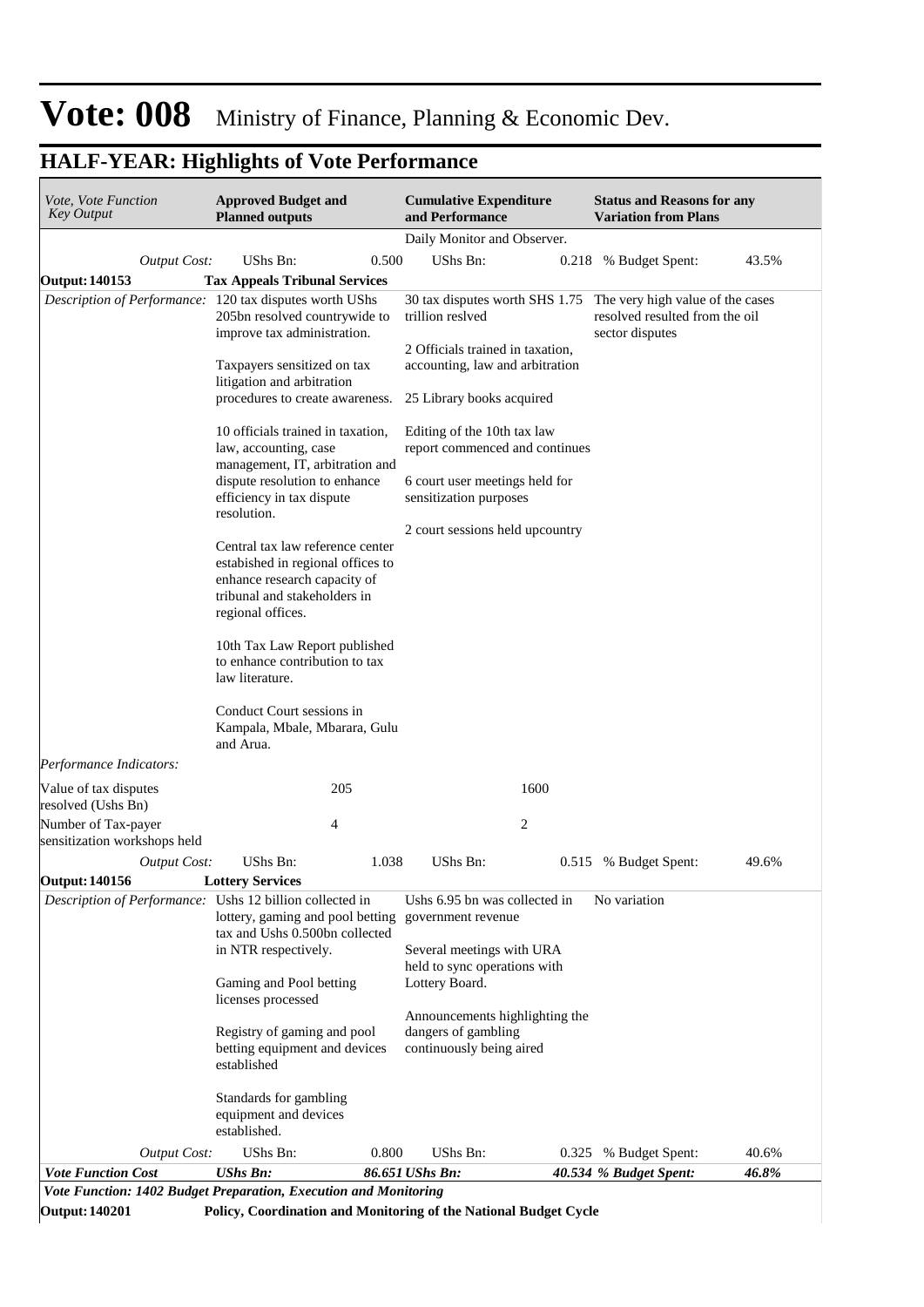# Vote: 008 Ministry of Finance, Planning & Economic Dev.

## HALF-YEAR: Highlights of Vote Performance

| *Vote, Vote Function Key Output* | **Approved Budget and Planned outputs** | | **Cumulative Expenditure and Performance** | | **Status and Reasons for any Variation from Plans** | |
|---|---|---|---|---|---|---|
| | | | Daily Monitor and Observer. | | | |
| *Output Cost:* | UShs Bn: | 0.500 | UShs Bn: | 0.218 | % Budget Spent: | 43.5% |
| **Output: 140153** | **Tax Appeals Tribunal Services** | | | | | |
| *Description of Performance:* | 120 tax disputes worth UShs 205bn resolved countrywide to improve tax administration.<br><br>Taxpayers sensitized on tax litigation and arbitration procedures to create awareness.<br><br>10 officials trained in taxation, law, accounting, case management, IT, arbitration and dispute resolution to enhance efficiency in tax dispute resolution.<br><br>Central tax law reference center estabished in regional offices to enhance research capacity of tribunal and stakeholders in regional offices.<br><br>10th Tax Law Report published to enhance contribution to tax law literature.<br><br>Conduct Court sessions in Kampala, Mbale, Mbarara, Gulu and Arua. | | 30 tax disputes worth SHS 1.75 trillion reslved<br><br>2 Officials trained in taxation, accounting, law and arbitration<br><br>25 Library books acquired<br><br>Editing of the 10th tax law report commenced and continues<br><br>6 court user meetings held for sensitization purposes<br><br>2 court sessions held upcountry | | The very high value of the cases resolved resulted from the oil sector disputes | |
| *Performance Indicators:* | | | | | | |
| Value of tax disputes resolved (Ushs Bn) | 205 | | 1600 | | | |
| Number of Tax-payer sensitization workshops held | 4 | | 2 | | | |
| *Output Cost:* | UShs Bn: | 1.038 | UShs Bn: | 0.515 | % Budget Spent: | 49.6% |
| **Output: 140156** | **Lottery Services** | | | | | |
| *Description of Performance:* | Ushs 12 billion collected in lottery, gaming and pool betting tax and Ushs 0.500bn collected in NTR respectively.<br><br>Gaming and Pool betting licenses processed<br><br>Registry of gaming and pool betting equipment and devices established<br><br>Standards for gambling equipment and devices established. | | Ushs 6.95 bn was collected in government revenue<br><br>Several meetings with URA held to sync operations with Lottery Board.<br><br>Announcements highlighting the dangers of gambling continuously being aired | | No variation | |
| *Output Cost:* | UShs Bn: | 0.800 | UShs Bn: | 0.325 | % Budget Spent: | 40.6% |
| ***Vote Function Cost*** | ***UShs Bn:*** | ***86.651*** | ***UShs Bn:*** | ***40.534*** | ***% Budget Spent:*** | ***46.8%*** |
| ***Vote Function: 1402 Budget Preparation, Execution and Monitoring*** | | | | | | |
| **Output: 140201** | **Policy, Coordination and Monitoring of the National Budget Cycle** | | | | | |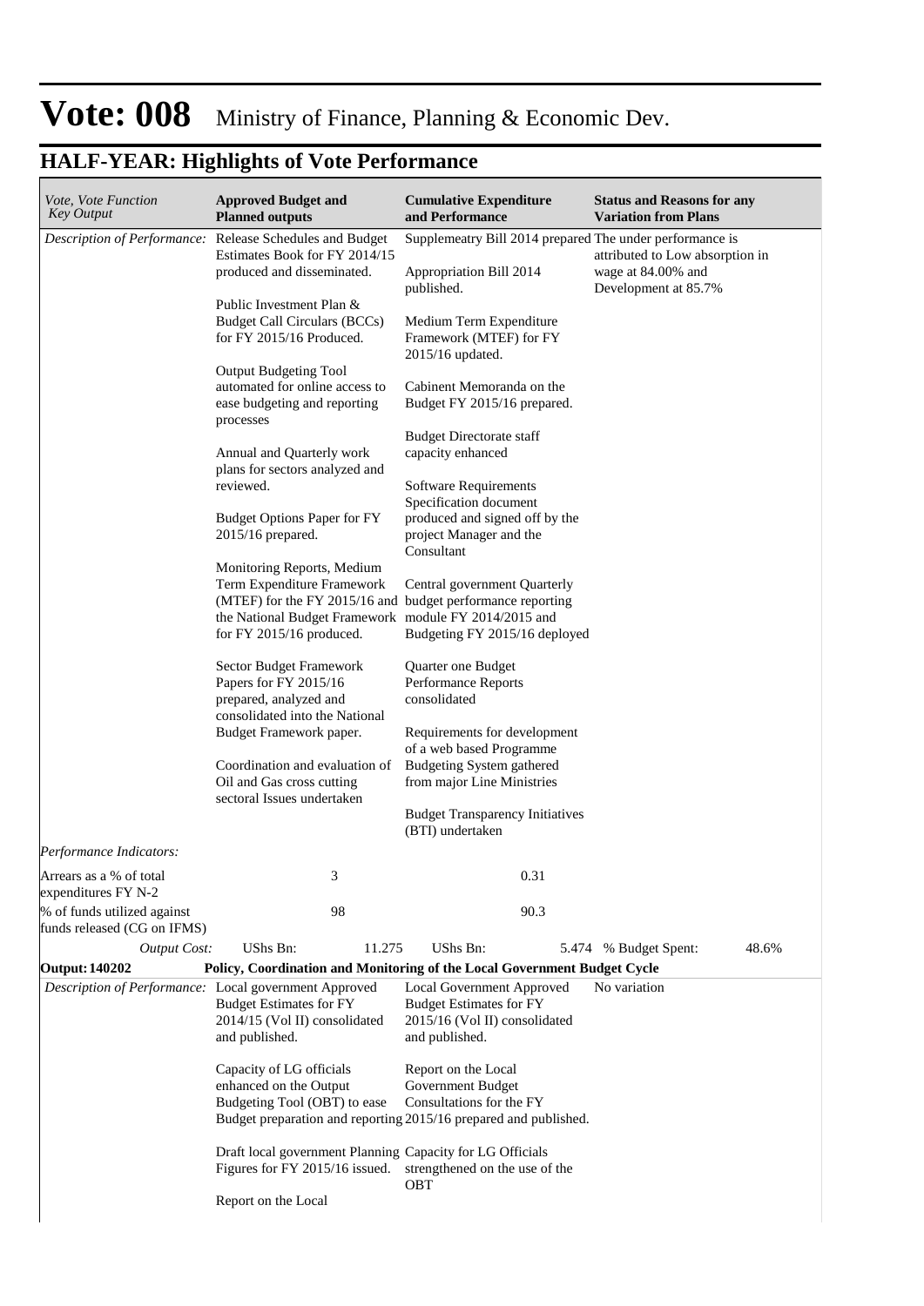# Vote: 008 Ministry of Finance, Planning & Economic Dev.

## HALF-YEAR: Highlights of Vote Performance

| *Vote, Vote Function Key Output* | **Approved Budget and Planned outputs** | **Cumulative Expenditure and Performance** | **Status and Reasons for any Variation from Plans** |
|---|---|---|---|
| *Description of Performance:* | Release Schedules and Budget Estimates Book for FY 2014/15 produced and disseminated.<br><br>Public Investment Plan & Budget Call Circulars (BCCs) for FY 2015/16 Produced.<br><br>Output Budgeting Tool automated for online access to ease budgeting and reporting processes<br><br>Annual and Quarterly work plans for sectors analyzed and reviewed.<br><br>Budget Options Paper for FY 2015/16 prepared.<br><br>Monitoring Reports, Medium Term Expenditure Framework (MTEF) for the FY 2015/16 and the National Budget Framework for FY 2015/16 produced.<br><br>Sector Budget Framework Papers for FY 2015/16 prepared, analyzed and consolidated into the National Budget Framework paper.<br><br>Coordination and evaluation of Oil and Gas cross cutting sectoral Issues undertaken | Supplemeatry Bill 2014 prepared<br><br>Appropriation Bill 2014 published.<br><br>Medium Term Expenditure Framework (MTEF) for FY 2015/16 updated.<br><br>Cabinent Memoranda on the Budget FY 2015/16 prepared.<br><br>Budget Directorate staff capacity enhanced<br><br>Software Requirements Specification document produced and signed off by the project Manager and the Consultant<br><br>Central government Quarterly budget performance reporting module FY 2014/2015 and Budgeting FY 2015/16 deployed<br><br>Quarter one Budget Performance Reports consolidated<br><br>Requirements for development of a web based Programme Budgeting System gathered from major Line Ministries<br><br>Budget Transparency Initiatives (BTI) undertaken | The under performance is attributed to Low absorption in wage at 84.00% and Development at 85.7% |
| *Performance Indicators:* | | | |
| Arrears as a % of total expenditures FY N-2 | 3 | 0.31 | |
| % of funds utilized against funds released (CG on IFMS) | 98 | 90.3 | |
| *Output Cost:* | UShs Bn: 11.275 | UShs Bn: 5.474 | % Budget Spent: 48.6% |
| **Output: 140202** | **Policy, Coordination and Monitoring of the Local Government Budget Cycle** | | |
| *Description of Performance:* | Local government Approved Budget Estimates for FY 2014/15 (Vol II) consolidated and published.<br><br>Capacity of LG officials enhanced on the Output Budgeting Tool (OBT) to ease Budget preparation and reporting<br><br>Draft local government Planning Figures for FY 2015/16 issued.<br><br>Report on the Local | Local Government Approved Budget Estimates for FY 2015/16 (Vol II) consolidated and published.<br><br>Report on the Local Government Budget Consultations for the FY 2015/16 prepared and published.<br><br>Capacity for LG Officials strengthened on the use of the OBT | No variation |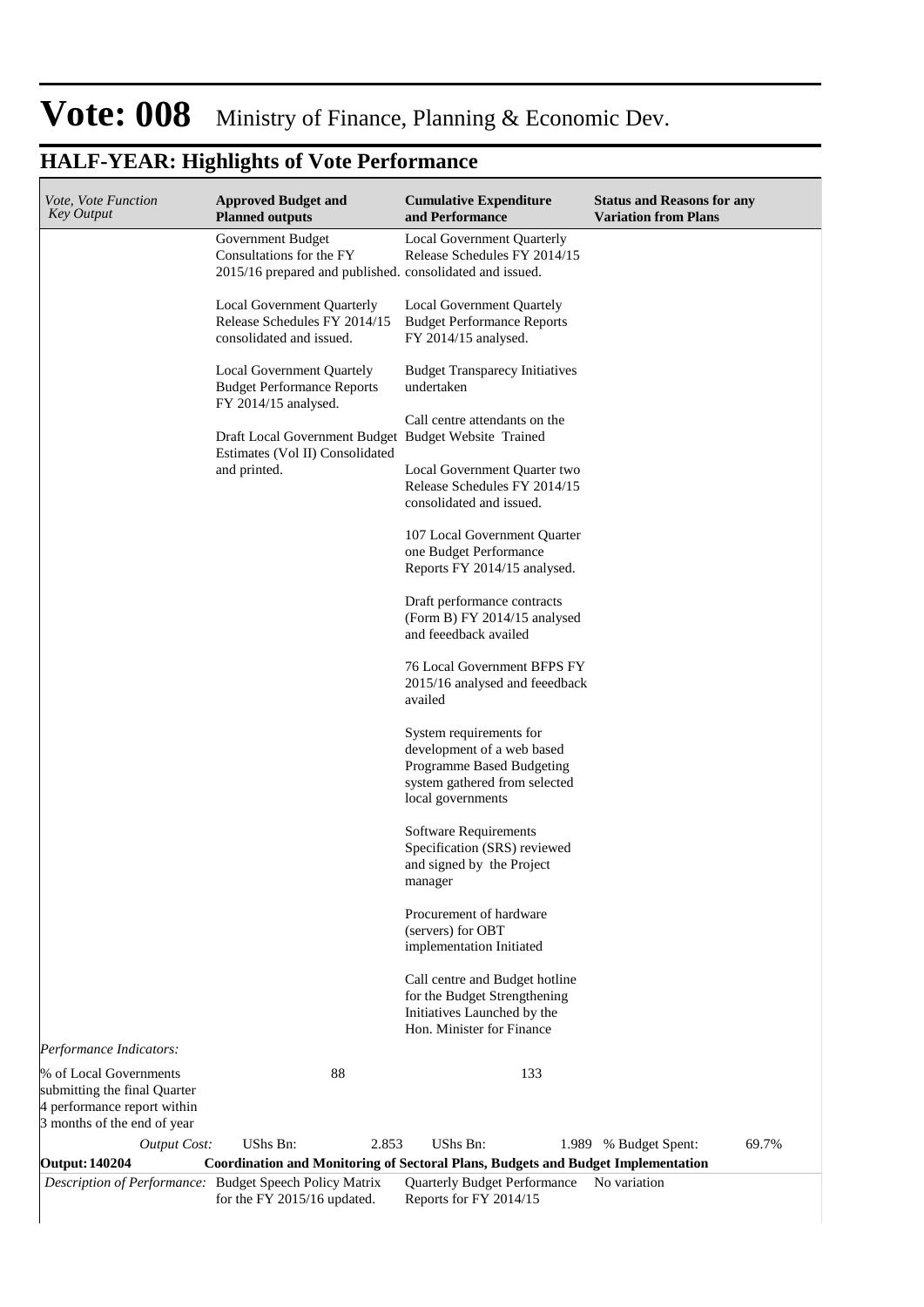# Vote: 008 Ministry of Finance, Planning & Economic Dev.

## HALF-YEAR: Highlights of Vote Performance

| *Vote, Vote Function Key Output* | **Approved Budget and Planned outputs** | **Cumulative Expenditure and Performance** | **Status and Reasons for any Variation from Plans** |
|---|---|---|---|
| | Government Budget Consultations for the FY 2015/16 prepared and published.<br><br>Local Government Quarterly Release Schedules FY 2014/15 consolidated and issued.<br><br>Local Government Quartely Budget Performance Reports FY 2014/15 analysed.<br><br>Draft Local Government Budget Estimates (Vol II) Consolidated and printed. | Local Government Quarterly Release Schedules FY 2014/15 consolidated and issued.<br><br>Local Government Quartely Budget Performance Reports FY 2014/15 analysed.<br><br>Budget Transparecy Initiatives undertaken<br><br>Call centre attendants on the Budget Website Trained<br><br>Local Government Quarter two Release Schedules FY 2014/15 consolidated and issued.<br><br>107 Local Government Quarter one Budget Performance Reports FY 2014/15 analysed.<br><br>Draft performance contracts (Form B) FY 2014/15 analysed and feeedback availed<br><br>76 Local Government BFPS FY 2015/16 analysed and feeedback availed<br><br>System requirements for development of a web based Programme Based Budgeting system gathered from selected local governments<br><br>Software Requirements Specification (SRS) reviewed and signed by the Project manager<br><br>Procurement of hardware (servers) for OBT implementation Initiated<br><br>Call centre and Budget hotline for the Budget Strengthening Initiatives Launched by the Hon. Minister for Finance | |
| *Performance Indicators:* | | | |
| % of Local Governments submitting the final Quarter 4 performance report within 3 months of the end of year | 88 | 133 | |
| *Output Cost:* | UShs Bn: 2.853 | UShs Bn: 1.989 | % Budget Spent: 69.7% |
| **Output: 140204** | **Coordination and Monitoring of Sectoral Plans, Budgets and Budget Implementation** | | |
| *Description of Performance:* | Budget Speech Policy Matrix for the FY 2015/16 updated. | Quarterly Budget Performance Reports for FY 2014/15 | No variation |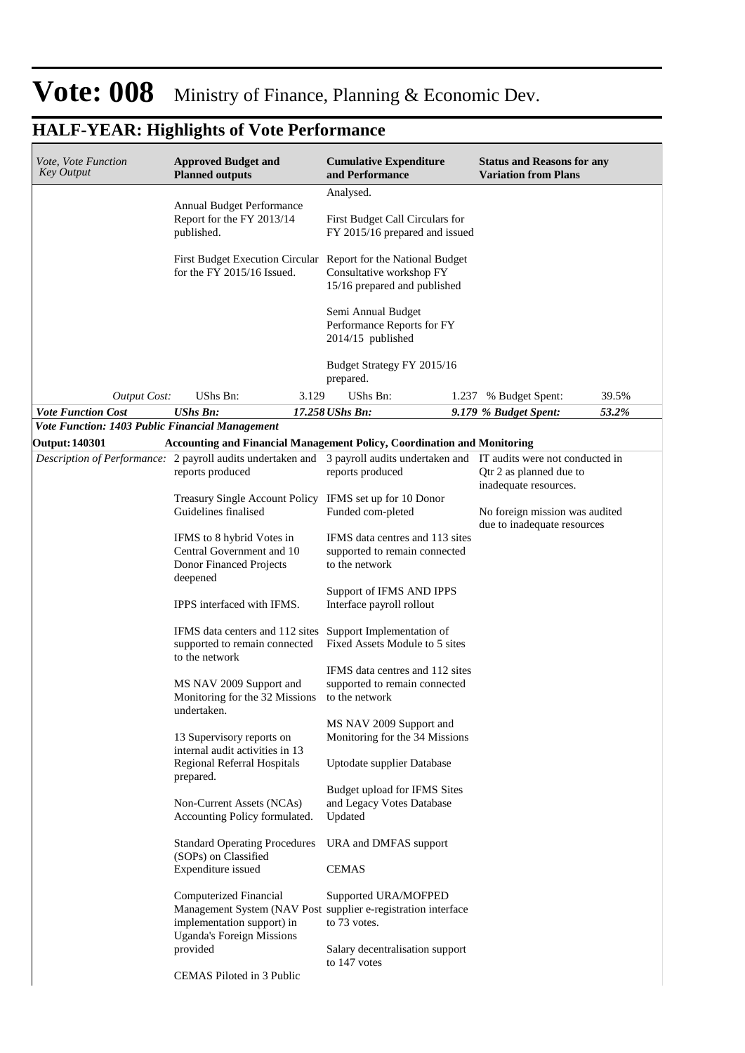# Vote: 008 Ministry of Finance, Planning & Economic Dev.

## HALF-YEAR: Highlights of Vote Performance

| *Vote, Vote Function Key Output* | **Approved Budget and Planned outputs** | **Cumulative Expenditure and Performance** | **Status and Reasons for any Variation from Plans** |
|---|---|---|---|
| | Annual Budget Performance Report for the FY 2013/14 published.<br><br>First Budget Execution Circular for the FY 2015/16 Issued. | Analysed.<br><br>First Budget Call Circulars for FY 2015/16 prepared and issued<br><br>Report for the National Budget Consultative workshop FY 15/16 prepared and published<br><br>Semi Annual Budget Performance Reports for FY 2014/15 published<br><br>Budget Strategy FY 2015/16 prepared. | |
| *Output Cost:* | UShs Bn: 3.129 | UShs Bn: 1.237 | % Budget Spent: 39.5% |
| ***Vote Function Cost*** | ***UShs Bn: 17.258*** | ***UShs Bn: 9.179*** | ***% Budget Spent: 53.2%*** |
| ***Vote Function: 1403 Public Financial Management*** | | | |
| **Output: 140301** | **Accounting and Financial Management Policy, Coordination and Monitoring** | | |
| *Description of Performance:* | 2 payroll audits undertaken and reports produced<br><br>Treasury Single Account Policy Guidelines finalised<br><br>IFMS to 8 hybrid Votes in Central Government and 10 Donor Financed Projects deepened<br><br>IPPS interfaced with IFMS.<br><br>IFMS data centers and 112 sites supported to remain connected to the network<br><br>MS NAV 2009 Support and Monitoring for the 32 Missions undertaken.<br><br>13 Supervisory reports on internal audit activities in 13 Regional Referral Hospitals prepared.<br><br>Non-Current Assets (NCAs) Accounting Policy formulated.<br><br>Standard Operating Procedures (SOPs) on Classified Expenditure issued<br><br>Computerized Financial Management System (NAV Post implementation support) in Uganda's Foreign Missions provided<br><br>CEMAS Piloted in 3 Public | 3 payroll audits undertaken and reports produced<br><br>IFMS set up for 10 Donor Funded com-pleted<br><br>IFMS data centres and 113 sites supported to remain connected to the network<br><br>Support of IFMS AND IPPS Interface payroll rollout<br><br>Support Implementation of Fixed Assets Module to 5 sites<br><br>IFMS data centres and 112 sites supported to remain connected to the network<br><br>MS NAV 2009 Support and Monitoring for the 34 Missions<br><br>Uptodate supplier Database<br><br>Budget upload for IFMS Sites and Legacy Votes Database Updated<br><br>URA and DMFAS support<br><br>CEMAS<br><br>Supported URA/MOFPED supplier e-registration interface to 73 votes.<br><br>Salary decentralisation support to 147 votes | IT audits were not conducted in Qtr 2 as planned due to inadequate resources.<br><br>No foreign mission was audited due to inadequate resources |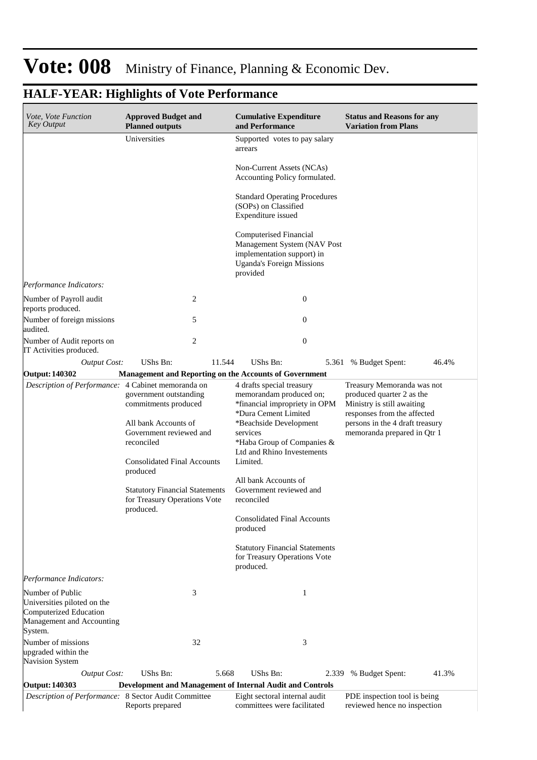# Vote: 008 Ministry of Finance, Planning & Economic Dev.

## HALF-YEAR: Highlights of Vote Performance

| *Vote, Vote Function Key Output* | **Approved Budget and Planned outputs** | **Cumulative Expenditure and Performance** | **Status and Reasons for any Variation from Plans** |
|---|---|---|---|
| | Universities | Supported votes to pay salary arrears<br><br>Non-Current Assets (NCAs) Accounting Policy formulated.<br><br>Standard Operating Procedures (SOPs) on Classified Expenditure issued<br><br>Computerised Financial Management System (NAV Post implementation support) in Uganda's Foreign Missions provided | |
| *Performance Indicators:* | | | |
| Number of Payroll audit reports produced. | 2 | 0 | |
| Number of foreign missions audited. | 5 | 0 | |
| Number of Audit reports on IT Activities produced. | 2 | 0 | |
| *Output Cost:* | UShs Bn: 11.544 | UShs Bn: 5.361 | % Budget Spent: 46.4% |
| **Output: 140302** | **Management and Reporting on the Accounts of Government** | | |
| *Description of Performance:* | 4 Cabinet memoranda on government outstanding commitments produced<br><br>All bank Accounts of Government reviewed and reconciled<br><br>Consolidated Final Accounts produced<br><br>Statutory Financial Statements for Treasury Operations Vote produced. | 4 drafts special treasury memorandam produced on;<br>*financial impropriety in OPM<br>*Dura Cement Limited<br>*Beachside Development services<br>*Haba Group of Companies & Ltd and Rhino Investements Limited.<br><br>All bank Accounts of Government reviewed and reconciled<br><br>Consolidated Final Accounts produced<br><br>Statutory Financial Statements for Treasury Operations Vote produced. | Treasury Memoranda was not produced quarter 2 as the Ministry is still awaiting responses from the affected persons in the 4 draft treasury memoranda prepared in Qtr 1 |
| *Performance Indicators:* | | | |
| Number of Public Universities piloted on the Computerized Education Management and Accounting System. | 3 | 1 | |
| Number of missions upgraded within the Navision System | 32 | 3 | |
| *Output Cost:* | UShs Bn: 5.668 | UShs Bn: 2.339 | % Budget Spent: 41.3% |
| **Output: 140303** | **Development and Management of Internal Audit and Controls** | | |
| *Description of Performance:* | 8 Sector Audit Committee Reports prepared | Eight sectoral internal audit committees were facilitated | PDE inspection tool is being reviewed hence no inspection |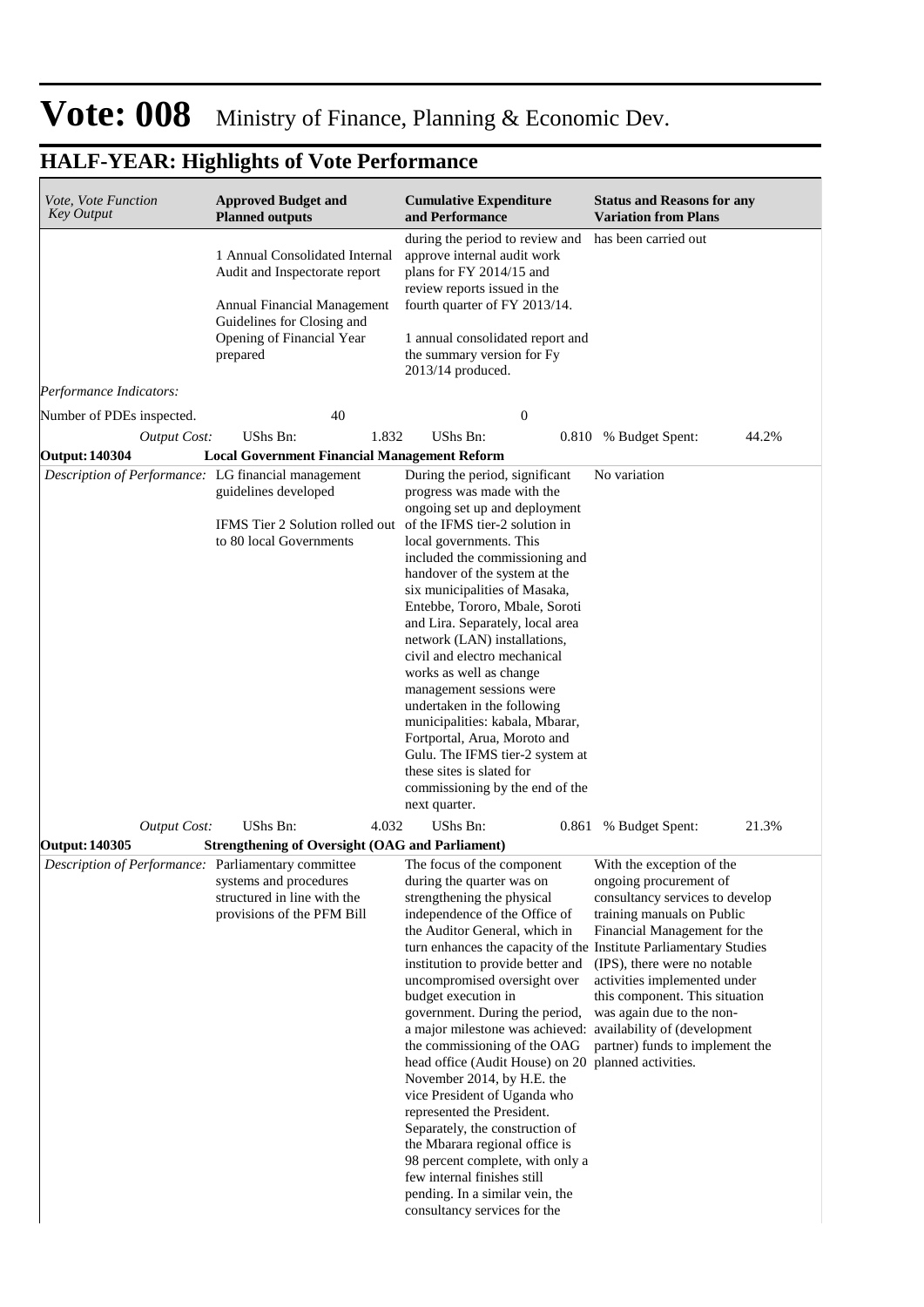# Vote: 008 Ministry of Finance, Planning & Economic Dev.

## HALF-YEAR: Highlights of Vote Performance

| *Vote, Vote Function Key Output* | **Approved Budget and Planned outputs** | | **Cumulative Expenditure and Performance** | | **Status and Reasons for any Variation from Plans** | |
|---|---|---|---|---|---|---|
| | 1 Annual Consolidated Internal Audit and Inspectorate report<br><br>Annual Financial Management Guidelines for Closing and Opening of Financial Year prepared | | during the period to review and approve internal audit work plans for FY 2014/15 and review reports issued in the fourth quarter of FY 2013/14.<br><br>1 annual consolidated report and the summary version for Fy 2013/14 produced. | | has been carried out | |
| *Performance Indicators:* | | | | | | |
| Number of PDEs inspected. | 40 | | 0 | | | |
| *Output Cost:* | UShs Bn: | 1.832 | UShs Bn: | 0.810 | % Budget Spent: | 44.2% |
| **Output: 140304** | **Local Government Financial Management Reform** | | | | | |
| *Description of Performance:* | LG financial management guidelines developed<br><br>IFMS Tier 2 Solution rolled out to 80 local Governments | | During the period, significant progress was made with the ongoing set up and deployment of the IFMS tier-2 solution in local governments. This included the commissioning and handover of the system at the six municipalities of Masaka, Entebbe, Tororo, Mbale, Soroti and Lira. Separately, local area network (LAN) installations, civil and electro mechanical works as well as change management sessions were undertaken in the following municipalities: kabala, Mbarar, Fortportal, Arua, Moroto and Gulu. The IFMS tier-2 system at these sites is slated for commissioning by the end of the next quarter. | | No variation | |
| *Output Cost:* | UShs Bn: | 4.032 | UShs Bn: | 0.861 | % Budget Spent: | 21.3% |
| **Output: 140305** | **Strengthening of Oversight (OAG and Parliament)** | | | | | |
| *Description of Performance:* | Parliamentary committee systems and procedures structured in line with the provisions of the PFM Bill | | The focus of the component during the quarter was on strengthening the physical independence of the Office of the Auditor General, which in turn enhances the capacity of the institution to provide better and uncompromised oversight over budget execution in government. During the period, a major milestone was achieved: the commissioning of the OAG head office (Audit House) on 20 November 2014, by H.E. the vice President of Uganda who represented the President. Separately, the construction of the Mbarara regional office is 98 percent complete, with only a few internal finishes still pending. In a similar vein, the consultancy services for the | | With the exception of the ongoing procurement of consultancy services to develop training manuals on Public Financial Management for the Institute Parliamentary Studies (IPS), there were no notable activities implemented under this component. This situation was again due to the non-availability of (development partner) funds to implement the planned activities. | |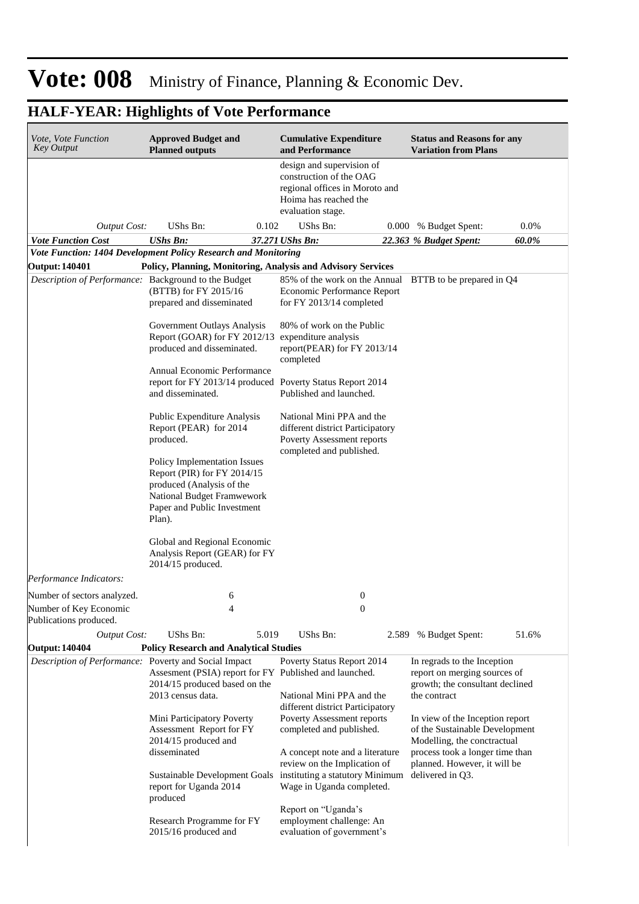# Vote: 008 Ministry of Finance, Planning & Economic Dev.

## HALF-YEAR: Highlights of Vote Performance

| *Vote, Vote Function Key Output* | **Approved Budget and Planned outputs** | | **Cumulative Expenditure and Performance** | | **Status and Reasons for any Variation from Plans** | |
|---|---|---|---|---|---|---|
| | | | design and supervision of construction of the OAG regional offices in Moroto and Hoima has reached the evaluation stage. | | | |
| *Output Cost:* | UShs Bn: | 0.102 | UShs Bn: | 0.000 | % Budget Spent: | 0.0% |
| ***Vote Function Cost*** | ***UShs Bn:*** | ***37.271*** | ***UShs Bn:*** | ***22.363*** | ***% Budget Spent:*** | ***60.0%*** |
| ***Vote Function: 1404 Development Policy Research and Monitoring*** | | | | | | |
| **Output: 140401** | **Policy, Planning, Monitoring, Analysis and Advisory Services** | | | | | |
| *Description of Performance:* | Background to the Budget (BTTB) for FY 2015/16 prepared and disseminated<br><br>Government Outlays Analysis Report (GOAR) for FY 2012/13 produced and disseminated.<br><br>Annual Economic Performance report for FY 2013/14 produced and disseminated.<br><br>Public Expenditure Analysis Report (PEAR) for 2014 produced.<br><br>Policy Implementation Issues Report (PIR) for FY 2014/15 produced (Analysis of the National Budget Framwework Paper and Public Investment Plan).<br><br>Global and Regional Economic Analysis Report (GEAR) for FY 2014/15 produced. | | 85% of the work on the Annual Economic Performance Report for FY 2013/14 completed<br><br>80% of work on the Public expenditure analysis report(PEAR) for FY 2013/14 completed<br><br>Poverty Status Report 2014 Published and launched.<br><br>National Mini PPA and the different district Participatory Poverty Assessment reports completed and published. | | BTTB to be prepared in Q4 | |
| *Performance Indicators:* | | | | | | |
| Number of sectors analyzed. | 6 | | 0 | | | |
| Number of Key Economic Publications produced. | 4 | | 0 | | | |
| *Output Cost:* | UShs Bn: | 5.019 | UShs Bn: | 2.589 | % Budget Spent: | 51.6% |
| **Output: 140404** | **Policy Research and Analytical Studies** | | | | | |
| *Description of Performance:* | Poverty and Social Impact Assesment (PSIA) report for FY 2014/15 produced based on the 2013 census data.<br><br>Mini Participatory Poverty Assessment Report for FY 2014/15 produced and disseminated<br><br>Sustainable Development Goals report for Uganda 2014 produced<br><br>Research Programme for FY 2015/16 produced and | | Poverty Status Report 2014 Published and launched.<br><br>National Mini PPA and the different district Participatory Poverty Assessment reports completed and published.<br><br>A concept note and a literature review on the Implication of instituting a statutory Minimum Wage in Uganda completed.<br><br>Report on "Uganda's employment challenge: An evaluation of government's | | In regards to the Inception report on merging sources of growth; the consultant declined the contract<br><br>In view of the Inception report of the Sustainable Development Modelling, the conctractual process took a longer time than planned. However, it will be delivered in Q3. | |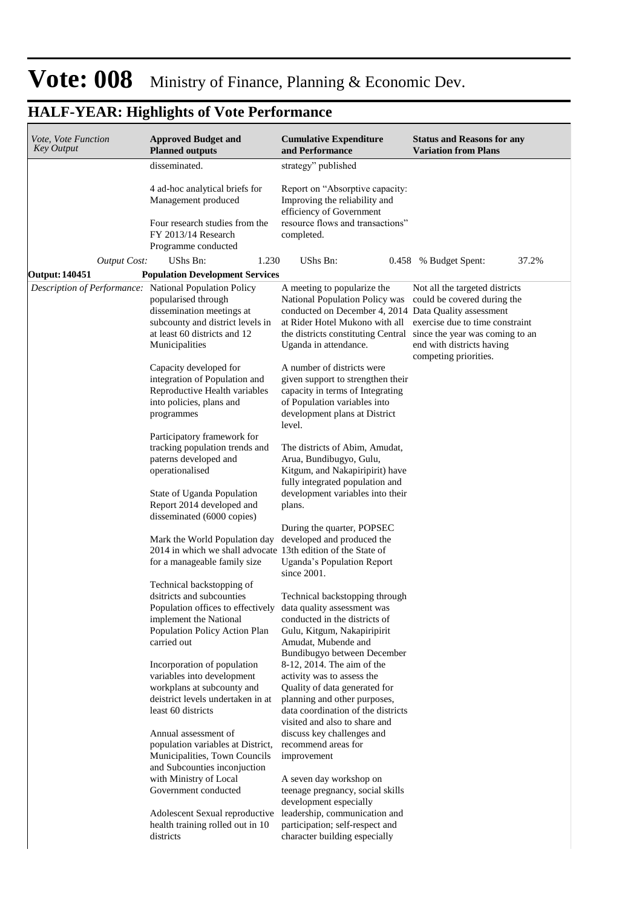# Vote: 008 Ministry of Finance, Planning & Economic Dev.

## HALF-YEAR: Highlights of Vote Performance

| *Vote, Vote Function Key Output* | **Approved Budget and Planned outputs** | **Cumulative Expenditure and Performance** | **Status and Reasons for any Variation from Plans** |
|---|---|---|---|
| | disseminated.<br><br>4 ad-hoc analytical briefs for Management produced<br><br>Four research studies from the FY 2013/14 Research Programme conducted | strategy" published<br><br>Report on "Absorptive capacity: Improving the reliability and efficiency of Government resource flows and transactions" completed. | |
| *Output Cost:* | UShs Bn: 1.230 | UShs Bn: 0.458 | % Budget Spent: 37.2% |
| **Output: 140451** | **Population Development Services** | | |
| *Description of Performance:* | National Population Policy popularised through dissemination meetings at subcounty and district levels in at least 60 districts and 12 Municipalities<br><br>Capacity developed for integration of Population and Reproductive Health variables into policies, plans and programmes<br><br>Participatory framework for tracking population trends and paterns developed and operationalised<br><br>State of Uganda Population Report 2014 developed and disseminated (6000 copies)<br><br>Mark the World Population day 2014 in which we shall advocate for a manageable family size<br><br>Technical backstopping of dsitricts and subcounties Population offices to effectively implement the National Population Policy Action Plan carried out<br><br>Incorporation of population variables into development workplans at subcounty and deistrict levels undertaken in at least 60 districts<br><br>Annual assessment of population variables at District, Municipalities, Town Councils and Subcounties inconjuction with Ministry of Local Government conducted<br><br>Adolescent Sexual reproductive health training rolled out in 10 districts | A meeting to popularize the National Population Policy was conducted on December 4, 2014 at Rider Hotel Mukono with all the districts constituting Central Uganda in attendance.<br><br>A number of districts were given support to strengthen their capacity in terms of Integrating of Population variables into development plans at District level.<br><br>The districts of Abim, Amudat, Arua, Bundibugyo, Gulu, Kitgum, and Nakapiripirit) have fully integrated population and development variables into their plans.<br><br>During the quarter, POPSEC developed and produced the 13th edition of the State of Uganda's Population Report since 2001.<br><br>Technical backstopping through data quality assessment was conducted in the districts of Gulu, Kitgum, Nakapiripirit Amudat, Mubende and Bundibugyo between December 8-12, 2014. The aim of the activity was to assess the Quality of data generated for planning and other purposes, data coordination of the districts visited and also to share and discuss key challenges and recommend areas for improvement<br><br>A seven day workshop on teenage pregnancy, social skills development especially leadership, communication and participation; self-respect and character building especially | Not all the targeted districts could be covered during the Data Quality assessment exercise due to time constraint since the year was coming to an end with districts having competing priorities. |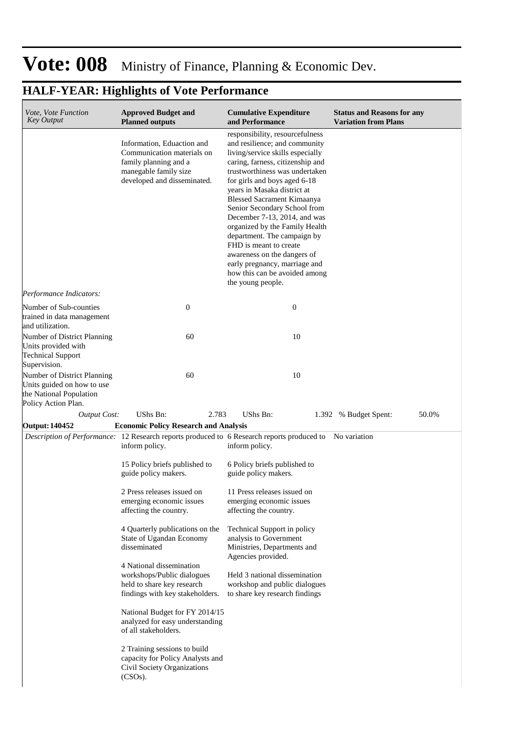# Vote: 008 Ministry of Finance, Planning & Economic Dev.

## HALF-YEAR: Highlights of Vote Performance

| *Vote, Vote Function Key Output* | **Approved Budget and Planned outputs** | **Cumulative Expenditure and Performance** | **Status and Reasons for any Variation from Plans** |
|---|---|---|---|
| | Information, Eduaction and Communication materials on family planning and a manegable family size developed and disseminated. | responsibility, resourcefulness and resilience; and community living/service skills especially caring, farness, citizenship and trustworthiness was undertaken for girls and boys aged 6-18 years in Masaka district at Blessed Sacrament Kimaanya Senior Secondary School from December 7-13, 2014, and was organized by the Family Health department. The campaign by FHD is meant to create awareness on the dangers of early pregnancy, marriage and how this can be avoided among the young people. | |
| *Performance Indicators:* | | | |
| Number of Sub-counties trained in data management and utilization. | 0 | 0 | |
| Number of District Planning Units provided with Technical Support Supervision. | 60 | 10 | |
| Number of District Planning Units guided on how to use the National Population Policy Action Plan. | 60 | 10 | |
| *Output Cost:* | UShs Bn: 2.783 | UShs Bn: 1.392 | % Budget Spent: 50.0% |
| **Output: 140452** | **Economic Policy Research and Analysis** | | |
| *Description of Performance:* | 12 Research reports produced to inform policy.<br><br>15 Policy briefs published to guide policy makers.<br><br>2 Press releases issued on emerging economic issues affecting the country.<br><br>4 Quarterly publications on the State of Ugandan Economy disseminated<br><br>4 National dissemination workshops/Public dialogues held to share key research findings with key stakeholders.<br><br>National Budget for FY 2014/15 analyzed for easy understanding of all stakeholders.<br><br>2 Training sessions to build capacity for Policy Analysts and Civil Society Organizations (CSOs). | 6 Research reports produced to inform policy.<br><br>6 Policy briefs published to guide policy makers.<br><br>11 Press releases issued on emerging economic issues affecting the country.<br><br>Technical Support in policy analysis to Government Ministries, Departments and Agencies provided.<br><br>Held 3 national dissemination workshop and public dialogues to share key research findings | No variation |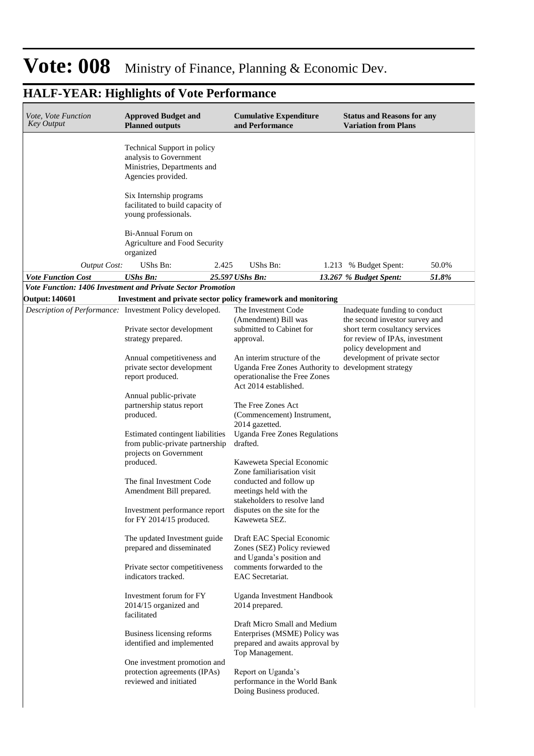# Vote: 008 Ministry of Finance, Planning & Economic Dev.

## HALF-YEAR: Highlights of Vote Performance

| *Vote, Vote Function Key Output* | **Approved Budget and Planned outputs** | | **Cumulative Expenditure and Performance** | | **Status and Reasons for any Variation from Plans** | |
|---|---|---|---|---|---|---|
| | Technical Support in policy analysis to Government Ministries, Departments and Agencies provided.<br><br>Six Internship programs facilitated to build capacity of young professionals.<br><br>Bi-Annual Forum on Agriculture and Food Security organized | | | | | |
| *Output Cost:* | UShs Bn: | 2.425 | UShs Bn: | 1.213 | % Budget Spent: | 50.0% |
| ***Vote Function Cost*** | ***UShs Bn:*** | ***25.597*** | ***UShs Bn:*** | ***13.267*** | ***% Budget Spent:*** | ***51.8%*** |
| ***Vote Function: 1406 Investment and Private Sector Promotion*** | | | | | | |
| **Output: 140601** | **Investment and private sector policy framework and monitoring** | | | | | |
| *Description of Performance:* | Investment Policy developed.<br><br>Private sector development strategy prepared.<br><br>Annual competitiveness and private sector development report produced.<br><br>Annual public-private partnership status report produced.<br><br>Estimated contingent liabilities from public-private partnership projects on Government produced.<br><br>The final Investment Code Amendment Bill prepared.<br><br>Investment performance report for FY 2014/15 produced.<br><br>The updated Investment guide prepared and disseminated<br><br>Private sector competitiveness indicators tracked.<br><br>Investment forum for FY 2014/15 organized and facilitated<br><br>Business licensing reforms identified and implemented<br><br>One investment promotion and protection agreements (IPAs) reviewed and initiated | | The Investment Code (Amendment) Bill was submitted to Cabinet for approval.<br><br>An interim structure of the Uganda Free Zones Authority to operationalise the Free Zones Act 2014 established.<br><br>The Free Zones Act (Commencement) Instrument, 2014 gazetted.<br>Uganda Free Zones Regulations drafted.<br><br>Kaweweta Special Economic Zone familiarisation visit conducted and follow up meetings held with the stakeholders to resolve land disputes on the site for the Kaweweta SEZ.<br><br>Draft EAC Special Economic Zones (SEZ) Policy reviewed and Uganda's position and comments forwarded to the EAC Secretariat.<br><br>Uganda Investment Handbook 2014 prepared.<br><br>Draft Micro Small and Medium Enterprises (MSME) Policy was prepared and awaits approval by Top Management.<br><br>Report on Uganda's performance in the World Bank Doing Business produced. | | Inadequate funding to conduct the second investor survey and short term cosultancy services for review of IPAs, investment policy development and development of private sector development strategy | |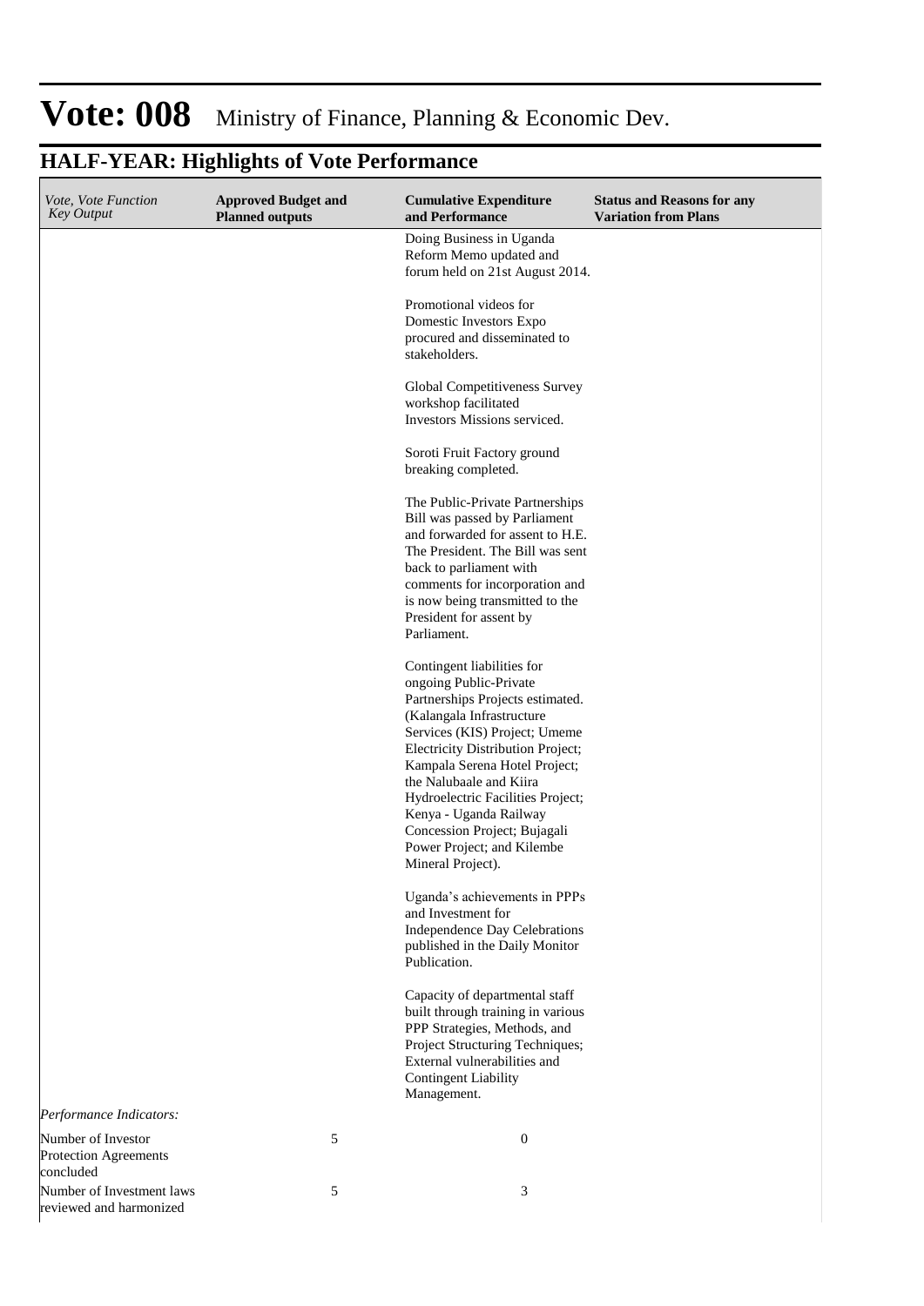# Vote: 008 Ministry of Finance, Planning & Economic Dev.

## HALF-YEAR: Highlights of Vote Performance

| *Vote, Vote Function Key Output* | **Approved Budget and Planned outputs** | **Cumulative Expenditure and Performance** | **Status and Reasons for any Variation from Plans** |
|---|---|---|---|
| | | Doing Business in Uganda Reform Memo updated and forum held on 21st August 2014.<br><br>Promotional videos for Domestic Investors Expo procured and disseminated to stakeholders.<br><br>Global Competitiveness Survey workshop facilitated Investors Missions serviced.<br><br>Soroti Fruit Factory ground breaking completed.<br><br>The Public-Private Partnerships Bill was passed by Parliament and forwarded for assent to H.E. The President. The Bill was sent back to parliament with comments for incorporation and is now being transmitted to the President for assent by Parliament.<br><br>Contingent liabilities for ongoing Public-Private Partnerships Projects estimated. (Kalangala Infrastructure Services (KIS) Project; Umeme Electricity Distribution Project; Kampala Serena Hotel Project; the Nalubaale and Kiira Hydroelectric Facilities Project; Kenya - Uganda Railway Concession Project; Bujagali Power Project; and Kilembe Mineral Project).<br><br>Uganda's achievements in PPPs and Investment for Independence Day Celebrations published in the Daily Monitor Publication.<br><br>Capacity of departmental staff built through training in various PPP Strategies, Methods, and Project Structuring Techniques; External vulnerabilities and Contingent Liability Management. | |
| *Performance Indicators:* | | | |
| Number of Investor Protection Agreements concluded | 5 | 0 | |
| Number of Investment laws reviewed and harmonized | 5 | 3 | |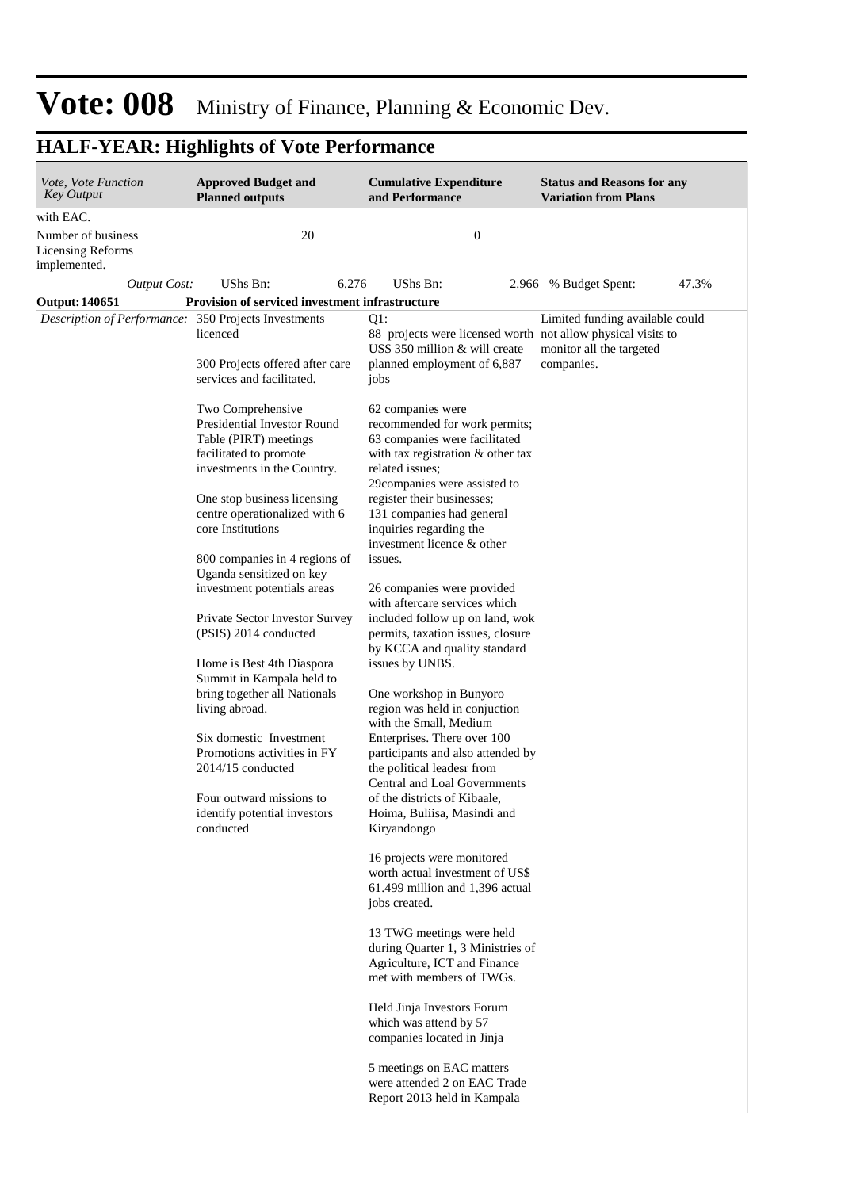# Vote: 008 Ministry of Finance, Planning & Economic Dev.

## HALF-YEAR: Highlights of Vote Performance

| *Vote, Vote Function Key Output* | **Approved Budget and Planned outputs** | **Cumulative Expenditure and Performance** | **Status and Reasons for any Variation from Plans** |
|---|---|---|---|
| with EAC. | | | |
| Number of business Licensing Reforms implemented. | 20 | 0 | |
| *Output Cost:* | UShs Bn: 6.276 | UShs Bn: 2.966 | % Budget Spent: 47.3% |
| **Output: 140651** | **Provision of serviced investment infrastructure** | | |
| *Description of Performance:* | 350 Projects Investments licenced<br><br>300 Projects offered after care services and facilitated.<br><br>Two Comprehensive Presidential Investor Round Table (PIRT) meetings facilitated to promote investments in the Country.<br><br>One stop business licensing centre operationalized with 6 core Institutions<br><br>800 companies in 4 regions of Uganda sensitized on key investment potentials areas<br><br>Private Sector Investor Survey (PSIS) 2014 conducted<br><br>Home is Best 4th Diaspora Summit in Kampala held to bring together all Nationals living abroad.<br><br>Six domestic Investment Promotions activities in FY 2014/15 conducted<br><br>Four outward missions to identify potential investors conducted | Q1:<br>88 projects were licensed worth US$ 350 million & will create planned employment of 6,887 jobs<br><br>62 companies were recommended for work permits;<br>63 companies were facilitated with tax registration & other tax related issues;<br>29companies were assisted to register their businesses;<br>131 companies had general inquiries regarding the investment licence & other issues.<br><br>26 companies were provided with aftercare services which included follow up on land, wok permits, taxation issues, closure by KCCA and quality standard issues by UNBS.<br><br>One workshop in Bunyoro region was held in conjuction with the Small, Medium Enterprises. There over 100 participants and also attended by the political leadesr from Central and Loal Governments of the districts of Kibaale, Hoima, Buliisa, Masindi and Kiryandongo<br><br>16 projects were monitored worth actual investment of US$ 61.499 million and 1,396 actual jobs created.<br><br>13 TWG meetings were held during Quarter 1, 3 Ministries of Agriculture, ICT and Finance met with members of TWGs.<br><br>Held Jinja Investors Forum which was attend by 57 companies located in Jinja<br><br>5 meetings on EAC matters were attended 2 on EAC Trade Report 2013 held in Kampala | Limited funding available could not allow physical visits to monitor all the targeted companies. |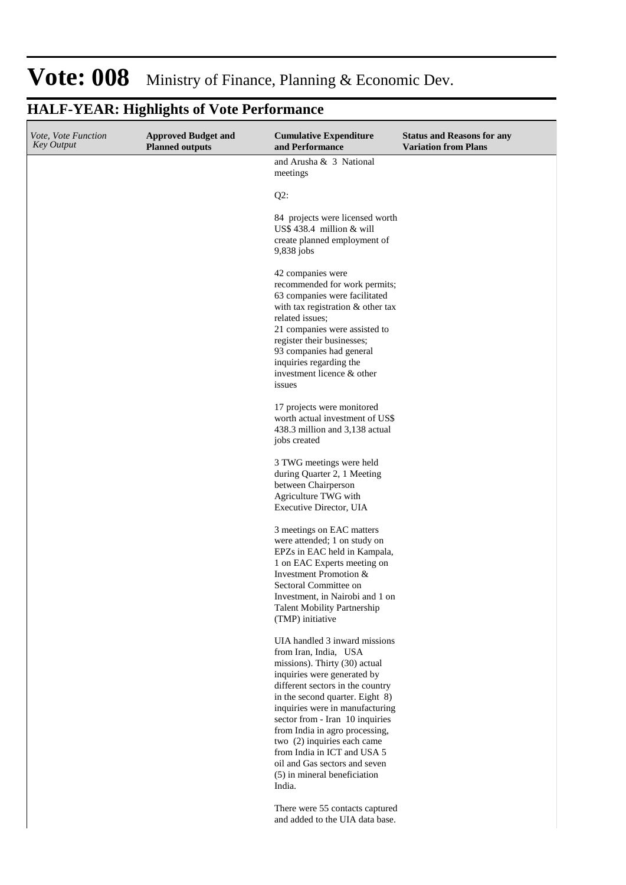# Vote: 008 Ministry of Finance, Planning & Economic Dev.

## HALF-YEAR: Highlights of Vote Performance

| *Vote, Vote Function Key Output* | **Approved Budget and Planned outputs** | **Cumulative Expenditure and Performance** | **Status and Reasons for any Variation from Plans** |
|---|---|---|---|
| | | and Arusha & 3 National meetings<br><br>Q2:<br><br>84 projects were licensed worth US$ 438.4 million & will create planned employment of 9,838 jobs<br><br>42 companies were recommended for work permits;<br>63 companies were facilitated with tax registration & other tax related issues;<br>21 companies were assisted to register their businesses;<br>93 companies had general inquiries regarding the investment licence & other issues<br><br>17 projects were monitored worth actual investment of US$ 438.3 million and 3,138 actual jobs created<br><br>3 TWG meetings were held during Quarter 2, 1 Meeting between Chairperson Agriculture TWG with Executive Director, UIA<br><br>3 meetings on EAC matters were attended; 1 on study on EPZs in EAC held in Kampala, 1 on EAC Experts meeting on Investment Promotion & Sectoral Committee on Investment, in Nairobi and 1 on Talent Mobility Partnership (TMP) initiative<br><br>UIA handled 3 inward missions from Iran, India, USA missions). Thirty (30) actual inquiries were generated by different sectors in the country in the second quarter. Eight 8) inquiries were in manufacturing sector from - Iran 10 inquiries from India in agro processing, two (2) inquiries each came from India in ICT and USA 5 oil and Gas sectors and seven (5) in mineral beneficiation India.<br><br>There were 55 contacts captured and added to the UIA data base. | |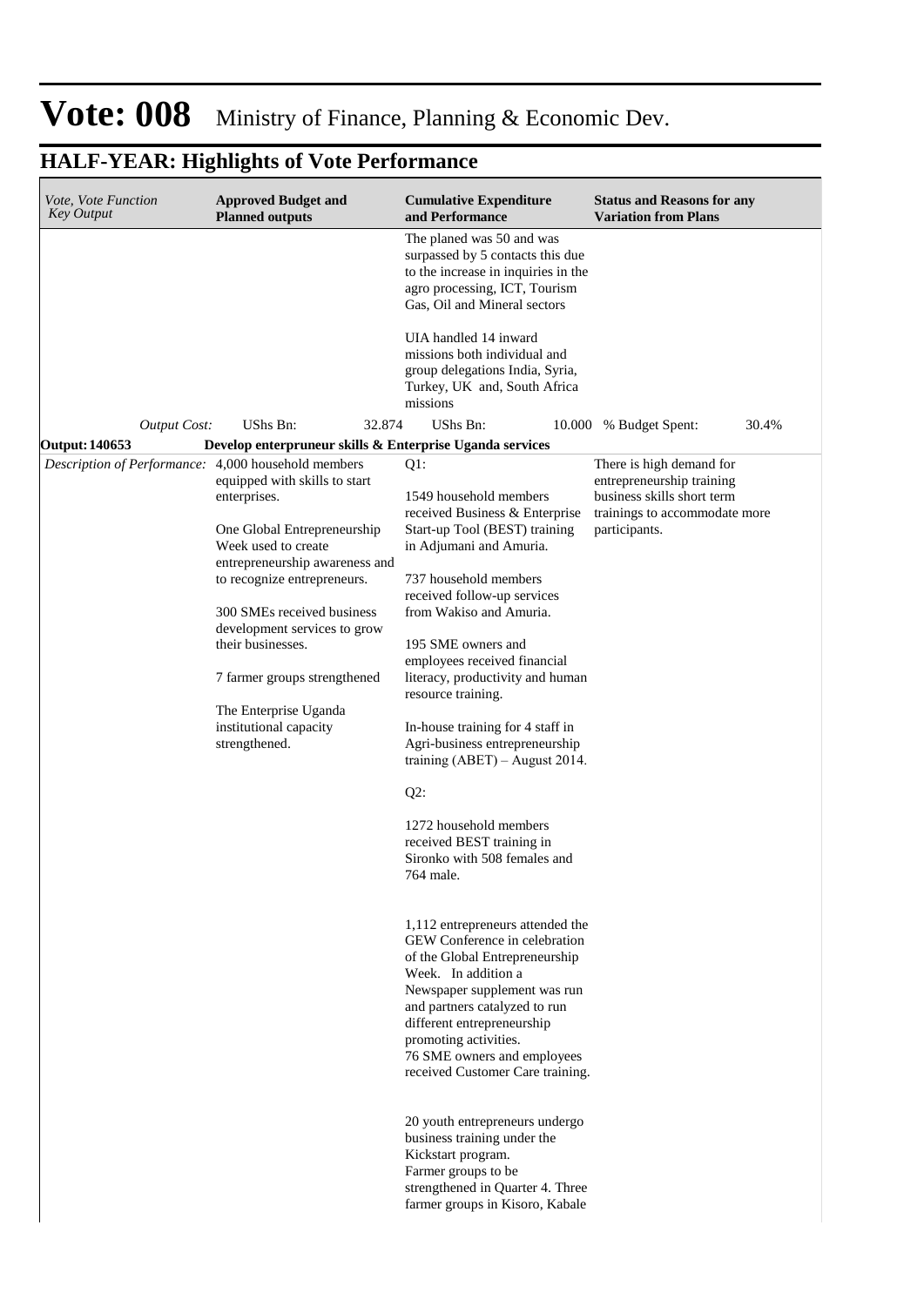# Vote: 008 Ministry of Finance, Planning & Economic Dev.

## HALF-YEAR: Highlights of Vote Performance

| *Vote, Vote Function Key Output* | **Approved Budget and Planned outputs** | **Cumulative Expenditure and Performance** | **Status and Reasons for any Variation from Plans** |
|---|---|---|---|
| | | The planed was 50 and was surpassed by 5 contacts this due to the increase in inquiries in the agro processing, ICT, Tourism Gas, Oil and Mineral sectors<br><br>UIA handled 14 inward missions both individual and group delegations India, Syria, Turkey, UK and, South Africa missions | |
| *Output Cost:* | UShs Bn: 32.874 | UShs Bn: 10.000 | % Budget Spent: 30.4% |
| **Output: 140653** | **Develop enterpruneur skills & Enterprise Uganda services** | | |
| *Description of Performance:* | 4,000 household members equipped with skills to start enterprises.<br><br>One Global Entrepreneurship Week used to create entrepreneurship awareness and to recognize entrepreneurs.<br><br>300 SMEs received business development services to grow their businesses.<br><br>7 farmer groups strengthened<br><br>The Enterprise Uganda institutional capacity strengthened. | Q1:<br><br>1549 household members received Business & Enterprise Start-up Tool (BEST) training in Adjumani and Amuria.<br><br>737 household members received follow-up services from Wakiso and Amuria.<br><br>195 SME owners and employees received financial literacy, productivity and human resource training.<br><br>In-house training for 4 staff in Agri-business entrepreneurship training (ABET) – August 2014.<br><br>Q2:<br><br>1272 household members received BEST training in Sironko with 508 females and 764 male.<br><br>1,112 entrepreneurs attended the GEW Conference in celebration of the Global Entrepreneurship Week. In addition a Newspaper supplement was run and partners catalyzed to run different entrepreneurship promoting activities.<br>76 SME owners and employees received Customer Care training.<br><br>20 youth entrepreneurs undergo business training under the Kickstart program.<br>Farmer groups to be strengthened in Quarter 4. Three farmer groups in Kisoro, Kabale | There is high demand for entrepreneurship training business skills short term trainings to accommodate more participants. |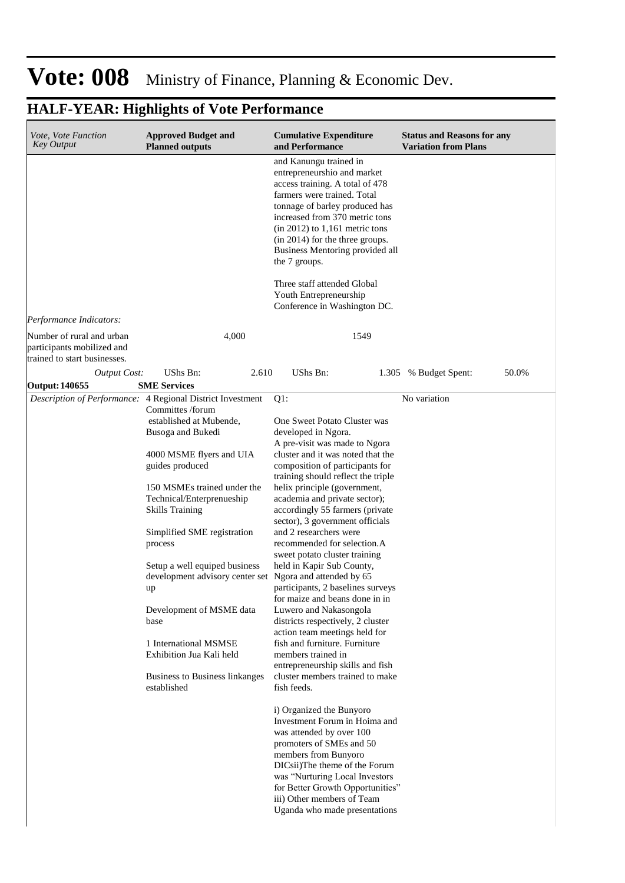# Vote: 008 Ministry of Finance, Planning & Economic Dev.

## HALF-YEAR: Highlights of Vote Performance

| *Vote, Vote Function Key Output* | **Approved Budget and Planned outputs** | **Cumulative Expenditure and Performance** | **Status and Reasons for any Variation from Plans** |
|---|---|---|---|
| | | and Kanungu trained in entrepreneurshio and market access training. A total of 478 farmers were trained. Total tonnage of barley produced has increased from 370 metric tons (in 2012) to 1,161 metric tons (in 2014) for the three groups. Business Mentoring provided all the 7 groups.<br><br>Three staff attended Global Youth Entrepreneurship Conference in Washington DC. | |
| *Performance Indicators:* | | | |
| Number of rural and urban participants mobilized and trained to start businesses. | 4,000 | 1549 | |
| *Output Cost:* | UShs Bn: 2.610 | UShs Bn: 1.305 | % Budget Spent: 50.0% |
| **Output: 140655** | **SME Services** | | |
| *Description of Performance:* | 4 Regional District Investment Committes /forum established at Mubende, Busoga and Bukedi<br><br>4000 MSME flyers and UIA guides produced<br><br>150 MSMEs trained under the Technical/Enterprenueship Skills Training<br><br>Simplified SME registration process<br><br>Setup a well equiped business development advisory center set up<br><br>Development of MSME data base<br><br>1 International MSMSE Exhibition Jua Kali held<br><br>Business to Business linkanges established | Q1:<br><br>One Sweet Potato Cluster was developed in Ngora.<br>A pre-visit was made to Ngora cluster and it was noted that the composition of participants for training should reflect the triple helix principle (government, academia and private sector); accordingly 55 farmers (private sector), 3 government officials and 2 researchers were recommended for selection.A sweet potato cluster training held in Kapir Sub County, Ngora and attended by 65 participants, 2 baselines surveys for maize and beans done in in Luwero and Nakasongola districts respectively, 2 cluster action team meetings held for fish and furniture. Furniture members trained in entrepreneurship skills and fish cluster members trained to make fish feeds.<br><br>i) Organized the Bunyoro Investment Forum in Hoima and was attended by over 100 promoters of SMEs and 50 members from Bunyoro DICsii)The theme of the Forum was "Nurturing Local Investors for Better Growth Opportunities" iii) Other members of Team Uganda who made presentations | No variation |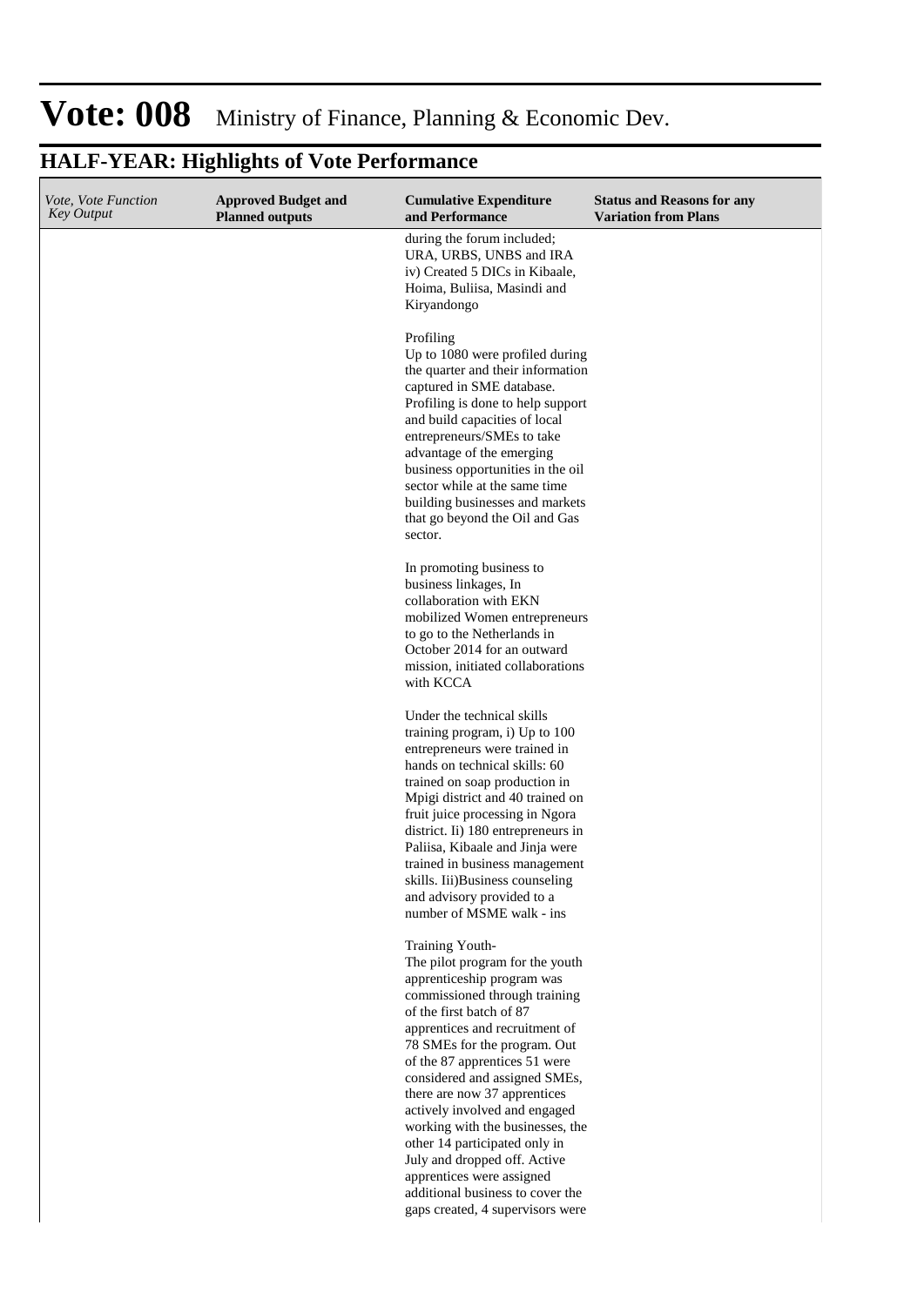# Vote: 008 Ministry of Finance, Planning & Economic Dev.

## HALF-YEAR: Highlights of Vote Performance

| *Vote, Vote Function Key Output* | **Approved Budget and Planned outputs** | **Cumulative Expenditure and Performance** | **Status and Reasons for any Variation from Plans** |
|---|---|---|---|
| | | during the forum included; URA, URBS, UNBS and IRA iv) Created 5 DICs in Kibaale, Hoima, Buliisa, Masindi and Kiryandongo<br><br>Profiling<br>Up to 1080 were profiled during the quarter and their information captured in SME database. Profiling is done to help support and build capacities of local entrepreneurs/SMEs to take advantage of the emerging business opportunities in the oil sector while at the same time building businesses and markets that go beyond the Oil and Gas sector.<br><br>In promoting business to business linkages, In collaboration with EKN mobilized Women entrepreneurs to go to the Netherlands in October 2014 for an outward mission, initiated collaborations with KCCA<br><br>Under the technical skills training program, i) Up to 100 entrepreneurs were trained in hands on technical skills: 60 trained on soap production in Mpigi district and 40 trained on fruit juice processing in Ngora district. Ii) 180 entrepreneurs in Paliisa, Kibaale and Jinja were trained in business management skills. Iii)Business counseling and advisory provided to a number of MSME walk - ins<br><br>Training Youth-<br>The pilot program for the youth apprenticeship program was commissioned through training of the first batch of 87 apprentices and recruitment of 78 SMEs for the program. Out of the 87 apprentices 51 were considered and assigned SMEs, there are now 37 apprentices actively involved and engaged working with the businesses, the other 14 participated only in July and dropped off. Active apprentices were assigned additional business to cover the gaps created, 4 supervisors were | |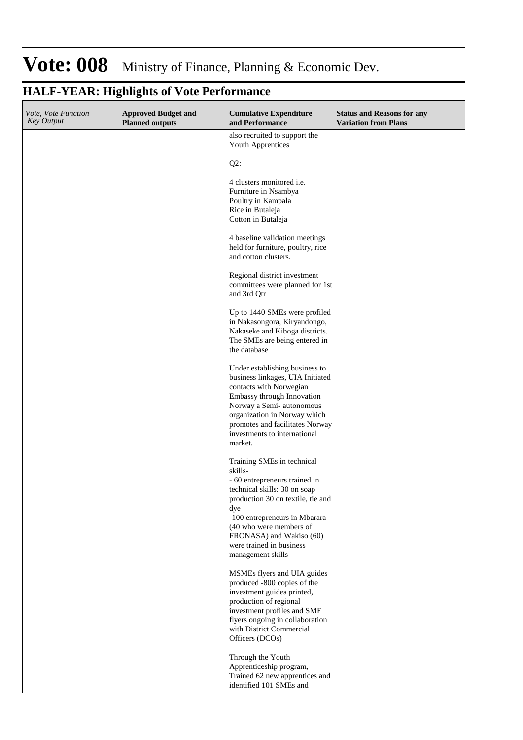# Vote: 008 Ministry of Finance, Planning & Economic Dev.

## HALF-YEAR: Highlights of Vote Performance

| *Vote, Vote Function Key Output* | **Approved Budget and Planned outputs** | **Cumulative Expenditure and Performance** | **Status and Reasons for any Variation from Plans** |
|---|---|---|---|
| | | also recruited to support the Youth Apprentices<br><br>Q2:<br><br>4 clusters monitored i.e.<br>Furniture in Nsambya<br>Poultry in Kampala<br>Rice in Butaleja<br>Cotton in Butaleja<br><br>4 baseline validation meetings held for furniture, poultry, rice and cotton clusters.<br><br>Regional district investment committees were planned for 1st and 3rd Qtr<br><br>Up to 1440 SMEs were profiled in Nakasongora, Kiryandongo, Nakaseke and Kiboga districts. The SMEs are being entered in the database<br><br>Under establishing business to business linkages, UIA Initiated contacts with Norwegian Embassy through Innovation Norway a Semi- autonomous organization in Norway which promotes and facilitates Norway investments to international market.<br><br>Training SMEs in technical skills-<br>- 60 entrepreneurs trained in technical skills: 30 on soap production 30 on textile, tie and dye<br>-100 entrepreneurs in Mbarara (40 who were members of FRONASA) and Wakiso (60) were trained in business management skills<br><br>MSMEs flyers and UIA guides produced -800 copies of the investment guides printed, production of regional investment profiles and SME flyers ongoing in collaboration with District Commercial Officers (DCOs)<br><br>Through the Youth Apprenticeship program, Trained 62 new apprentices and identified 101 SMEs and | |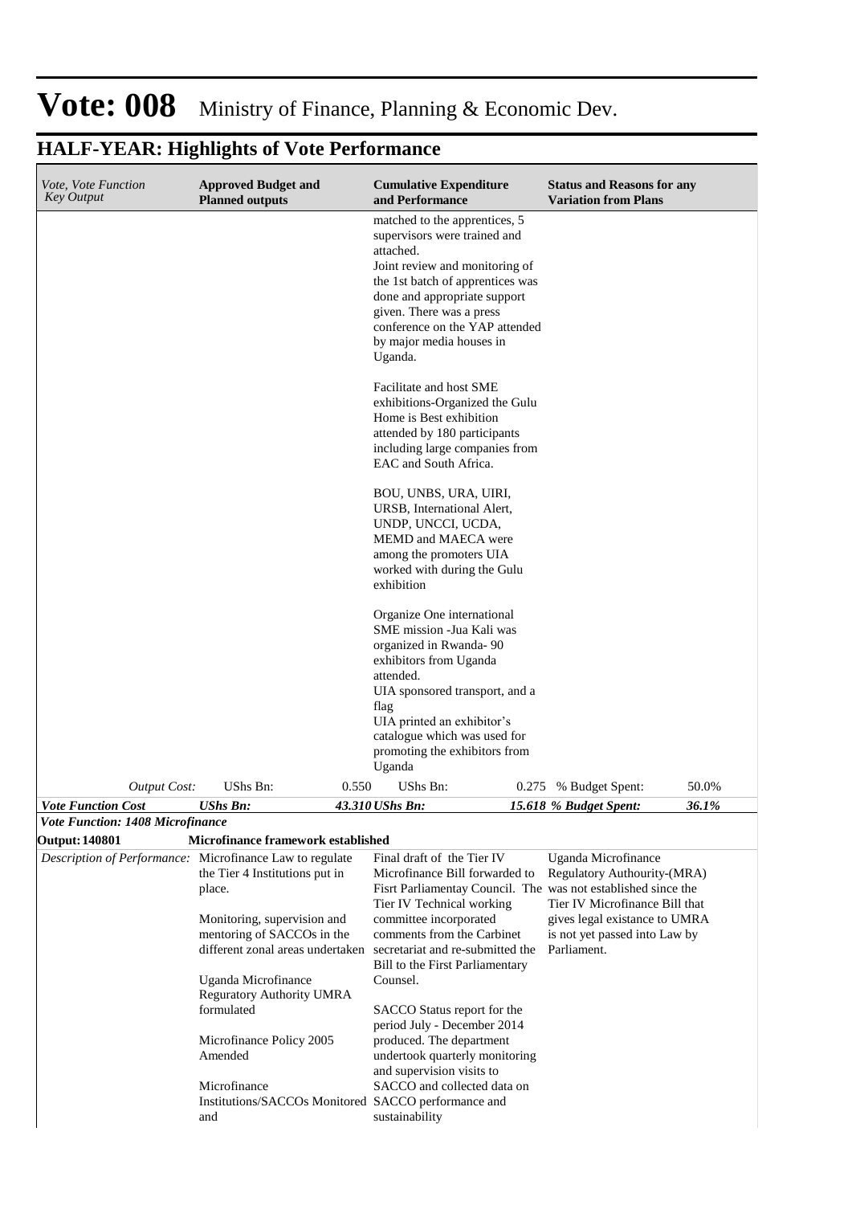# Vote: 008 Ministry of Finance, Planning & Economic Dev.

## HALF-YEAR: Highlights of Vote Performance

| *Vote, Vote Function Key Output* | **Approved Budget and Planned outputs** | **Cumulative Expenditure and Performance** | **Status and Reasons for any Variation from Plans** |
|---|---|---|---|
| | | matched to the apprentices, 5 supervisors were trained and attached.<br>Joint review and monitoring of the 1st batch of apprentices was done and appropriate support given. There was a press conference on the YAP attended by major media houses in Uganda.<br><br>Facilitate and host SME exhibitions-Organized the Gulu Home is Best exhibition attended by 180 participants including large companies from EAC and South Africa.<br><br>BOU, UNBS, URA, UIRI, URSB, International Alert, UNDP, UNCCI, UCDA, MEMD and MAECA were among the promoters UIA worked with during the Gulu exhibition<br><br>Organize One international SME mission -Jua Kali was organized in Rwanda- 90 exhibitors from Uganda attended.<br>UIA sponsored transport, and a flag<br>UIA printed an exhibitor's catalogue which was used for promoting the exhibitors from Uganda | |
| *Output Cost:* | UShs Bn: 0.550 | UShs Bn: 0.275 | % Budget Spent: 50.0% |
| ***Vote Function Cost*** | ***UShs Bn: 43.310*** | ***UShs Bn: 15.618*** | ***% Budget Spent: 36.1%*** |
| ***Vote Function: 1408 Microfinance*** | | | |
| **Output: 140801** | **Microfinance framework established** | | |
| *Description of Performance:* | Microfinance Law to regulate the Tier 4 Institutions put in place.<br><br>Monitoring, supervision and mentoring of SACCOs in the different zonal areas undertaken<br><br>Uganda Microfinance Reguratory Authority UMRA formulated<br><br>Microfinance Policy 2005 Amended<br><br>Microfinance Institutions/SACCOs Monitored and | Final draft of the Tier IV Microfinance Bill forwarded to Fisrt Parliamentay Council. The Tier IV Technical working committee incorporated comments from the Carbinet secretariat and re-submitted the Bill to the First Parliamentary Counsel.<br><br>SACCO Status report for the period July - December 2014 produced. The department undertook quarterly monitoring and supervision visits to SACCO and collected data on SACCO performance and sustainability | Uganda Microfinance Regulatory Authourity-(MRA) was not established since the Tier IV Microfinance Bill that gives legal existance to UMRA is not yet passed into Law by Parliament. |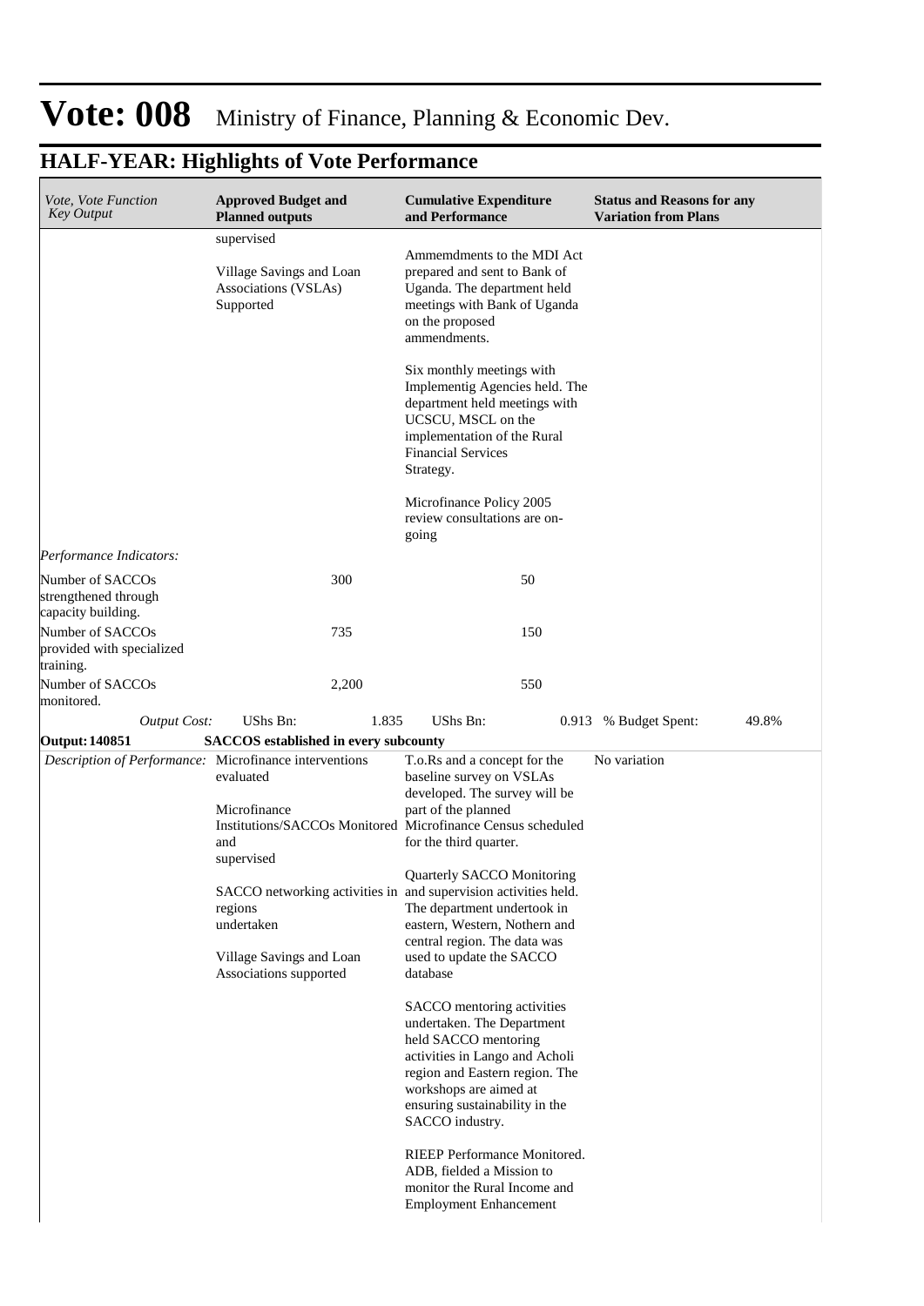# Vote: 008 Ministry of Finance, Planning & Economic Dev.

## HALF-YEAR: Highlights of Vote Performance

| *Vote, Vote Function Key Output* | **Approved Budget and Planned outputs** | **Cumulative Expenditure and Performance** | **Status and Reasons for any Variation from Plans** |
|---|---|---|---|
| | supervised<br><br>Village Savings and Loan Associations (VSLAs) Supported | Ammemdments to the MDI Act prepared and sent to Bank of Uganda. The department held meetings with Bank of Uganda on the proposed ammendments.<br><br>Six monthly meetings with Implementig Agencies held. The department held meetings with UCSCU, MSCL on the implementation of the Rural Financial Services Strategy.<br><br>Microfinance Policy 2005 review consultations are on-going | |
| *Performance Indicators:* | | | |
| Number of SACCOs strengthened through capacity building. | 300 | 50 | |
| Number of SACCOs provided with specialized training. | 735 | 150 | |
| Number of SACCOs monitored. | 2,200 | 550 | |
| *Output Cost:* | UShs Bn: 1.835 | UShs Bn: 0.913 | % Budget Spent: 49.8% |
| **Output: 140851** | **SACCOS established in every subcounty** | | |
| *Description of Performance:* | Microfinance interventions evaluated<br><br>Microfinance Institutions/SACCOs Monitored and supervised<br><br>SACCO networking activities in regions undertaken<br><br>Village Savings and Loan Associations supported | T.o.Rs and a concept for the baseline survey on VSLAs developed. The survey will be part of the planned Microfinance Census scheduled for the third quarter.<br><br>Quarterly SACCO Monitoring and supervision activities held. The department undertook in eastern, Western, Nothern and central region. The data was used to update the SACCO database<br><br>SACCO mentoring activities undertaken. The Department held SACCO mentoring activities in Lango and Acholi region and Eastern region. The workshops are aimed at ensuring sustainability in the SACCO industry.<br><br>RIEEP Performance Monitored. ADB, fielded a Mission to monitor the Rural Income and Employment Enhancement | No variation |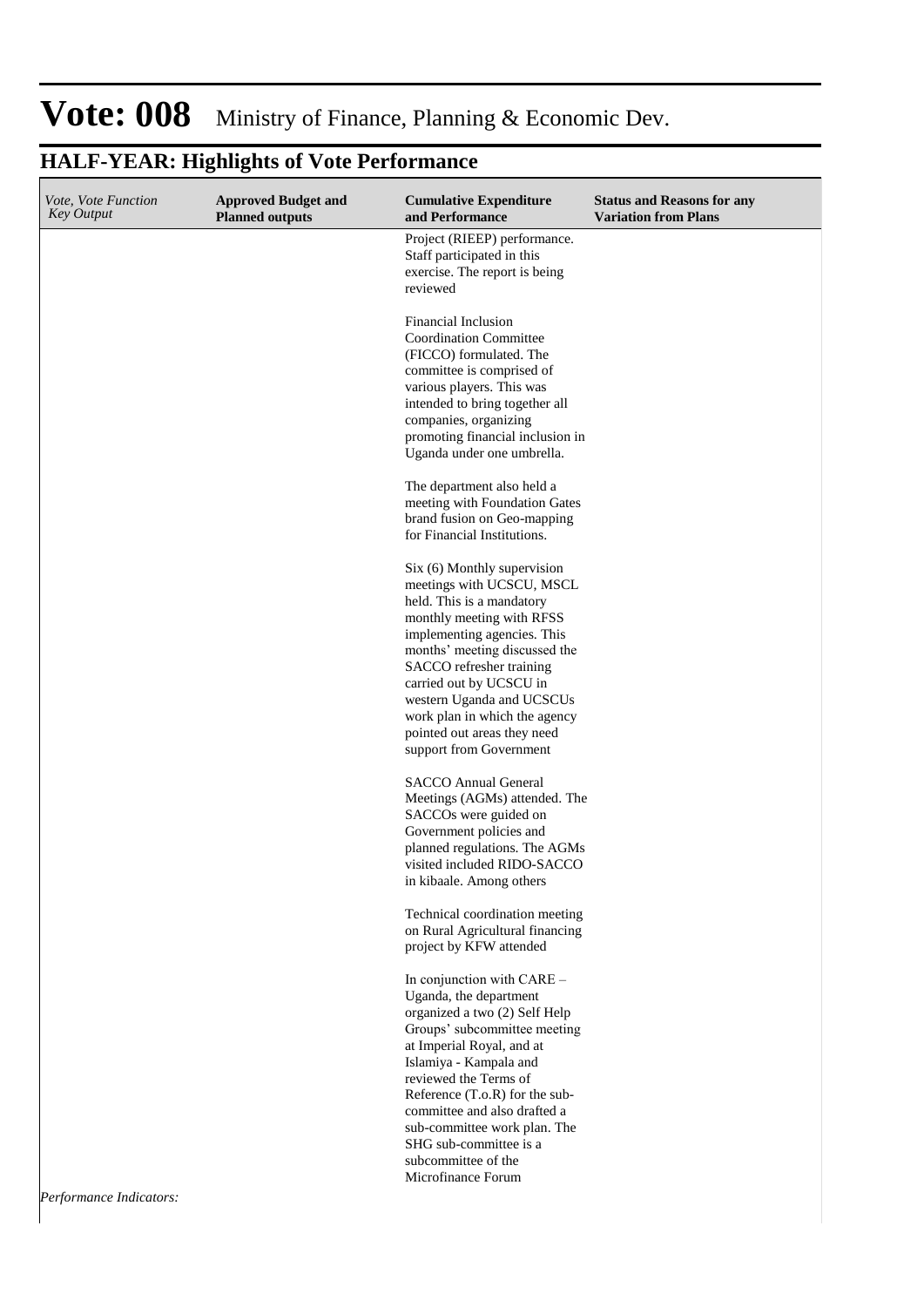# Vote: 008 Ministry of Finance, Planning & Economic Dev.

## HALF-YEAR: Highlights of Vote Performance

| *Vote, Vote Function Key Output* | **Approved Budget and Planned outputs** | **Cumulative Expenditure and Performance** | **Status and Reasons for any Variation from Plans** |
|---|---|---|---|
| | | Project (RIEEP) performance. Staff participated in this exercise. The report is being reviewed<br><br>Financial Inclusion Coordination Committee (FICCO) formulated. The committee is comprised of various players. This was intended to bring together all companies, organizing promoting financial inclusion in Uganda under one umbrella.<br><br>The department also held a meeting with Foundation Gates brand fusion on Geo-mapping for Financial Institutions.<br><br>Six (6) Monthly supervision meetings with UCSCU, MSCL held. This is a mandatory monthly meeting with RFSS implementing agencies. This months' meeting discussed the SACCO refresher training carried out by UCSCU in western Uganda and UCSCUs work plan in which the agency pointed out areas they need support from Government<br><br>SACCO Annual General Meetings (AGMs) attended. The SACCOs were guided on Government policies and planned regulations. The AGMs visited included RIDO-SACCO in kibaale. Among others<br><br>Technical coordination meeting on Rural Agricultural financing project by KFW attended<br><br>In conjunction with CARE – Uganda, the department organized a two (2) Self Help Groups' subcommittee meeting at Imperial Royal, and at Islamiya - Kampala and reviewed the Terms of Reference (T.o.R) for the sub-committee and also drafted a sub-committee work plan. The SHG sub-committee is a subcommittee of the Microfinance Forum | |

*Performance Indicators:*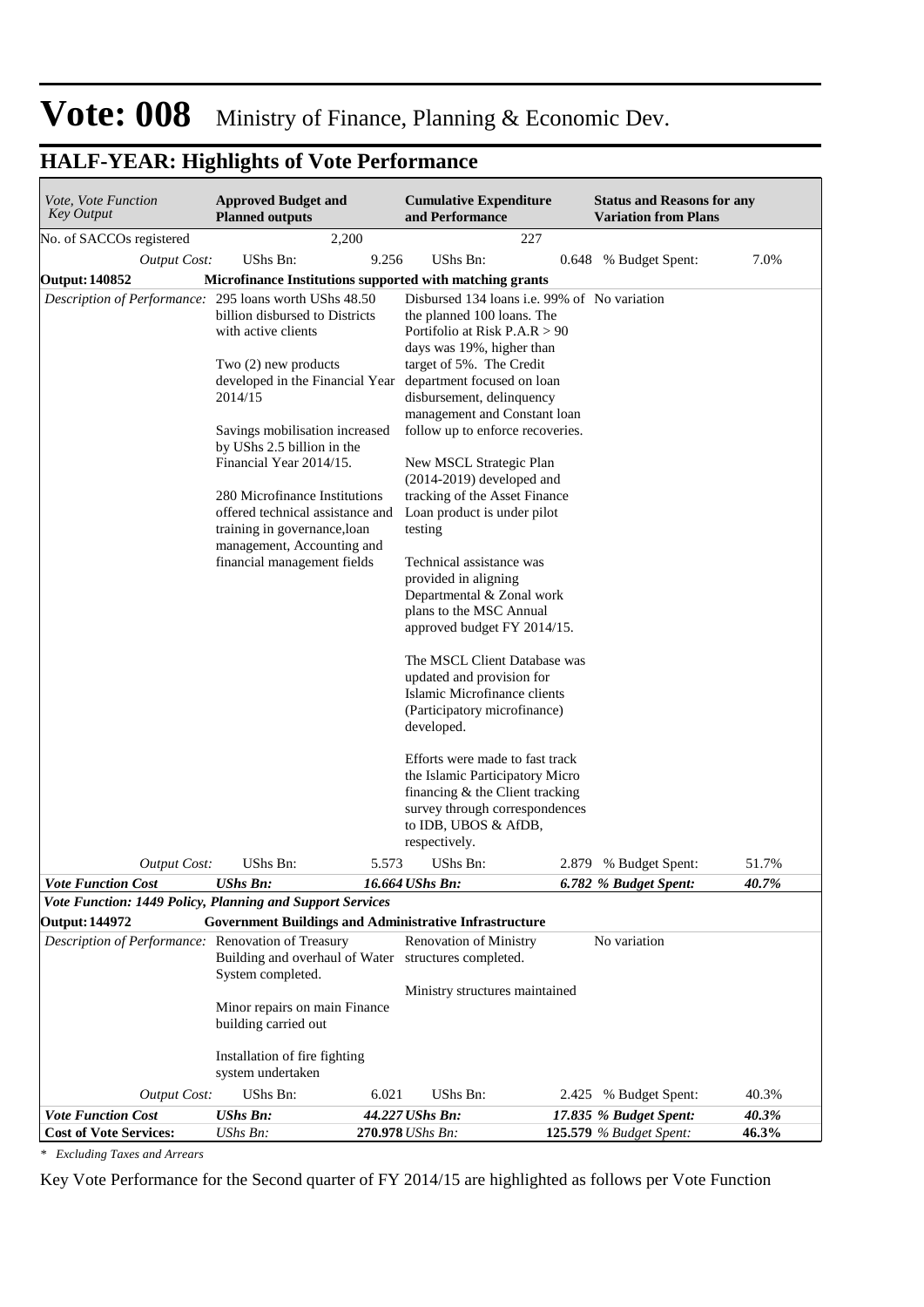# Vote: 008 Ministry of Finance, Planning & Economic Dev.

## HALF-YEAR: Highlights of Vote Performance

| *Vote, Vote Function Key Output* | **Approved Budget and Planned outputs** | | **Cumulative Expenditure and Performance** | | **Status and Reasons for any Variation from Plans** | |
|---|---|---|---|---|---|---|
| No. of SACCOs registered | | 2,200 | | 227 | | |
| *Output Cost:* | UShs Bn: | 9.256 | UShs Bn: | 0.648 | % Budget Spent: | 7.0% |
| **Output: 140852** | **Microfinance Institutions supported with matching grants** | | | | | |
| *Description of Performance:* | 295 loans worth UShs 48.50 billion disbursed to Districts with active clients<br><br>Two (2) new products developed in the Financial Year 2014/15<br><br>Savings mobilisation increased by UShs 2.5 billion in the Financial Year 2014/15.<br><br>280 Microfinance Institutions offered technical assistance and training in governance,loan management, Accounting and financial management fields | | Disbursed 134 loans i.e. 99% of the planned 100 loans. The Portifolio at Risk P.A.R > 90 days was 19%, higher than target of 5%. The Credit department focused on loan disbursement, delinquency management and Constant loan follow up to enforce recoveries.<br><br>New MSCL Strategic Plan (2014-2019) developed and tracking of the Asset Finance Loan product is under pilot testing<br><br>Technical assistance was provided in aligning Departmental & Zonal work plans to the MSC Annual approved budget FY 2014/15.<br><br>The MSCL Client Database was updated and provision for Islamic Microfinance clients (Participatory microfinance) developed.<br><br>Efforts were made to fast track the Islamic Participatory Micro financing & the Client tracking survey through correspondences to IDB, UBOS & AfDB, respectively. | | No variation | |
| *Output Cost:* | UShs Bn: | 5.573 | UShs Bn: | 2.879 | % Budget Spent: | 51.7% |
| ***Vote Function Cost*** | ***UShs Bn:*** | ***16.664*** | ***UShs Bn:*** | ***6.782*** | ***% Budget Spent:*** | ***40.7%*** |
| ***Vote Function: 1449 Policy, Planning and Support Services*** | | | | | | |
| **Output: 144972** | **Government Buildings and Administrative Infrastructure** | | | | | |
| *Description of Performance:* | Renovation of Treasury Building and overhaul of Water System completed.<br><br>Minor repairs on main Finance building carried out<br><br>Installation of fire fighting system undertaken | | Renovation of Ministry structures completed.<br><br>Ministry structures maintained | | No variation | |
| *Output Cost:* | UShs Bn: | 6.021 | UShs Bn: | 2.425 | % Budget Spent: | 40.3% |
| ***Vote Function Cost*** | ***UShs Bn:*** | ***44.227*** | ***UShs Bn:*** | ***17.835*** | ***% Budget Spent:*** | ***40.3%*** |
| **Cost of Vote Services:** | *UShs Bn:* | **270.978** | *UShs Bn:* | **125.579** | *% Budget Spent:* | **46.3%** |

*\* Excluding Taxes and Arrears*

Key Vote Performance for the Second quarter of FY 2014/15 are highlighted as follows per Vote Function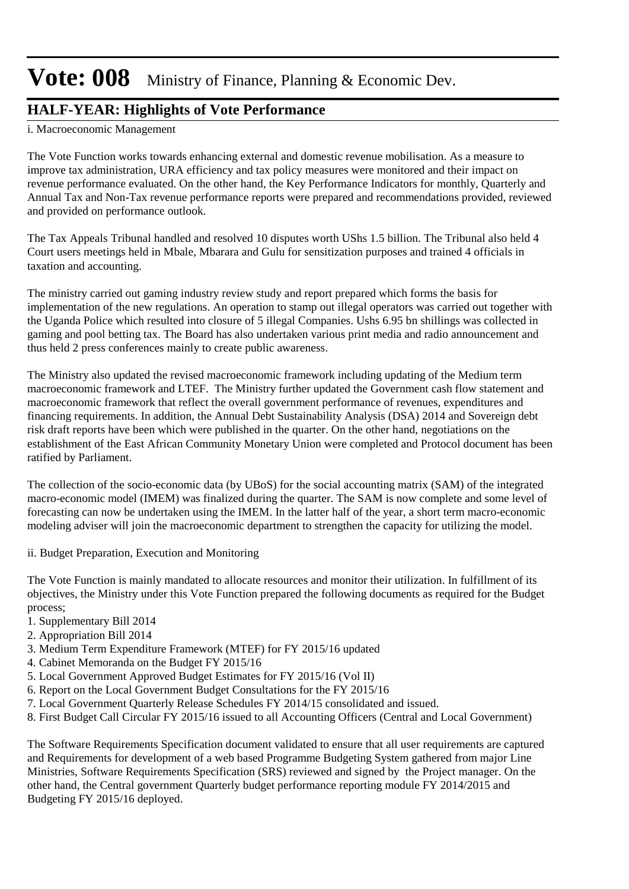# Vote: 008 Ministry of Finance, Planning & Economic Dev.

## HALF-YEAR: Highlights of Vote Performance

i. Macroeconomic Management

The Vote Function works towards enhancing external and domestic revenue mobilisation. As a measure to improve tax administration, URA efficiency and tax policy measures were monitored and their impact on revenue performance evaluated. On the other hand, the Key Performance Indicators for monthly, Quarterly and Annual Tax and Non-Tax revenue performance reports were prepared and recommendations provided, reviewed and provided on performance outlook.

The Tax Appeals Tribunal handled and resolved 10 disputes worth UShs 1.5 billion. The Tribunal also held 4 Court users meetings held in Mbale, Mbarara and Gulu for sensitization purposes and trained 4 officials in taxation and accounting.

The ministry carried out gaming industry review study and report prepared which forms the basis for implementation of the new regulations. An operation to stamp out illegal operators was carried out together with the Uganda Police which resulted into closure of 5 illegal Companies. Ushs 6.95 bn shillings was collected in gaming and pool betting tax. The Board has also undertaken various print media and radio announcement and thus held 2 press conferences mainly to create public awareness.

The Ministry also updated the revised macroeconomic framework including updating of the Medium term macroeconomic framework and LTEF. The Ministry further updated the Government cash flow statement and macroeconomic framework that reflect the overall government performance of revenues, expenditures and financing requirements. In addition, the Annual Debt Sustainability Analysis (DSA) 2014 and Sovereign debt risk draft reports have been which were published in the quarter. On the other hand, negotiations on the establishment of the East African Community Monetary Union were completed and Protocol document has been ratified by Parliament.

The collection of the socio-economic data (by UBoS) for the social accounting matrix (SAM) of the integrated macro-economic model (IMEM) was finalized during the quarter. The SAM is now complete and some level of forecasting can now be undertaken using the IMEM. In the latter half of the year, a short term macro-economic modeling adviser will join the macroeconomic department to strengthen the capacity for utilizing the model.

ii. Budget Preparation, Execution and Monitoring

The Vote Function is mainly mandated to allocate resources and monitor their utilization. In fulfillment of its objectives, the Ministry under this Vote Function prepared the following documents as required for the Budget process;

1. Supplementary Bill 2014
2. Appropriation Bill 2014
3. Medium Term Expenditure Framework (MTEF) for FY 2015/16 updated
4. Cabinet Memoranda on the Budget FY 2015/16
5. Local Government Approved Budget Estimates for FY 2015/16 (Vol II)
6. Report on the Local Government Budget Consultations for the FY 2015/16
7. Local Government Quarterly Release Schedules FY 2014/15 consolidated and issued.
8. First Budget Call Circular FY 2015/16 issued to all Accounting Officers (Central and Local Government)

The Software Requirements Specification document validated to ensure that all user requirements are captured and Requirements for development of a web based Programme Budgeting System gathered from major Line Ministries, Software Requirements Specification (SRS) reviewed and signed by the Project manager. On the other hand, the Central government Quarterly budget performance reporting module FY 2014/2015 and Budgeting FY 2015/16 deployed.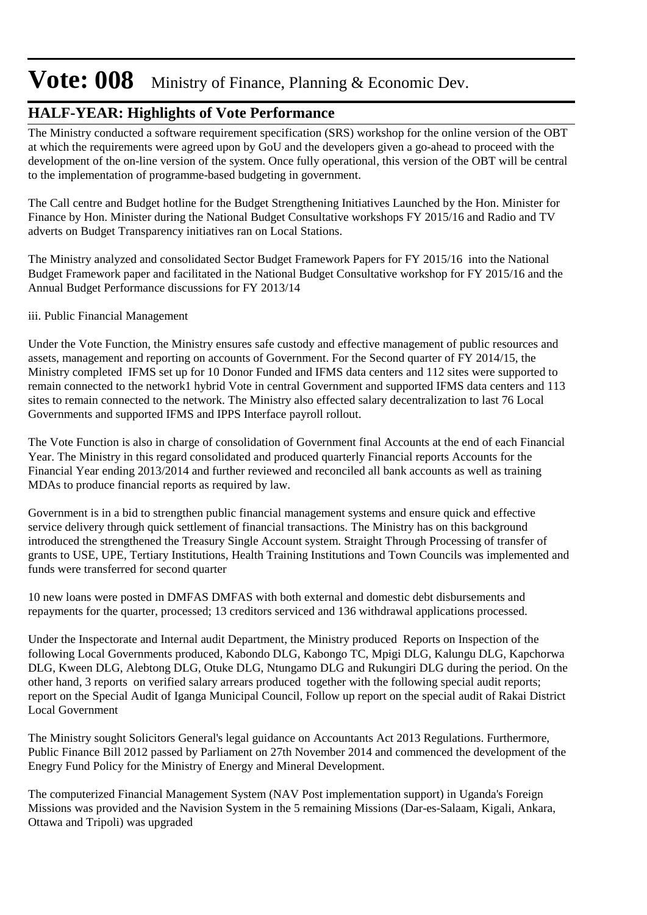# Vote: 008 Ministry of Finance, Planning & Economic Dev.

## HALF-YEAR: Highlights of Vote Performance

The Ministry conducted a software requirement specification (SRS) workshop for the online version of the OBT at which the requirements were agreed upon by GoU and the developers given a go-ahead to proceed with the development of the on-line version of the system. Once fully operational, this version of the OBT will be central to the implementation of programme-based budgeting in government.

The Call centre and Budget hotline for the Budget Strengthening Initiatives Launched by the Hon. Minister for Finance by Hon. Minister during the National Budget Consultative workshops FY 2015/16 and Radio and TV adverts on Budget Transparency initiatives ran on Local Stations.

The Ministry analyzed and consolidated Sector Budget Framework Papers for FY 2015/16 into the National Budget Framework paper and facilitated in the National Budget Consultative workshop for FY 2015/16 and the Annual Budget Performance discussions for FY 2013/14

iii. Public Financial Management

Under the Vote Function, the Ministry ensures safe custody and effective management of public resources and assets, management and reporting on accounts of Government. For the Second quarter of FY 2014/15, the Ministry completed IFMS set up for 10 Donor Funded and IFMS data centers and 112 sites were supported to remain connected to the network1 hybrid Vote in central Government and supported IFMS data centers and 113 sites to remain connected to the network. The Ministry also effected salary decentralization to last 76 Local Governments and supported IFMS and IPPS Interface payroll rollout.

The Vote Function is also in charge of consolidation of Government final Accounts at the end of each Financial Year. The Ministry in this regard consolidated and produced quarterly Financial reports Accounts for the Financial Year ending 2013/2014 and further reviewed and reconciled all bank accounts as well as training MDAs to produce financial reports as required by law.

Government is in a bid to strengthen public financial management systems and ensure quick and effective service delivery through quick settlement of financial transactions. The Ministry has on this background introduced the strengthened the Treasury Single Account system. Straight Through Processing of transfer of grants to USE, UPE, Tertiary Institutions, Health Training Institutions and Town Councils was implemented and funds were transferred for second quarter

10 new loans were posted in DMFAS DMFAS with both external and domestic debt disbursements and repayments for the quarter, processed; 13 creditors serviced and 136 withdrawal applications processed.

Under the Inspectorate and Internal audit Department, the Ministry produced Reports on Inspection of the following Local Governments produced, Kabondo DLG, Kabongo TC, Mpigi DLG, Kalungu DLG, Kapchorwa DLG, Kween DLG, Alebtong DLG, Otuke DLG, Ntungamo DLG and Rukungiri DLG during the period. On the other hand, 3 reports on verified salary arrears produced together with the following special audit reports; report on the Special Audit of Iganga Municipal Council, Follow up report on the special audit of Rakai District Local Government

The Ministry sought Solicitors General's legal guidance on Accountants Act 2013 Regulations. Furthermore, Public Finance Bill 2012 passed by Parliament on 27th November 2014 and commenced the development of the Enegry Fund Policy for the Ministry of Energy and Mineral Development.

The computerized Financial Management System (NAV Post implementation support) in Uganda's Foreign Missions was provided and the Navision System in the 5 remaining Missions (Dar-es-Salaam, Kigali, Ankara, Ottawa and Tripoli) was upgraded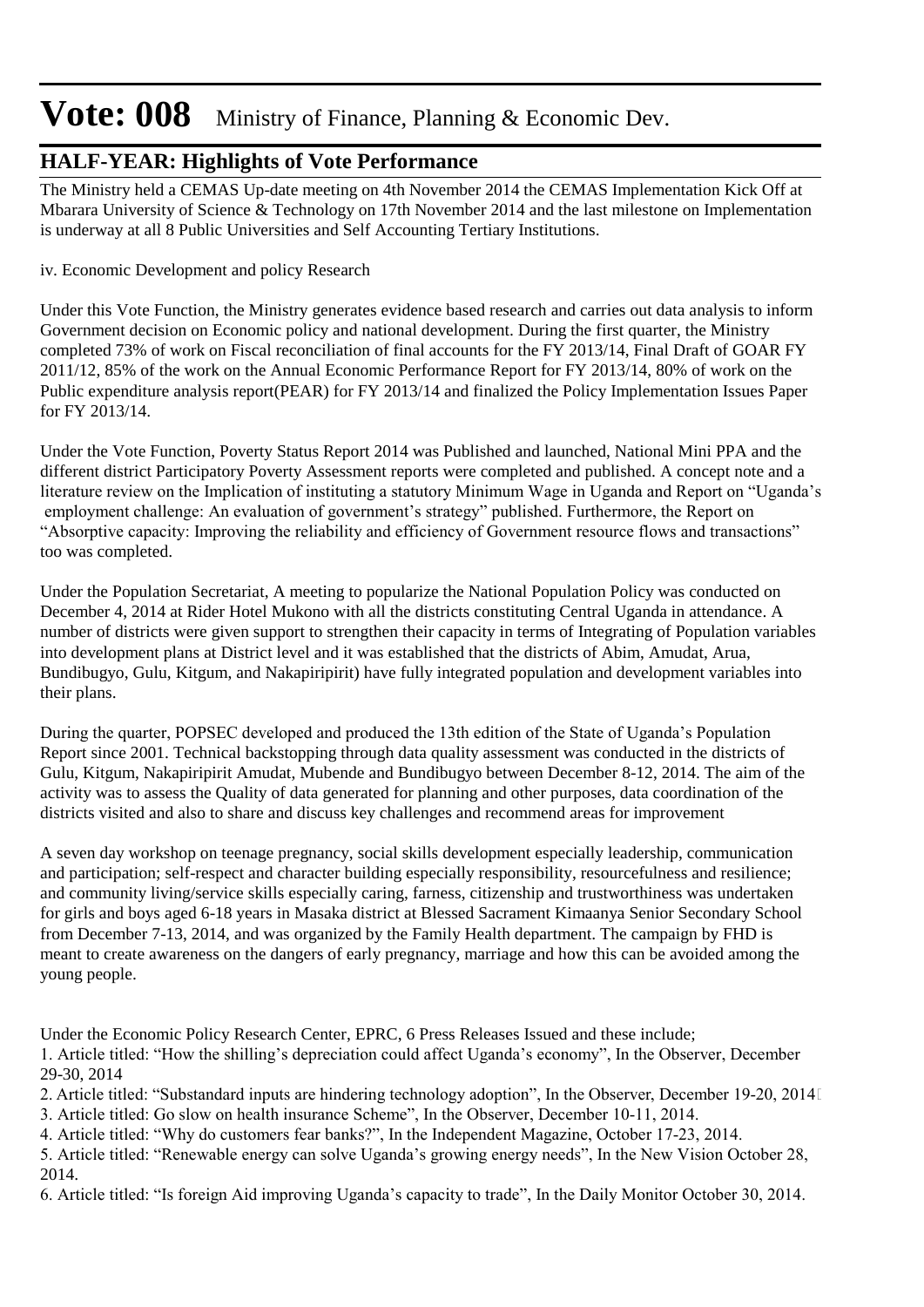# Vote: 008 Ministry of Finance, Planning & Economic Dev.

## HALF-YEAR: Highlights of Vote Performance

The Ministry held a CEMAS Up-date meeting on 4th November 2014 the CEMAS Implementation Kick Off at Mbarara University of Science & Technology on 17th November 2014 and the last milestone on Implementation is underway at all 8 Public Universities and Self Accounting Tertiary Institutions.

iv. Economic Development and policy Research

Under this Vote Function, the Ministry generates evidence based research and carries out data analysis to inform Government decision on Economic policy and national development. During the first quarter, the Ministry completed 73% of work on Fiscal reconciliation of final accounts for the FY 2013/14, Final Draft of GOAR FY 2011/12, 85% of the work on the Annual Economic Performance Report for FY 2013/14, 80% of work on the Public expenditure analysis report(PEAR) for FY 2013/14 and finalized the Policy Implementation Issues Paper for FY 2013/14.

Under the Vote Function, Poverty Status Report 2014 was Published and launched, National Mini PPA and the different district Participatory Poverty Assessment reports were completed and published. A concept note and a literature review on the Implication of instituting a statutory Minimum Wage in Uganda and Report on "Uganda's employment challenge: An evaluation of government's strategy" published. Furthermore, the Report on "Absorptive capacity: Improving the reliability and efficiency of Government resource flows and transactions" too was completed.

Under the Population Secretariat, A meeting to popularize the National Population Policy was conducted on December 4, 2014 at Rider Hotel Mukono with all the districts constituting Central Uganda in attendance. A number of districts were given support to strengthen their capacity in terms of Integrating of Population variables into development plans at District level and it was established that the districts of Abim, Amudat, Arua, Bundibugyo, Gulu, Kitgum, and Nakapiripirit) have fully integrated population and development variables into their plans.

During the quarter, POPSEC developed and produced the 13th edition of the State of Uganda's Population Report since 2001. Technical backstopping through data quality assessment was conducted in the districts of Gulu, Kitgum, Nakapiripirit Amudat, Mubende and Bundibugyo between December 8-12, 2014. The aim of the activity was to assess the Quality of data generated for planning and other purposes, data coordination of the districts visited and also to share and discuss key challenges and recommend areas for improvement

A seven day workshop on teenage pregnancy, social skills development especially leadership, communication and participation; self-respect and character building especially responsibility, resourcefulness and resilience; and community living/service skills especially caring, farness, citizenship and trustworthiness was undertaken for girls and boys aged 6-18 years in Masaka district at Blessed Sacrament Kimaanya Senior Secondary School from December 7-13, 2014, and was organized by the Family Health department. The campaign by FHD is meant to create awareness on the dangers of early pregnancy, marriage and how this can be avoided among the young people.

Under the Economic Policy Research Center, EPRC, 6 Press Releases Issued and these include;

1. Article titled: "How the shilling's depreciation could affect Uganda's economy", In the Observer, December 29-30, 2014
2. Article titled: "Substandard inputs are hindering technology adoption", In the Observer, December 19-20, 2014
3. Article titled: Go slow on health insurance Scheme", In the Observer, December 10-11, 2014.
4. Article titled: "Why do customers fear banks?", In the Independent Magazine, October 17-23, 2014.
5. Article titled: "Renewable energy can solve Uganda's growing energy needs", In the New Vision October 28, 2014.
6. Article titled: "Is foreign Aid improving Uganda's capacity to trade", In the Daily Monitor October 30, 2014.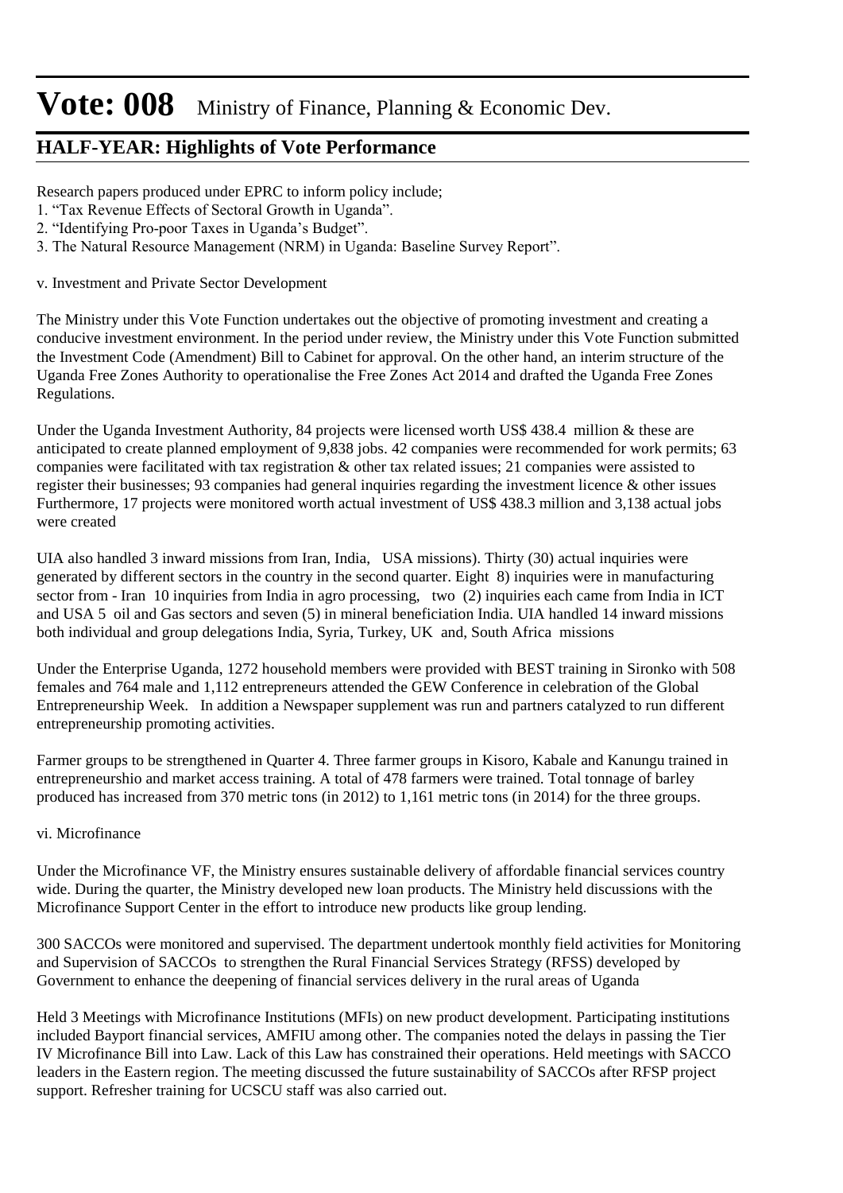Research papers produced under EPRC to inform policy include;

1. "Tax Revenue Effects of Sectoral Growth in Uganda".
2. "Identifying Pro-poor Taxes in Uganda's Budget".
3. The Natural Resource Management (NRM) in Uganda: Baseline Survey Report".

v. Investment and Private Sector Development

The Ministry under this Vote Function undertakes out the objective of promoting investment and creating a conducive investment environment. In the period under review, the Ministry under this Vote Function submitted the Investment Code (Amendment) Bill to Cabinet for approval. On the other hand, an interim structure of the Uganda Free Zones Authority to operationalise the Free Zones Act 2014 and drafted the Uganda Free Zones Regulations.

Under the Uganda Investment Authority, 84 projects were licensed worth US$ 438.4 million & these are anticipated to create planned employment of 9,838 jobs. 42 companies were recommended for work permits; 63 companies were facilitated with tax registration & other tax related issues; 21 companies were assisted to register their businesses; 93 companies had general inquiries regarding the investment licence & other issues Furthermore, 17 projects were monitored worth actual investment of US$ 438.3 million and 3,138 actual jobs were created

UIA also handled 3 inward missions from Iran, India, USA missions). Thirty (30) actual inquiries were generated by different sectors in the country in the second quarter. Eight 8) inquiries were in manufacturing sector from - Iran 10 inquiries from India in agro processing, two (2) inquiries each came from India in ICT and USA 5 oil and Gas sectors and seven (5) in mineral beneficiation India. UIA handled 14 inward missions both individual and group delegations India, Syria, Turkey, UK and, South Africa missions

Under the Enterprise Uganda, 1272 household members were provided with BEST training in Sironko with 508 females and 764 male and 1,112 entrepreneurs attended the GEW Conference in celebration of the Global Entrepreneurship Week. In addition a Newspaper supplement was run and partners catalyzed to run different entrepreneurship promoting activities.

Farmer groups to be strengthened in Quarter 4. Three farmer groups in Kisoro, Kabale and Kanungu trained in entrepreneurshio and market access training. A total of 478 farmers were trained. Total tonnage of barley produced has increased from 370 metric tons (in 2012) to 1,161 metric tons (in 2014) for the three groups.

vi. Microfinance

Under the Microfinance VF, the Ministry ensures sustainable delivery of affordable financial services country wide. During the quarter, the Ministry developed new loan products. The Ministry held discussions with the Microfinance Support Center in the effort to introduce new products like group lending.

300 SACCOs were monitored and supervised. The department undertook monthly field activities for Monitoring and Supervision of SACCOs to strengthen the Rural Financial Services Strategy (RFSS) developed by Government to enhance the deepening of financial services delivery in the rural areas of Uganda

Held 3 Meetings with Microfinance Institutions (MFIs) on new product development. Participating institutions included Bayport financial services, AMFIU among other. The companies noted the delays in passing the Tier IV Microfinance Bill into Law. Lack of this Law has constrained their operations. Held meetings with SACCO leaders in the Eastern region. The meeting discussed the future sustainability of SACCOs after RFSP project support. Refresher training for UCSCU staff was also carried out.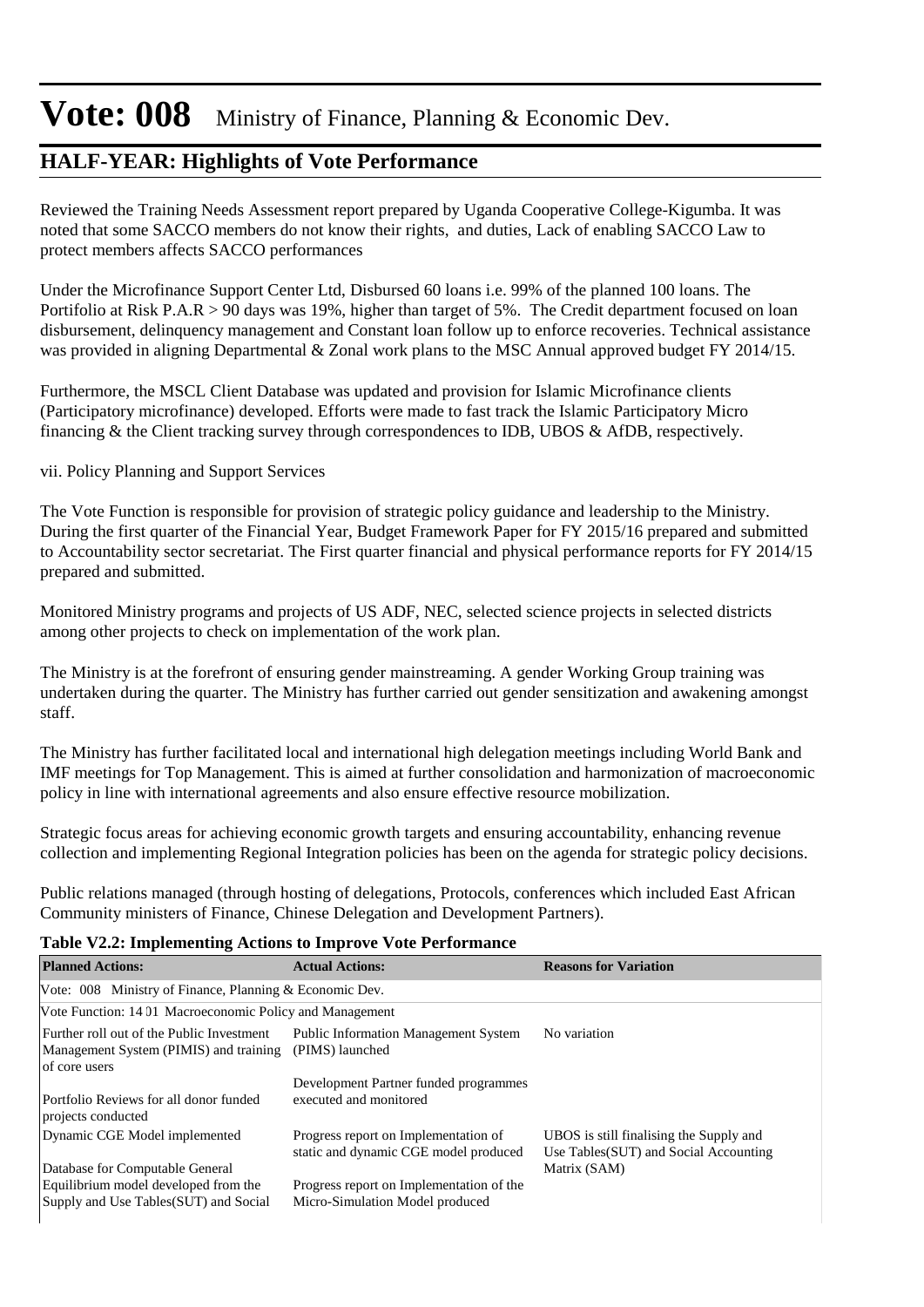# Vote: 008 Ministry of Finance, Planning & Economic Dev.

## HALF-YEAR: Highlights of Vote Performance

Reviewed the Training Needs Assessment report prepared by Uganda Cooperative College-Kigumba. It was noted that some SACCO members do not know their rights, and duties, Lack of enabling SACCO Law to protect members affects SACCO performances

Under the Microfinance Support Center Ltd, Disbursed 60 loans i.e. 99% of the planned 100 loans. The Portifolio at Risk P.A.R > 90 days was 19%, higher than target of 5%. The Credit department focused on loan disbursement, delinquency management and Constant loan follow up to enforce recoveries. Technical assistance was provided in aligning Departmental & Zonal work plans to the MSC Annual approved budget FY 2014/15.

Furthermore, the MSCL Client Database was updated and provision for Islamic Microfinance clients (Participatory microfinance) developed. Efforts were made to fast track the Islamic Participatory Micro financing & the Client tracking survey through correspondences to IDB, UBOS & AfDB, respectively.

vii. Policy Planning and Support Services

The Vote Function is responsible for provision of strategic policy guidance and leadership to the Ministry. During the first quarter of the Financial Year, Budget Framework Paper for FY 2015/16 prepared and submitted to Accountability sector secretariat. The First quarter financial and physical performance reports for FY 2014/15 prepared and submitted.

Monitored Ministry programs and projects of US ADF, NEC, selected science projects in selected districts among other projects to check on implementation of the work plan.

The Ministry is at the forefront of ensuring gender mainstreaming. A gender Working Group training was undertaken during the quarter. The Ministry has further carried out gender sensitization and awakening amongst staff.

The Ministry has further facilitated local and international high delegation meetings including World Bank and IMF meetings for Top Management. This is aimed at further consolidation and harmonization of macroeconomic policy in line with international agreements and also ensure effective resource mobilization.

Strategic focus areas for achieving economic growth targets and ensuring accountability, enhancing revenue collection and implementing Regional Integration policies has been on the agenda for strategic policy decisions.

Public relations managed (through hosting of delegations, Protocols, conferences which included East African Community ministers of Finance, Chinese Delegation and Development Partners).

**Table V2.2: Implementing Actions to Improve Vote Performance**

| Planned Actions: | Actual Actions: | Reasons for Variation |
|---|---|---|
| Vote: 008 Ministry of Finance, Planning & Economic Dev. | | |
| Vote Function: 14 01 Macroeconomic Policy and Management | | |
| Further roll out of the Public Investment Management System (PIMIS) and training of core users<br><br>Portfolio Reviews for all donor funded projects conducted | Public Information Management System (PIMS) launched<br><br>Development Partner funded programmes executed and monitored | No variation |
| Dynamic CGE Model implemented<br><br>Database for Computable General Equilibrium model developed from the Supply and Use Tables(SUT) and Social | Progress report on Implementation of static and dynamic CGE model produced<br><br>Progress report on Implementation of the Micro-Simulation Model produced | UBOS is still finalising the Supply and Use Tables(SUT) and Social Accounting Matrix (SAM) |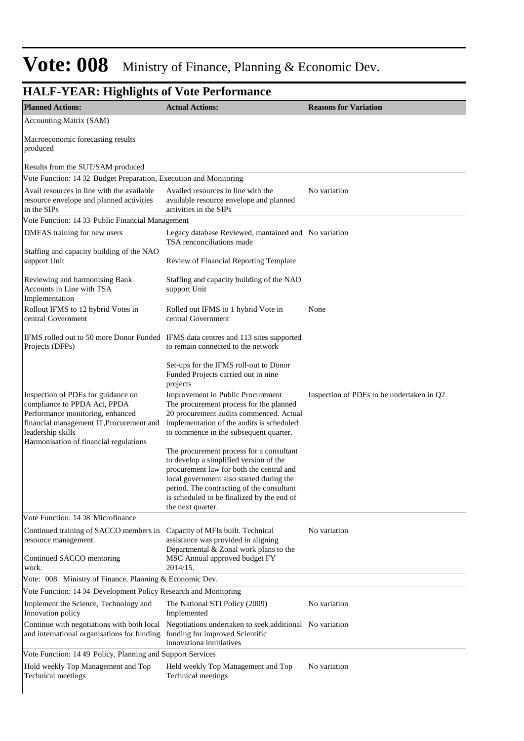# Vote: 008 Ministry of Finance, Planning & Economic Dev.

## HALF-YEAR: Highlights of Vote Performance

| Planned Actions: | Actual Actions: | Reasons for Variation |
|---|---|---|
| Accounting Matrix (SAM)<br><br>Macroeconomic forecasting results produced<br><br>Results from the SUT/SAM produced | | |
| Vote Function: 14 02 Budget Preparation, Execution and Monitoring | | |
| Avail resources in line with the available resource envelope and planned activities in the SIPs | Availed resources in line with the available resource envelope and planned activities in the SIPs | No variation |
| Vote Function: 14 03 Public Financial Management | | |
| DMFAS training for new users<br><br>Staffing and capacity building of the NAO support Unit<br><br>Reviewing and harmonising Bank Accounts in Line with TSA Implementation | Legacy database Reviewed, mantained and TSA renconciliations made<br><br>Review of Financial Reporting Template<br><br>Staffing and capacity building of the NAO support Unit | No variation |
| Rollout IFMS to 12 hybrid Votes in central Government<br><br>IFMS rolled out to 50 more Donor Funded Projects (DFPs) | Rolled out IFMS to 1 hybrid Vote in central Government<br><br>IFMS data centres and 113 sites supported to remain connected to the network<br><br>Set-ups for the IFMS roll-out to Donor Funded Projects carried out in nine projects | None |
| Inspection of PDEs for guidance on compliance to PPDA Act, PPDA Performance monitoring, enhanced financial management IT,Procurement and leadership skills<br>Harmonisation of financial regulations | Improvement in Public Procurement<br>The procurement process for the planned 20 procurement audits commenced. Actual implementation of the audits is scheduled to commence in the subsequent quarter.<br><br>The procurement process for a consultant to develop a simplified version of the procurement law for both the central and local government also started during the period. The contracting of the consultant is scheduled to be finalized by the end of the next quarter. | Inspection of PDEs to be undertaken in Q2 |
| Vote Function: 14 08 Microfinance | | |
| Continued training of SACCO members in resource management.<br><br>Continued SACCO mentoring work. | Capacity of MFIs built. Technical assistance was provided in aligning Departmental & Zonal work plans to the MSC Annual approved budget FY 2014/15. | No variation |
| Vote: 008 Ministry of Finance, Planning & Economic Dev. | | |
| Vote Function: 14 04 Development Policy Research and Monitoring | | |
| Implement the Science, Technology and Innovation policy | The National STI Policy (2009) Implemented | No variation |
| Continue with negotiations with both local and international organisations for funding. | Negotiations undertaken to seek additional funding for improved Scientific innovationa innitiatives | No variation |
| Vote Function: 14 49 Policy, Planning and Support Services | | |
| Hold weekly Top Management and Top Technical meetings | Held weekly Top Management and Top Technical meetings | No variation |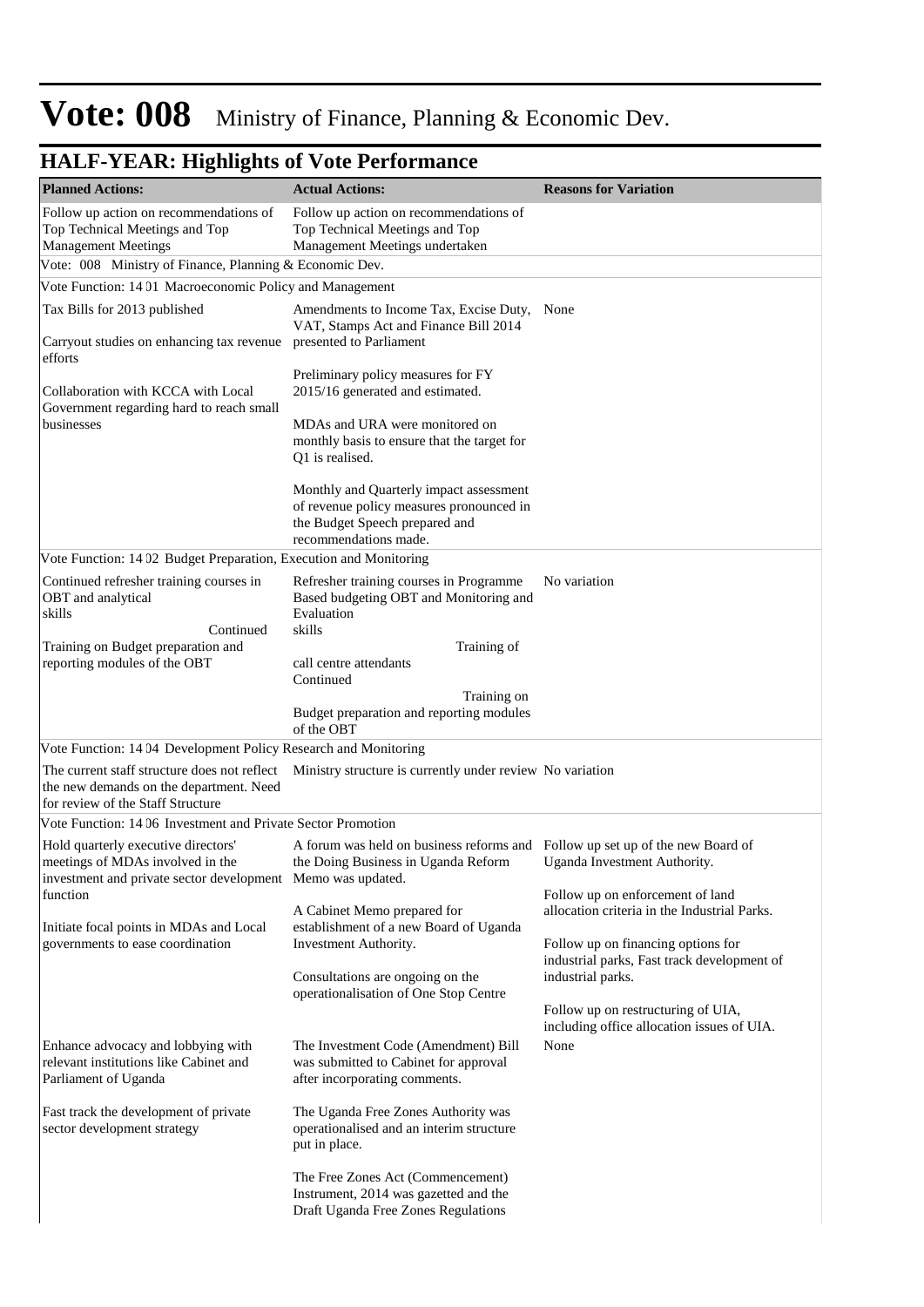# Vote: 008 Ministry of Finance, Planning & Economic Dev.

## HALF-YEAR: Highlights of Vote Performance

| Planned Actions: | Actual Actions: | Reasons for Variation |
|---|---|---|
| Follow up action on recommendations of Top Technical Meetings and Top Management Meetings | Follow up action on recommendations of Top Technical Meetings and Top Management Meetings undertaken | |
| Vote: 008 Ministry of Finance, Planning & Economic Dev. | | |
| Vote Function: 14 01 Macroeconomic Policy and Management | | |
| Tax Bills for 2013 published<br><br>Carryout studies on enhancing tax revenue efforts<br><br>Collaboration with KCCA with Local Government regarding hard to reach small businesses | Amendments to Income Tax, Excise Duty, VAT, Stamps Act and Finance Bill 2014 presented to Parliament<br><br>Preliminary policy measures for FY 2015/16 generated and estimated.<br><br>MDAs and URA were monitored on monthly basis to ensure that the target for Q1 is realised.<br><br>Monthly and Quarterly impact assessment of revenue policy measures pronounced in the Budget Speech prepared and recommendations made. | None |
| Vote Function: 14 02 Budget Preparation, Execution and Monitoring | | |
| Continued refresher training courses in OBT and analytical skills<br>Continued Training on Budget preparation and reporting modules of the OBT | Refresher training courses in Programme Based budgeting OBT and Monitoring and Evaluation skills<br>Training of call centre attendants Continued<br>Training on Budget preparation and reporting modules of the OBT | No variation |
| Vote Function: 14 04 Development Policy Research and Monitoring | | |
| The current staff structure does not reflect the new demands on the department. Need for review of the Staff Structure | Ministry structure is currently under review | No variation |
| Vote Function: 14 06 Investment and Private Sector Promotion | | |
| Hold quarterly executive directors' meetings of MDAs involved in the investment and private sector development function<br><br>Initiate focal points in MDAs and Local governments to ease coordination | A forum was held on business reforms and the Doing Business in Uganda Reform Memo was updated.<br><br>A Cabinet Memo prepared for establishment of a new Board of Uganda Investment Authority.<br><br>Consultations are ongoing on the operationalisation of One Stop Centre | Follow up set up of the new Board of Uganda Investment Authority.<br><br>Follow up on enforcement of land allocation criteria in the Industrial Parks.<br><br>Follow up on financing options for industrial parks, Fast track development of industrial parks.<br><br>Follow up on restructuring of UIA, including office allocation issues of UIA. |
| Enhance advocacy and lobbying with relevant institutions like Cabinet and Parliament of Uganda<br><br>Fast track the development of private sector development strategy | The Investment Code (Amendment) Bill was submitted to Cabinet for approval after incorporating comments.<br><br>The Uganda Free Zones Authority was operationalised and an interim structure put in place.<br><br>The Free Zones Act (Commencement) Instrument, 2014 was gazetted and the Draft Uganda Free Zones Regulations | None |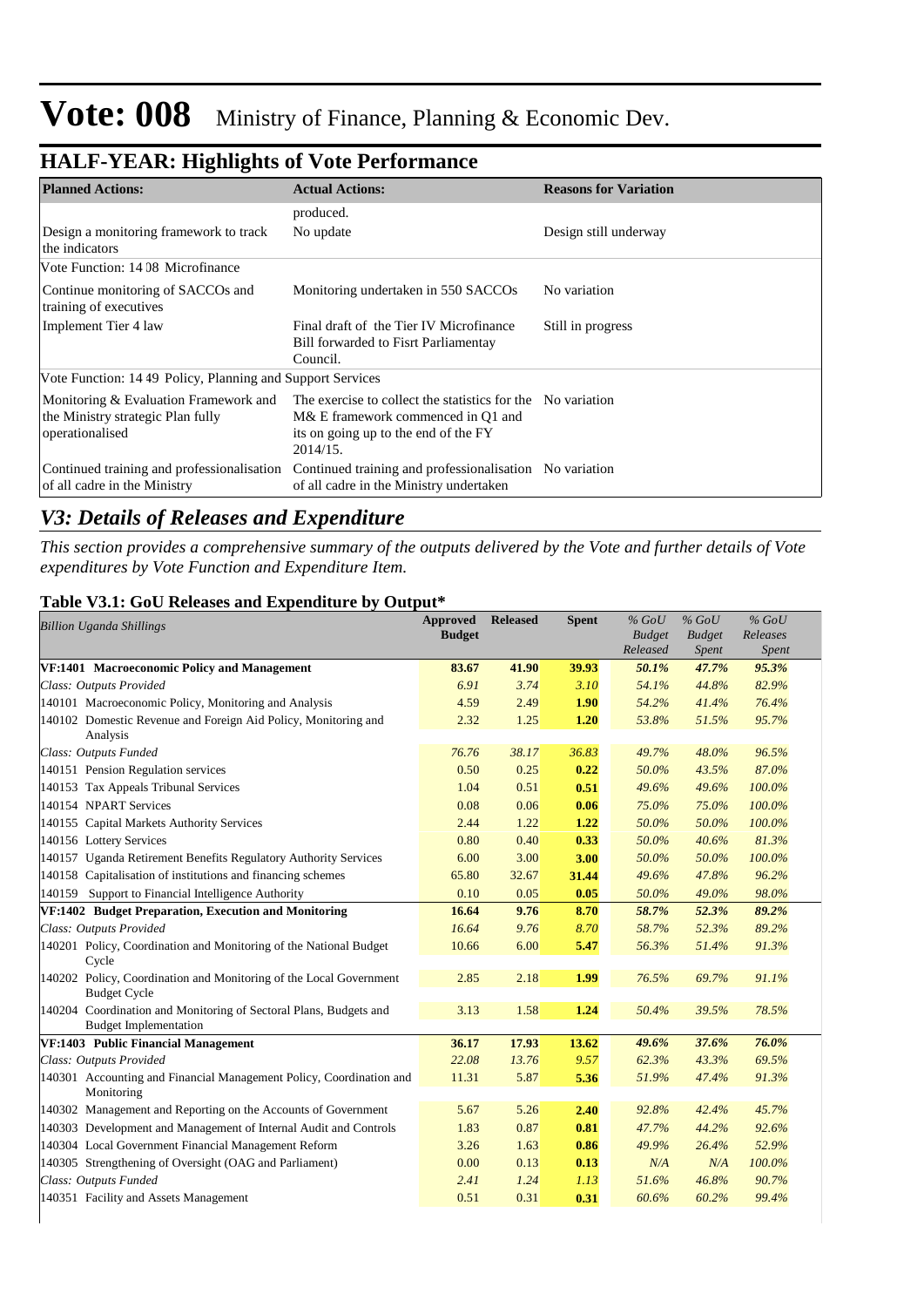# Vote: 008 Ministry of Finance, Planning & Economic Dev.

## HALF-YEAR: Highlights of Vote Performance

| Planned Actions: | Actual Actions: | Reasons for Variation |
|---|---|---|
| | produced. | |
| Design a monitoring framework to track the indicators | No update | Design still underway |
| Vote Function: 14 08 Microfinance | | |
| Continue monitoring of SACCOs and training of executives | Monitoring undertaken in 550 SACCOs | No variation |
| Implement Tier 4 law | Final draft of the Tier IV Microfinance Bill forwarded to Fisrt Parliamentay Council. | Still in progress |
| Vote Function: 14 49 Policy, Planning and Support Services | | |
| Monitoring & Evaluation Framework and the Ministry strategic Plan fully operationalised | The exercise to collect the statistics for the M& E framework commenced in Q1 and its on going up to the end of the FY 2014/15. | No variation |
| Continued training and professionalisation of all cadre in the Ministry | Continued training and professionalisation of all cadre in the Ministry undertaken | No variation |

## *V3: Details of Releases and Expenditure*

*This section provides a comprehensive summary of the outputs delivered by the Vote and further details of Vote expenditures by Vote Function and Expenditure Item.*

### Table V3.1: GoU Releases and Expenditure by Output*

| *Billion Uganda Shillings* | Approved Budget | Released | Spent | *% GoU Budget Released* | *% GoU Budget Spent* | *% GoU Releases Spent* |
|---|---|---|---|---|---|---|
| **VF:1401 Macroeconomic Policy and Management** | **83.67** | **41.90** | **39.93** | ***50.1%*** | ***47.7%*** | ***95.3%*** |
| *Class: Outputs Provided* | *6.91* | *3.74* | *3.10* | *54.1%* | *44.8%* | *82.9%* |
| 140101 Macroeconomic Policy, Monitoring and Analysis | 4.59 | 2.49 | **1.90** | *54.2%* | *41.4%* | *76.4%* |
| 140102 Domestic Revenue and Foreign Aid Policy, Monitoring and Analysis | 2.32 | 1.25 | **1.20** | *53.8%* | *51.5%* | *95.7%* |
| *Class: Outputs Funded* | *76.76* | *38.17* | *36.83* | *49.7%* | *48.0%* | *96.5%* |
| 140151 Pension Regulation services | 0.50 | 0.25 | **0.22** | *50.0%* | *43.5%* | *87.0%* |
| 140153 Tax Appeals Tribunal Services | 1.04 | 0.51 | **0.51** | *49.6%* | *49.6%* | *100.0%* |
| 140154 NPART Services | 0.08 | 0.06 | **0.06** | *75.0%* | *75.0%* | *100.0%* |
| 140155 Capital Markets Authority Services | 2.44 | 1.22 | **1.22** | *50.0%* | *50.0%* | *100.0%* |
| 140156 Lottery Services | 0.80 | 0.40 | **0.33** | *50.0%* | *40.6%* | *81.3%* |
| 140157 Uganda Retirement Benefits Regulatory Authority Services | 6.00 | 3.00 | **3.00** | *50.0%* | *50.0%* | *100.0%* |
| 140158 Capitalisation of institutions and financing schemes | 65.80 | 32.67 | **31.44** | *49.6%* | *47.8%* | *96.2%* |
| 140159 Support to Financial Intelligence Authority | 0.10 | 0.05 | **0.05** | *50.0%* | *49.0%* | *98.0%* |
| **VF:1402 Budget Preparation, Execution and Monitoring** | **16.64** | **9.76** | **8.70** | ***58.7%*** | ***52.3%*** | ***89.2%*** |
| *Class: Outputs Provided* | *16.64* | *9.76* | *8.70* | *58.7%* | *52.3%* | *89.2%* |
| 140201 Policy, Coordination and Monitoring of the National Budget Cycle | 10.66 | 6.00 | **5.47** | *56.3%* | *51.4%* | *91.3%* |
| 140202 Policy, Coordination and Monitoring of the Local Government Budget Cycle | 2.85 | 2.18 | **1.99** | *76.5%* | *69.7%* | *91.1%* |
| 140204 Coordination and Monitoring of Sectoral Plans, Budgets and Budget Implementation | 3.13 | 1.58 | **1.24** | *50.4%* | *39.5%* | *78.5%* |
| **VF:1403 Public Financial Management** | **36.17** | **17.93** | **13.62** | ***49.6%*** | ***37.6%*** | ***76.0%*** |
| *Class: Outputs Provided* | *22.08* | *13.76* | *9.57* | *62.3%* | *43.3%* | *69.5%* |
| 140301 Accounting and Financial Management Policy, Coordination and Monitoring | 11.31 | 5.87 | **5.36** | *51.9%* | *47.4%* | *91.3%* |
| 140302 Management and Reporting on the Accounts of Government | 5.67 | 5.26 | **2.40** | *92.8%* | *42.4%* | *45.7%* |
| 140303 Development and Management of Internal Audit and Controls | 1.83 | 0.87 | **0.81** | *47.7%* | *44.2%* | *92.6%* |
| 140304 Local Government Financial Management Reform | 3.26 | 1.63 | **0.86** | *49.9%* | *26.4%* | *52.9%* |
| 140305 Strengthening of Oversight (OAG and Parliament) | 0.00 | 0.13 | **0.13** | *N/A* | *N/A* | *100.0%* |
| *Class: Outputs Funded* | *2.41* | *1.24* | *1.13* | *51.6%* | *46.8%* | *90.7%* |
| 140351 Facility and Assets Management | 0.51 | 0.31 | **0.31** | *60.6%* | *60.2%* | *99.4%* |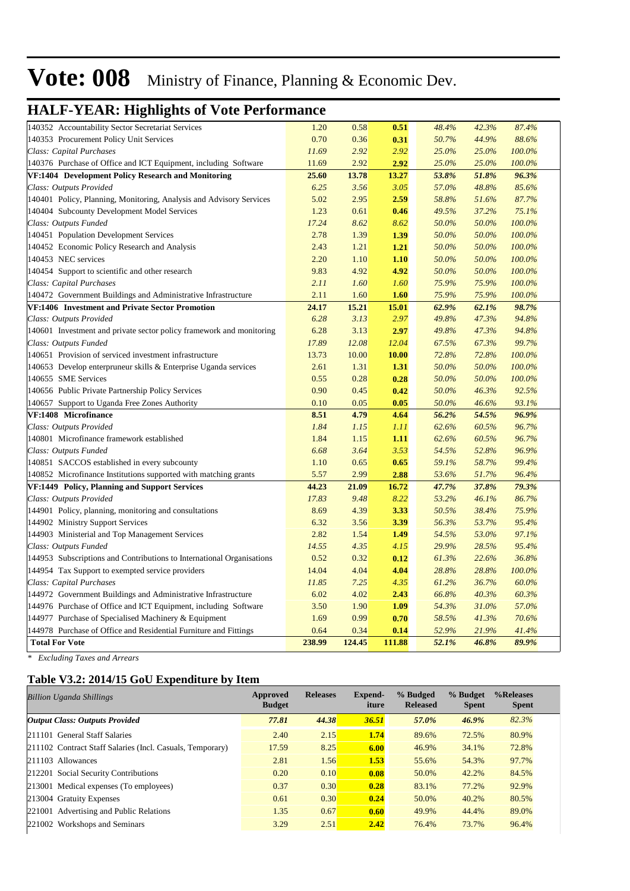# Vote: 008 Ministry of Finance, Planning & Economic Dev.

## HALF-YEAR: Highlights of Vote Performance

| | | | | | | |
|---|---|---|---|---|---|---|
| 140352 Accountability Sector Secretariat Services | 1.20 | 0.58 | **0.51** | *48.4%* | *42.3%* | *87.4%* |
| 140353 Procurement Policy Unit Services | 0.70 | 0.36 | **0.31** | *50.7%* | *44.9%* | *88.6%* |
| *Class: Capital Purchases* | *11.69* | *2.92* | *2.92* | *25.0%* | *25.0%* | *100.0%* |
| 140376 Purchase of Office and ICT Equipment, including Software | 11.69 | 2.92 | **2.92** | *25.0%* | *25.0%* | *100.0%* |
| **VF:1404 Development Policy Research and Monitoring** | **25.60** | **13.78** | **13.27** | ***53.8%*** | ***51.8%*** | ***96.3%*** |
| *Class: Outputs Provided* | *6.25* | *3.56* | *3.05* | *57.0%* | *48.8%* | *85.6%* |
| 140401 Policy, Planning, Monitoring, Analysis and Advisory Services | 5.02 | 2.95 | **2.59** | *58.8%* | *51.6%* | *87.7%* |
| 140404 Subcounty Development Model Services | 1.23 | 0.61 | **0.46** | *49.5%* | *37.2%* | *75.1%* |
| *Class: Outputs Funded* | *17.24* | *8.62* | *8.62* | *50.0%* | *50.0%* | *100.0%* |
| 140451 Population Development Services | 2.78 | 1.39 | **1.39** | *50.0%* | *50.0%* | *100.0%* |
| 140452 Economic Policy Research and Analysis | 2.43 | 1.21 | **1.21** | *50.0%* | *50.0%* | *100.0%* |
| 140453 NEC services | 2.20 | 1.10 | **1.10** | *50.0%* | *50.0%* | *100.0%* |
| 140454 Support to scientific and other research | 9.83 | 4.92 | **4.92** | *50.0%* | *50.0%* | *100.0%* |
| *Class: Capital Purchases* | *2.11* | *1.60* | *1.60* | *75.9%* | *75.9%* | *100.0%* |
| 140472 Government Buildings and Administrative Infrastructure | 2.11 | 1.60 | **1.60** | *75.9%* | *75.9%* | *100.0%* |
| **VF:1406 Investment and Private Sector Promotion** | **24.17** | **15.21** | **15.01** | ***62.9%*** | ***62.1%*** | ***98.7%*** |
| *Class: Outputs Provided* | *6.28* | *3.13* | *2.97* | *49.8%* | *47.3%* | *94.8%* |
| 140601 Investment and private sector policy framework and monitoring | 6.28 | 3.13 | **2.97** | *49.8%* | *47.3%* | *94.8%* |
| *Class: Outputs Funded* | *17.89* | *12.08* | *12.04* | *67.5%* | *67.3%* | *99.7%* |
| 140651 Provision of serviced investment infrastructure | 13.73 | 10.00 | **10.00** | *72.8%* | *72.8%* | *100.0%* |
| 140653 Develop enterpruneur skills & Enterprise Uganda services | 2.61 | 1.31 | **1.31** | *50.0%* | *50.0%* | *100.0%* |
| 140655 SME Services | 0.55 | 0.28 | **0.28** | *50.0%* | *50.0%* | *100.0%* |
| 140656 Public Private Partnership Policy Services | 0.90 | 0.45 | **0.42** | *50.0%* | *46.3%* | *92.5%* |
| 140657 Support to Uganda Free Zones Authority | 0.10 | 0.05 | **0.05** | *50.0%* | *46.6%* | *93.1%* |
| **VF:1408 Microfinance** | **8.51** | **4.79** | **4.64** | ***56.2%*** | ***54.5%*** | ***96.9%*** |
| *Class: Outputs Provided* | *1.84* | *1.15* | *1.11* | *62.6%* | *60.5%* | *96.7%* |
| 140801 Microfinance framework established | 1.84 | 1.15 | **1.11** | *62.6%* | *60.5%* | *96.7%* |
| *Class: Outputs Funded* | *6.68* | *3.64* | *3.53* | *54.5%* | *52.8%* | *96.9%* |
| 140851 SACCOS established in every subcounty | 1.10 | 0.65 | **0.65** | *59.1%* | *58.7%* | *99.4%* |
| 140852 Microfinance Institutions supported with matching grants | 5.57 | 2.99 | **2.88** | *53.6%* | *51.7%* | *96.4%* |
| **VF:1449 Policy, Planning and Support Services** | **44.23** | **21.09** | **16.72** | ***47.7%*** | ***37.8%*** | ***79.3%*** |
| *Class: Outputs Provided* | *17.83* | *9.48* | *8.22* | *53.2%* | *46.1%* | *86.7%* |
| 144901 Policy, planning, monitoring and consultations | 8.69 | 4.39 | **3.33** | *50.5%* | *38.4%* | *75.9%* |
| 144902 Ministry Support Services | 6.32 | 3.56 | **3.39** | *56.3%* | *53.7%* | *95.4%* |
| 144903 Ministerial and Top Management Services | 2.82 | 1.54 | **1.49** | *54.5%* | *53.0%* | *97.1%* |
| *Class: Outputs Funded* | *14.55* | *4.35* | *4.15* | *29.9%* | *28.5%* | *95.4%* |
| 144953 Subscriptions and Contributions to International Organisations | 0.52 | 0.32 | **0.12** | *61.3%* | *22.6%* | *36.8%* |
| 144954 Tax Support to exempted service providers | 14.04 | 4.04 | **4.04** | *28.8%* | *28.8%* | *100.0%* |
| *Class: Capital Purchases* | *11.85* | *7.25* | *4.35* | *61.2%* | *36.7%* | *60.0%* |
| 144972 Government Buildings and Administrative Infrastructure | 6.02 | 4.02 | **2.43** | *66.8%* | *40.3%* | *60.3%* |
| 144976 Purchase of Office and ICT Equipment, including Software | 3.50 | 1.90 | **1.09** | *54.3%* | *31.0%* | *57.0%* |
| 144977 Purchase of Specialised Machinery & Equipment | 1.69 | 0.99 | **0.70** | *58.5%* | *41.3%* | *70.6%* |
| 144978 Purchase of Office and Residential Furniture and Fittings | 0.64 | 0.34 | **0.14** | *52.9%* | *21.9%* | *41.4%* |
| **Total For Vote** | **238.99** | **124.45** | **111.88** | ***52.1%*** | ***46.8%*** | ***89.9%*** |

*\* Excluding Taxes and Arrears*

### Table V3.2: 2014/15 GoU Expenditure by Item

| *Billion Uganda Shillings* | Approved Budget | Releases | Expend-iture | % Budged Released | % Budget Spent | %Releases Spent |
|---|---|---|---|---|---|---|
| ***Output Class: Outputs Provided*** | ***77.81*** | ***44.38*** | ***36.51*** | ***57.0%*** | ***46.9%*** | *82.3%* |
| 211101 General Staff Salaries | 2.40 | 2.15 | **1.74** | 89.6% | 72.5% | 80.9% |
| 211102 Contract Staff Salaries (Incl. Casuals, Temporary) | 17.59 | 8.25 | **6.00** | 46.9% | 34.1% | 72.8% |
| 211103 Allowances | 2.81 | 1.56 | **1.53** | 55.6% | 54.3% | 97.7% |
| 212201 Social Security Contributions | 0.20 | 0.10 | **0.08** | 50.0% | 42.2% | 84.5% |
| 213001 Medical expenses (To employees) | 0.37 | 0.30 | **0.28** | 83.1% | 77.2% | 92.9% |
| 213004 Gratuity Expenses | 0.61 | 0.30 | **0.24** | 50.0% | 40.2% | 80.5% |
| 221001 Advertising and Public Relations | 1.35 | 0.67 | **0.60** | 49.9% | 44.4% | 89.0% |
| 221002 Workshops and Seminars | 3.29 | 2.51 | **2.42** | 76.4% | 73.7% | 96.4% |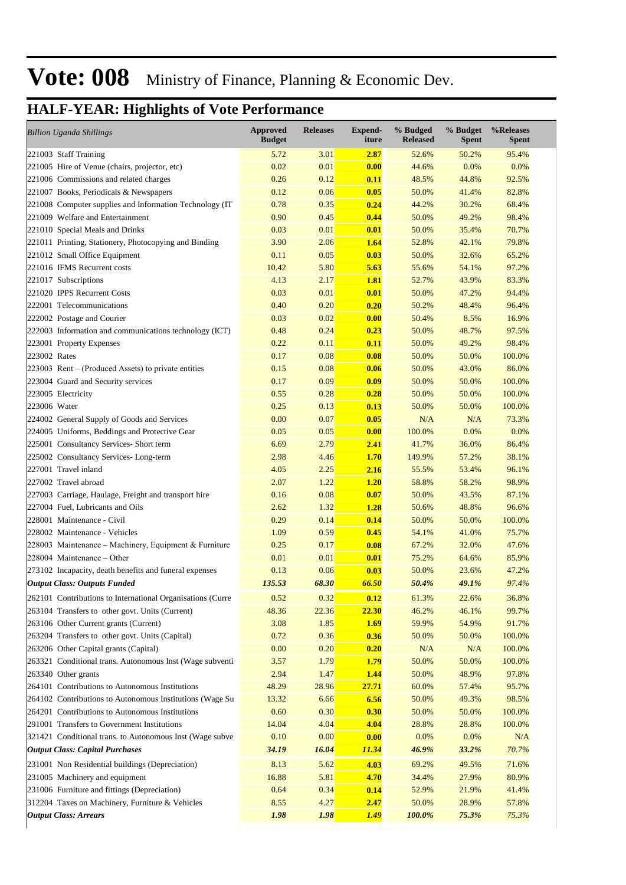# Vote: 008 Ministry of Finance, Planning & Economic Dev.

## HALF-YEAR: Highlights of Vote Performance

| *Billion Uganda Shillings* | Approved Budget | Releases | Expend-iture | % Budged Released | % Budget Spent | %Releases Spent |
|---|---|---|---|---|---|---|
| 221003 Staff Training | 5.72 | 3.01 | **2.87** | 52.6% | 50.2% | 95.4% |
| 221005 Hire of Venue (chairs, projector, etc) | 0.02 | 0.01 | **0.00** | 44.6% | 0.0% | 0.0% |
| 221006 Commissions and related charges | 0.26 | 0.12 | **0.11** | 48.5% | 44.8% | 92.5% |
| 221007 Books, Periodicals & Newspapers | 0.12 | 0.06 | **0.05** | 50.0% | 41.4% | 82.8% |
| 221008 Computer supplies and Information Technology (IT | 0.78 | 0.35 | **0.24** | 44.2% | 30.2% | 68.4% |
| 221009 Welfare and Entertainment | 0.90 | 0.45 | **0.44** | 50.0% | 49.2% | 98.4% |
| 221010 Special Meals and Drinks | 0.03 | 0.01 | **0.01** | 50.0% | 35.4% | 70.7% |
| 221011 Printing, Stationery, Photocopying and Binding | 3.90 | 2.06 | **1.64** | 52.8% | 42.1% | 79.8% |
| 221012 Small Office Equipment | 0.11 | 0.05 | **0.03** | 50.0% | 32.6% | 65.2% |
| 221016 IFMS Recurrent costs | 10.42 | 5.80 | **5.63** | 55.6% | 54.1% | 97.2% |
| 221017 Subscriptions | 4.13 | 2.17 | **1.81** | 52.7% | 43.9% | 83.3% |
| 221020 IPPS Recurrent Costs | 0.03 | 0.01 | **0.01** | 50.0% | 47.2% | 94.4% |
| 222001 Telecommunications | 0.40 | 0.20 | **0.20** | 50.2% | 48.4% | 96.4% |
| 222002 Postage and Courier | 0.03 | 0.02 | **0.00** | 50.4% | 8.5% | 16.9% |
| 222003 Information and communications technology (ICT) | 0.48 | 0.24 | **0.23** | 50.0% | 48.7% | 97.5% |
| 223001 Property Expenses | 0.22 | 0.11 | **0.11** | 50.0% | 49.2% | 98.4% |
| 223002 Rates | 0.17 | 0.08 | **0.08** | 50.0% | 50.0% | 100.0% |
| 223003 Rent – (Produced Assets) to private entities | 0.15 | 0.08 | **0.06** | 50.0% | 43.0% | 86.0% |
| 223004 Guard and Security services | 0.17 | 0.09 | **0.09** | 50.0% | 50.0% | 100.0% |
| 223005 Electricity | 0.55 | 0.28 | **0.28** | 50.0% | 50.0% | 100.0% |
| 223006 Water | 0.25 | 0.13 | **0.13** | 50.0% | 50.0% | 100.0% |
| 224002 General Supply of Goods and Services | 0.00 | 0.07 | **0.05** | N/A | N/A | 73.3% |
| 224005 Uniforms, Beddings and Protective Gear | 0.05 | 0.05 | **0.00** | 100.0% | 0.0% | 0.0% |
| 225001 Consultancy Services- Short term | 6.69 | 2.79 | **2.41** | 41.7% | 36.0% | 86.4% |
| 225002 Consultancy Services- Long-term | 2.98 | 4.46 | **1.70** | 149.9% | 57.2% | 38.1% |
| 227001 Travel inland | 4.05 | 2.25 | **2.16** | 55.5% | 53.4% | 96.1% |
| 227002 Travel abroad | 2.07 | 1.22 | **1.20** | 58.8% | 58.2% | 98.9% |
| 227003 Carriage, Haulage, Freight and transport hire | 0.16 | 0.08 | **0.07** | 50.0% | 43.5% | 87.1% |
| 227004 Fuel, Lubricants and Oils | 2.62 | 1.32 | **1.28** | 50.6% | 48.8% | 96.6% |
| 228001 Maintenance - Civil | 0.29 | 0.14 | **0.14** | 50.0% | 50.0% | 100.0% |
| 228002 Maintenance - Vehicles | 1.09 | 0.59 | **0.45** | 54.1% | 41.0% | 75.7% |
| 228003 Maintenance – Machinery, Equipment & Furniture | 0.25 | 0.17 | **0.08** | 67.2% | 32.0% | 47.6% |
| 228004 Maintenance – Other | 0.01 | 0.01 | **0.01** | 75.2% | 64.6% | 85.9% |
| 273102 Incapacity, death benefits and funeral expenses | 0.13 | 0.06 | **0.03** | 50.0% | 23.6% | 47.2% |
| ***Output Class: Outputs Funded*** | ***135.53*** | ***68.30*** | ***66.50*** | ***50.4%*** | ***49.1%*** | *97.4%* |
| 262101 Contributions to International Organisations (Curre | 0.52 | 0.32 | **0.12** | 61.3% | 22.6% | 36.8% |
| 263104 Transfers to other govt. Units (Current) | 48.36 | 22.36 | **22.30** | 46.2% | 46.1% | 99.7% |
| 263106 Other Current grants (Current) | 3.08 | 1.85 | **1.69** | 59.9% | 54.9% | 91.7% |
| 263204 Transfers to other govt. Units (Capital) | 0.72 | 0.36 | **0.36** | 50.0% | 50.0% | 100.0% |
| 263206 Other Capital grants (Capital) | 0.00 | 0.20 | **0.20** | N/A | N/A | 100.0% |
| 263321 Conditional trans. Autonomous Inst (Wage subventi | 3.57 | 1.79 | **1.79** | 50.0% | 50.0% | 100.0% |
| 263340 Other grants | 2.94 | 1.47 | **1.44** | 50.0% | 48.9% | 97.8% |
| 264101 Contributions to Autonomous Institutions | 48.29 | 28.96 | **27.71** | 60.0% | 57.4% | 95.7% |
| 264102 Contributions to Autonomous Institutions (Wage Su | 13.32 | 6.66 | **6.56** | 50.0% | 49.3% | 98.5% |
| 264201 Contributions to Autonomous Institutions | 0.60 | 0.30 | **0.30** | 50.0% | 50.0% | 100.0% |
| 291001 Transfers to Government Institutions | 14.04 | 4.04 | **4.04** | 28.8% | 28.8% | 100.0% |
| 321421 Conditional trans. to Autonomous Inst (Wage subve | 0.10 | 0.00 | **0.00** | 0.0% | 0.0% | N/A |
| ***Output Class: Capital Purchases*** | ***34.19*** | ***16.04*** | ***11.34*** | ***46.9%*** | ***33.2%*** | *70.7%* |
| 231001 Non Residential buildings (Depreciation) | 8.13 | 5.62 | **4.03** | 69.2% | 49.5% | 71.6% |
| 231005 Machinery and equipment | 16.88 | 5.81 | **4.70** | 34.4% | 27.9% | 80.9% |
| 231006 Furniture and fittings (Depreciation) | 0.64 | 0.34 | **0.14** | 52.9% | 21.9% | 41.4% |
| 312204 Taxes on Machinery, Furniture & Vehicles | 8.55 | 4.27 | **2.47** | 50.0% | 28.9% | 57.8% |
| ***Output Class: Arrears*** | ***1.98*** | ***1.98*** | ***1.49*** | ***100.0%*** | ***75.3%*** | *75.3%* |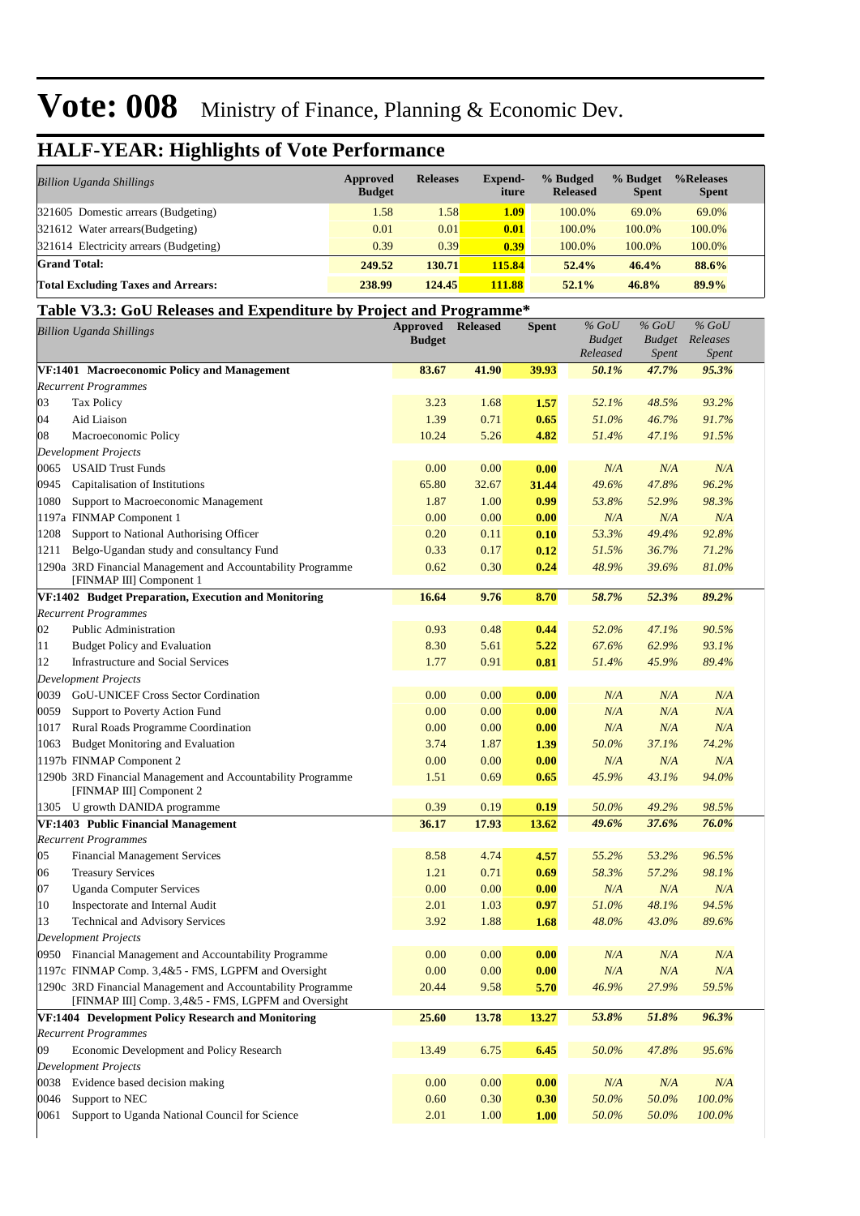# Vote: 008 Ministry of Finance, Planning & Economic Dev.

## HALF-YEAR: Highlights of Vote Performance

| *Billion Uganda Shillings* | Approved Budget | Releases | Expend-iture | % Budged Released | % Budget Spent | %Releases Spent |
|---|---|---|---|---|---|---|
| 321605 Domestic arrears (Budgeting) | 1.58 | 1.58 | **1.09** | 100.0% | 69.0% | 69.0% |
| 321612 Water arrears(Budgeting) | 0.01 | 0.01 | **0.01** | 100.0% | 100.0% | 100.0% |
| 321614 Electricity arrears (Budgeting) | 0.39 | 0.39 | **0.39** | 100.0% | 100.0% | 100.0% |
| **Grand Total:** | **249.52** | **130.71** | **115.84** | **52.4%** | **46.4%** | **88.6%** |
| **Total Excluding Taxes and Arrears:** | **238.99** | **124.45** | **111.88** | **52.1%** | **46.8%** | **89.9%** |

### Table V3.3: GoU Releases and Expenditure by Project and Programme*

| *Billion Uganda Shillings* | Approved Budget | Released | Spent | *% GoU Budget Released* | *% GoU Budget Spent* | *% GoU Releases Spent* |
|---|---|---|---|---|---|---|
| **VF:1401 Macroeconomic Policy and Management** | **83.67** | **41.90** | **39.93** | ***50.1%*** | ***47.7%*** | ***95.3%*** |
| *Recurrent Programmes* | | | | | | |
| 03 Tax Policy | 3.23 | 1.68 | **1.57** | *52.1%* | *48.5%* | *93.2%* |
| 04 Aid Liaison | 1.39 | 0.71 | **0.65** | *51.0%* | *46.7%* | *91.7%* |
| 08 Macroeconomic Policy | 10.24 | 5.26 | **4.82** | *51.4%* | *47.1%* | *91.5%* |
| *Development Projects* | | | | | | |
| 0065 USAID Trust Funds | 0.00 | 0.00 | **0.00** | *N/A* | *N/A* | *N/A* |
| 0945 Capitalisation of Institutions | 65.80 | 32.67 | **31.44** | *49.6%* | *47.8%* | *96.2%* |
| 1080 Support to Macroeconomic Management | 1.87 | 1.00 | **0.99** | *53.8%* | *52.9%* | *98.3%* |
| 1197a FINMAP Component 1 | 0.00 | 0.00 | **0.00** | *N/A* | *N/A* | *N/A* |
| 1208 Support to National Authorising Officer | 0.20 | 0.11 | **0.10** | *53.3%* | *49.4%* | *92.8%* |
| 1211 Belgo-Ugandan study and consultancy Fund | 0.33 | 0.17 | **0.12** | *51.5%* | *36.7%* | *71.2%* |
| 1290a 3RD Financial Management and Accountability Programme [FINMAP III] Component 1 | 0.62 | 0.30 | **0.24** | *48.9%* | *39.6%* | *81.0%* |
| **VF:1402 Budget Preparation, Execution and Monitoring** | **16.64** | **9.76** | **8.70** | ***58.7%*** | ***52.3%*** | ***89.2%*** |
| *Recurrent Programmes* | | | | | | |
| 02 Public Administration | 0.93 | 0.48 | **0.44** | *52.0%* | *47.1%* | *90.5%* |
| 11 Budget Policy and Evaluation | 8.30 | 5.61 | **5.22** | *67.6%* | *62.9%* | *93.1%* |
| 12 Infrastructure and Social Services | 1.77 | 0.91 | **0.81** | *51.4%* | *45.9%* | *89.4%* |
| *Development Projects* | | | | | | |
| 0039 GoU-UNICEF Cross Sector Cordination | 0.00 | 0.00 | **0.00** | *N/A* | *N/A* | *N/A* |
| 0059 Support to Poverty Action Fund | 0.00 | 0.00 | **0.00** | *N/A* | *N/A* | *N/A* |
| 1017 Rural Roads Programme Coordination | 0.00 | 0.00 | **0.00** | *N/A* | *N/A* | *N/A* |
| 1063 Budget Monitoring and Evaluation | 3.74 | 1.87 | **1.39** | *50.0%* | *37.1%* | *74.2%* |
| 1197b FINMAP Component 2 | 0.00 | 0.00 | **0.00** | *N/A* | *N/A* | *N/A* |
| 1290b 3RD Financial Management and Accountability Programme [FINMAP III] Component 2 | 1.51 | 0.69 | **0.65** | *45.9%* | *43.1%* | *94.0%* |
| 1305 U growth DANIDA programme | 0.39 | 0.19 | **0.19** | *50.0%* | *49.2%* | *98.5%* |
| **VF:1403 Public Financial Management** | **36.17** | **17.93** | **13.62** | ***49.6%*** | ***37.6%*** | ***76.0%*** |
| *Recurrent Programmes* | | | | | | |
| 05 Financial Management Services | 8.58 | 4.74 | **4.57** | *55.2%* | *53.2%* | *96.5%* |
| 06 Treasury Services | 1.21 | 0.71 | **0.69** | *58.3%* | *57.2%* | *98.1%* |
| 07 Uganda Computer Services | 0.00 | 0.00 | **0.00** | *N/A* | *N/A* | *N/A* |
| 10 Inspectorate and Internal Audit | 2.01 | 1.03 | **0.97** | *51.0%* | *48.1%* | *94.5%* |
| 13 Technical and Advisory Services | 3.92 | 1.88 | **1.68** | *48.0%* | *43.0%* | *89.6%* |
| *Development Projects* | | | | | | |
| 0950 Financial Management and Accountability Programme | 0.00 | 0.00 | **0.00** | *N/A* | *N/A* | *N/A* |
| 1197c FINMAP Comp. 3,4&5 - FMS, LGPFM and Oversight | 0.00 | 0.00 | **0.00** | *N/A* | *N/A* | *N/A* |
| 1290c 3RD Financial Management and Accountability Programme [FINMAP III] Comp. 3,4&5 - FMS, LGPFM and Oversight | 20.44 | 9.58 | **5.70** | *46.9%* | *27.9%* | *59.5%* |
| **VF:1404 Development Policy Research and Monitoring** | **25.60** | **13.78** | **13.27** | ***53.8%*** | ***51.8%*** | ***96.3%*** |
| *Recurrent Programmes* | | | | | | |
| 09 Economic Development and Policy Research | 13.49 | 6.75 | **6.45** | *50.0%* | *47.8%* | *95.6%* |
| *Development Projects* | | | | | | |
| 0038 Evidence based decision making | 0.00 | 0.00 | **0.00** | *N/A* | *N/A* | *N/A* |
| 0046 Support to NEC | 0.60 | 0.30 | **0.30** | *50.0%* | *50.0%* | *100.0%* |
| 0061 Support to Uganda National Council for Science | 2.01 | 1.00 | **1.00** | *50.0%* | *50.0%* | *100.0%* |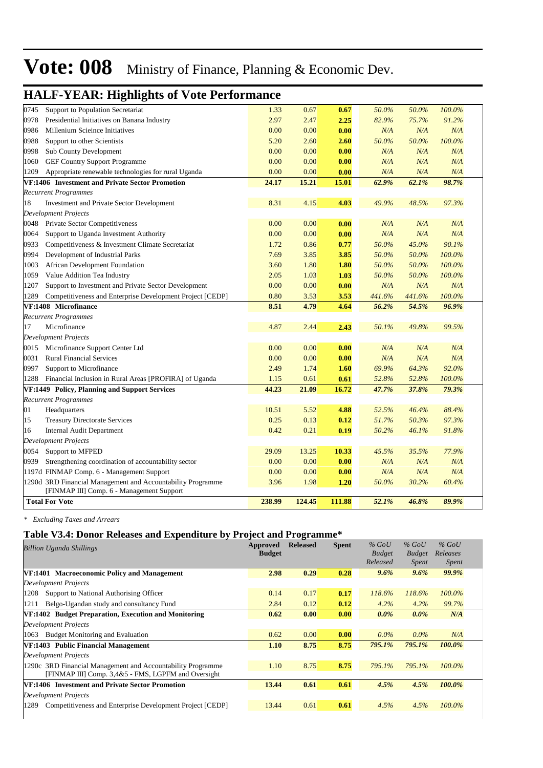# Vote: 008 Ministry of Finance, Planning & Economic Dev.

## HALF-YEAR: Highlights of Vote Performance

| | | | | | | |
|---|---|---|---|---|---|---|
| 0745 Support to Population Secretariat | 1.33 | 0.67 | **0.67** | *50.0%* | *50.0%* | *100.0%* |
| 0978 Presidential Initiatives on Banana Industry | 2.97 | 2.47 | **2.25** | *82.9%* | *75.7%* | *91.2%* |
| 0986 Millenium Scieince Initiatives | 0.00 | 0.00 | **0.00** | *N/A* | *N/A* | *N/A* |
| 0988 Support to other Scientists | 5.20 | 2.60 | **2.60** | *50.0%* | *50.0%* | *100.0%* |
| 0998 Sub County Development | 0.00 | 0.00 | **0.00** | *N/A* | *N/A* | *N/A* |
| 1060 GEF Country Support Programme | 0.00 | 0.00 | **0.00** | *N/A* | *N/A* | *N/A* |
| 1209 Appropriate renewable technologies for rural Uganda | 0.00 | 0.00 | **0.00** | *N/A* | *N/A* | *N/A* |
| **VF:1406 Investment and Private Sector Promotion** | **24.17** | **15.21** | **15.01** | ***62.9%*** | ***62.1%*** | ***98.7%*** |
| *Recurrent Programmes* | | | | | | |
| 18 Investment and Private Sector Development | 8.31 | 4.15 | **4.03** | *49.9%* | *48.5%* | *97.3%* |
| *Development Projects* | | | | | | |
| 0048 Private Sector Competitiveness | 0.00 | 0.00 | **0.00** | *N/A* | *N/A* | *N/A* |
| 0064 Support to Uganda Investment Authority | 0.00 | 0.00 | **0.00** | *N/A* | *N/A* | *N/A* |
| 0933 Competitiveness & Investment Climate Secretariat | 1.72 | 0.86 | **0.77** | *50.0%* | *45.0%* | *90.1%* |
| 0994 Development of Industrial Parks | 7.69 | 3.85 | **3.85** | *50.0%* | *50.0%* | *100.0%* |
| 1003 African Development Foundation | 3.60 | 1.80 | **1.80** | *50.0%* | *50.0%* | *100.0%* |
| 1059 Value Addition Tea Industry | 2.05 | 1.03 | **1.03** | *50.0%* | *50.0%* | *100.0%* |
| 1207 Support to Investment and Private Sector Development | 0.00 | 0.00 | **0.00** | *N/A* | *N/A* | *N/A* |
| 1289 Competitiveness and Enterprise Development Project [CEDP] | 0.80 | 3.53 | **3.53** | *441.6%* | *441.6%* | *100.0%* |
| **VF:1408 Microfinance** | **8.51** | **4.79** | **4.64** | ***56.2%*** | ***54.5%*** | ***96.9%*** |
| *Recurrent Programmes* | | | | | | |
| 17 Microfinance | 4.87 | 2.44 | **2.43** | *50.1%* | *49.8%* | *99.5%* |
| *Development Projects* | | | | | | |
| 0015 Microfinance Support Center Ltd | 0.00 | 0.00 | **0.00** | *N/A* | *N/A* | *N/A* |
| 0031 Rural Financial Services | 0.00 | 0.00 | **0.00** | *N/A* | *N/A* | *N/A* |
| 0997 Support to Microfinance | 2.49 | 1.74 | **1.60** | *69.9%* | *64.3%* | *92.0%* |
| 1288 Financial Inclusion in Rural Areas [PROFIRA] of Uganda | 1.15 | 0.61 | **0.61** | *52.8%* | *52.8%* | *100.0%* |
| **VF:1449 Policy, Planning and Support Services** | **44.23** | **21.09** | **16.72** | ***47.7%*** | ***37.8%*** | ***79.3%*** |
| *Recurrent Programmes* | | | | | | |
| 01 Headquarters | 10.51 | 5.52 | **4.88** | *52.5%* | *46.4%* | *88.4%* |
| 15 Treasury Directorate Services | 0.25 | 0.13 | **0.12** | *51.7%* | *50.3%* | *97.3%* |
| 16 Internal Audit Department | 0.42 | 0.21 | **0.19** | *50.2%* | *46.1%* | *91.8%* |
| *Development Projects* | | | | | | |
| 0054 Support to MFPED | 29.09 | 13.25 | **10.33** | *45.5%* | *35.5%* | *77.9%* |
| 0939 Strengthening coordination of accountability sector | 0.00 | 0.00 | **0.00** | *N/A* | *N/A* | *N/A* |
| 1197d FINMAP Comp. 6 - Management Support | 0.00 | 0.00 | **0.00** | *N/A* | *N/A* | *N/A* |
| 1290d 3RD Financial Management and Accountability Programme [FINMAP III] Comp. 6 - Management Support | 3.96 | 1.98 | **1.20** | *50.0%* | *30.2%* | *60.4%* |
| **Total For Vote** | **238.99** | **124.45** | **111.88** | ***52.1%*** | ***46.8%*** | ***89.9%*** |

*\* Excluding Taxes and Arrears*

### Table V3.4: Donor Releases and Expenditure by Project and Programme*

| *Billion Uganda Shillings* | Approved Budget | Released | Spent | *% GoU Budget Released* | *% GoU Budget Spent* | *% GoU Releases Spent* |
|---|---|---|---|---|---|---|
| **VF:1401 Macroeconomic Policy and Management** | **2.98** | **0.29** | **0.28** | ***9.6%*** | ***9.6%*** | ***99.9%*** |
| *Development Projects* | | | | | | |
| 1208 Support to National Authorising Officer | 0.14 | 0.17 | **0.17** | *118.6%* | *118.6%* | *100.0%* |
| 1211 Belgo-Ugandan study and consultancy Fund | 2.84 | 0.12 | **0.12** | *4.2%* | *4.2%* | *99.7%* |
| **VF:1402 Budget Preparation, Execution and Monitoring** | **0.62** | **0.00** | **0.00** | ***0.0%*** | ***0.0%*** | ***N/A*** |
| *Development Projects* | | | | | | |
| 1063 Budget Monitoring and Evaluation | 0.62 | 0.00 | **0.00** | *0.0%* | *0.0%* | *N/A* |
| **VF:1403 Public Financial Management** | **1.10** | **8.75** | **8.75** | ***795.1%*** | ***795.1%*** | ***100.0%*** |
| *Development Projects* | | | | | | |
| 1290c 3RD Financial Management and Accountability Programme [FINMAP III] Comp. 3,4&5 - FMS, LGPFM and Oversight | 1.10 | 8.75 | **8.75** | *795.1%* | *795.1%* | *100.0%* |
| **VF:1406 Investment and Private Sector Promotion** | **13.44** | **0.61** | **0.61** | ***4.5%*** | ***4.5%*** | ***100.0%*** |
| *Development Projects* | | | | | | |
| 1289 Competitiveness and Enterprise Development Project [CEDP] | 13.44 | 0.61 | **0.61** | *4.5%* | *4.5%* | *100.0%* |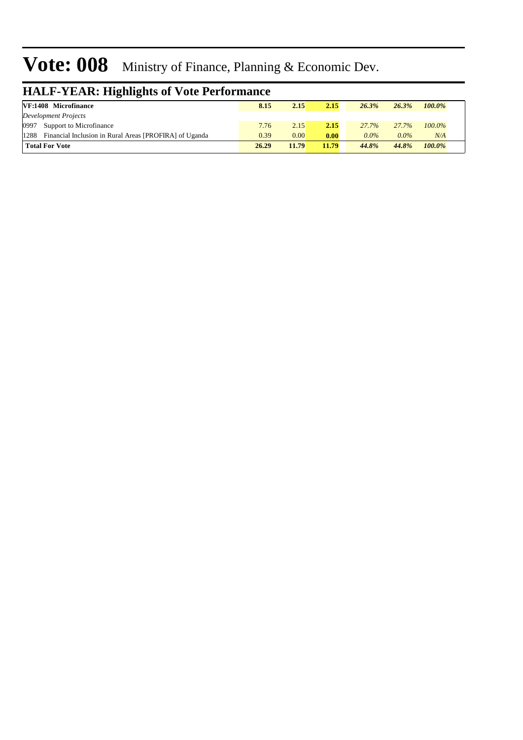# Vote: 008 Ministry of Finance, Planning & Economic Dev.

## HALF-YEAR: Highlights of Vote Performance

| | | | | | | |
|---|---|---|---|---|---|---|
| **VF:1408 Microfinance** | **8.15** | **2.15** | **2.15** | ***26.3%*** | ***26.3%*** | ***100.0%*** |
| *Development Projects* | | | | | | |
| 0997 Support to Microfinance | 7.76 | 2.15 | **2.15** | *27.7%* | *27.7%* | *100.0%* |
| 1288 Financial Inclusion in Rural Areas [PROFIRA] of Uganda | 0.39 | 0.00 | **0.00** | *0.0%* | *0.0%* | *N/A* |
| **Total For Vote** | **26.29** | **11.79** | **11.79** | ***44.8%*** | ***44.8%*** | ***100.0%*** |